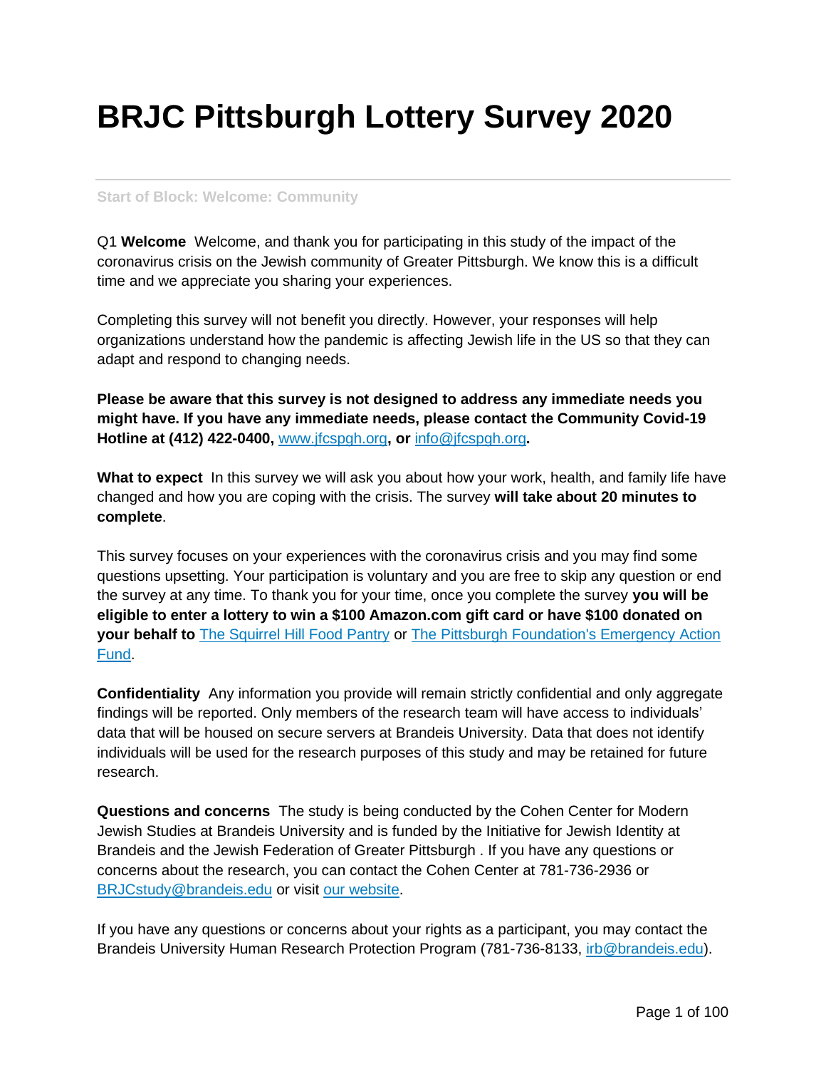# BRJC Pittsburgh Lottery Survey 2020

---

Start of Block: Welcome: Community

Q1 **Welcome** Welcome, and thank you for participating in this study of the impact of the coronavirus crisis on the Jewish community of Greater Pittsburgh. We know this is a difficult time and we appreciate you sharing your experiences.

Completing this survey will not benefit you directly. However, your responses will help organizations understand how the pandemic is affecting Jewish life in the US so that they can adapt and respond to changing needs.

**Please be aware that this survey is not designed to address any immediate needs you might have. If you have any immediate needs, please contact the Community Covid-19 Hotline at (412) 422-0400, www.jfcspgh.org, or info@jfcspgh.org.**

**What to expect** In this survey we will ask you about how your work, health, and family life have changed and how you are coping with the crisis. The survey **will take about 20 minutes to complete**.

This survey focuses on your experiences with the coronavirus crisis and you may find some questions upsetting. Your participation is voluntary and you are free to skip any question or end the survey at any time. To thank you for your time, once you complete the survey **you will be eligible to enter a lottery to win a $100 Amazon.com gift card or have $100 donated on your behalf to** The Squirrel Hill Food Pantry or The Pittsburgh Foundation's Emergency Action Fund.

**Confidentiality** Any information you provide will remain strictly confidential and only aggregate findings will be reported. Only members of the research team will have access to individuals' data that will be housed on secure servers at Brandeis University. Data that does not identify individuals will be used for the research purposes of this study and may be retained for future research.

**Questions and concerns** The study is being conducted by the Cohen Center for Modern Jewish Studies at Brandeis University and is funded by the Initiative for Jewish Identity at Brandeis and the Jewish Federation of Greater Pittsburgh . If you have any questions or concerns about the research, you can contact the Cohen Center at 781-736-2936 or BRJCstudy@brandeis.edu or visit our website.

If you have any questions or concerns about your rights as a participant, you may contact the Brandeis University Human Research Protection Program (781-736-8133, irb@brandeis.edu).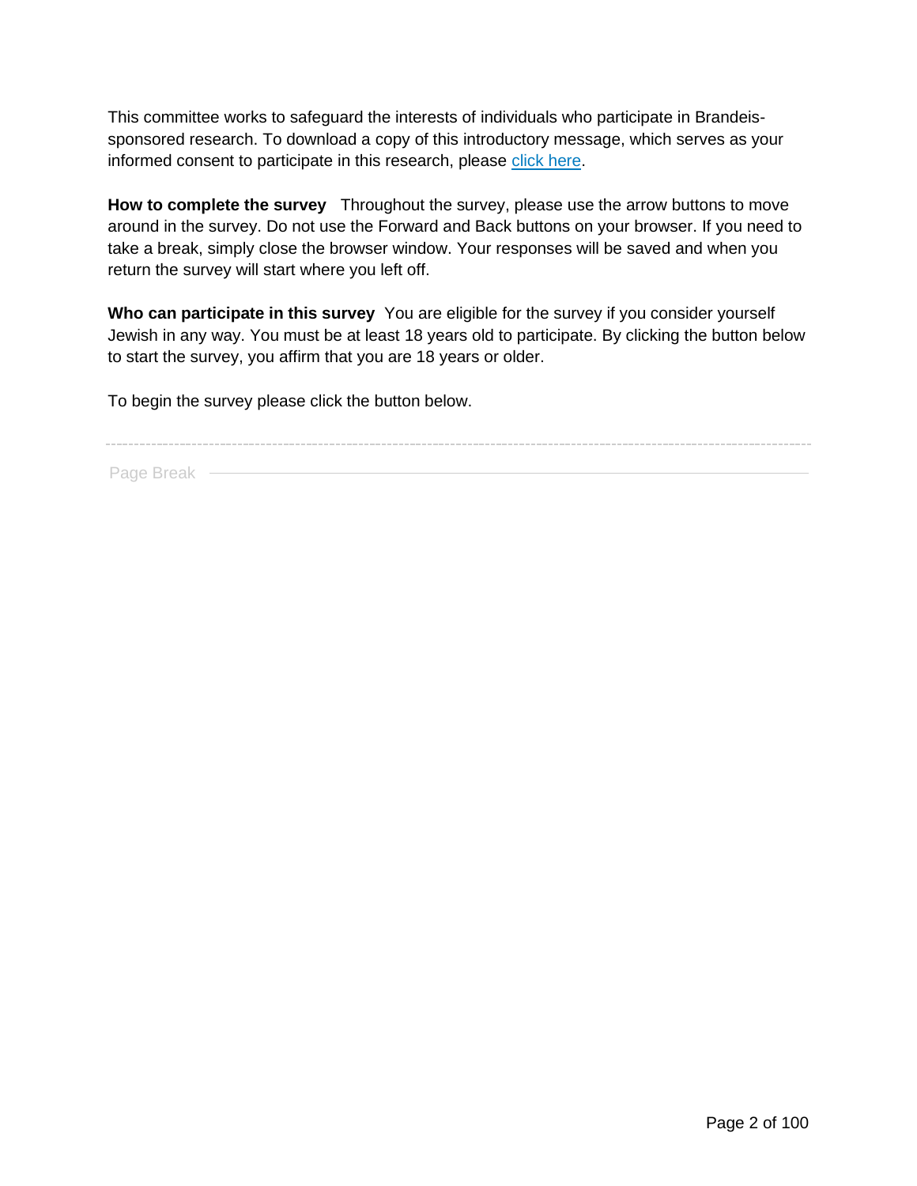This committee works to safeguard the interests of individuals who participate in Brandeis-sponsored research. To download a copy of this introductory message, which serves as your informed consent to participate in this research, please click here.

**How to complete the survey** Throughout the survey, please use the arrow buttons to move around in the survey. Do not use the Forward and Back buttons on your browser. If you need to take a break, simply close the browser window. Your responses will be saved and when you return the survey will start where you left off.

**Who can participate in this survey** You are eligible for the survey if you consider yourself Jewish in any way. You must be at least 18 years old to participate. By clicking the button below to start the survey, you affirm that you are 18 years or older.

To begin the survey please click the button below.

---

Page Break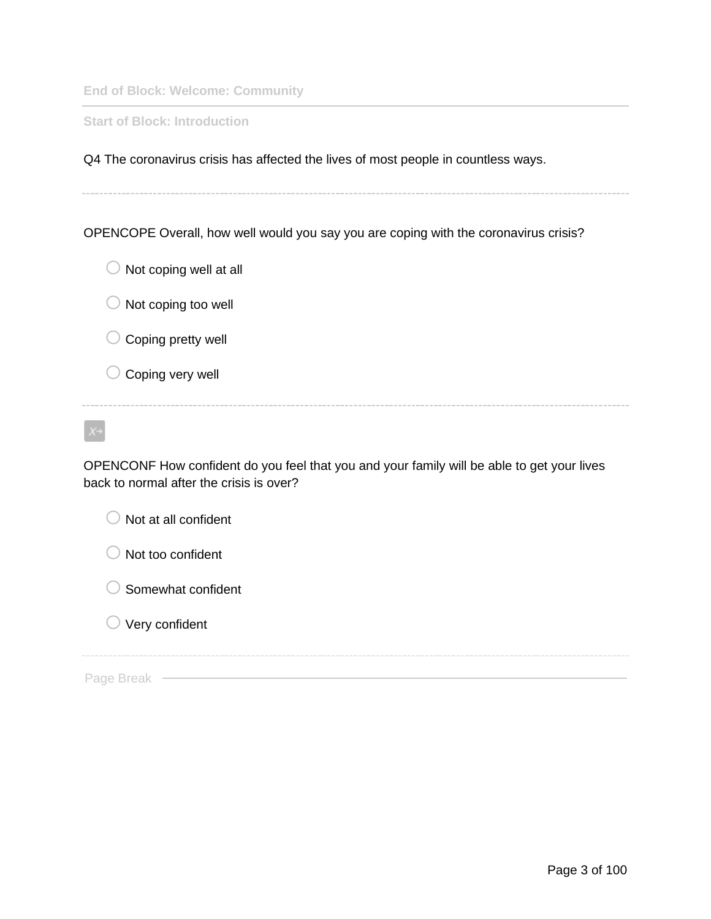End of Block: Welcome: Community

Start of Block: Introduction

Q4 The coronavirus crisis has affected the lives of most people in countless ways.

---

OPENCOPE Overall, how well would you say you are coping with the coronavirus crisis?

- Not coping well at all
- Not coping too well
- Coping pretty well
- Coping very well

---

OPENCONF How confident do you feel that you and your family will be able to get your lives back to normal after the crisis is over?

- Not at all confident
- Not too confident
- Somewhat confident
- Very confident

---

Page Break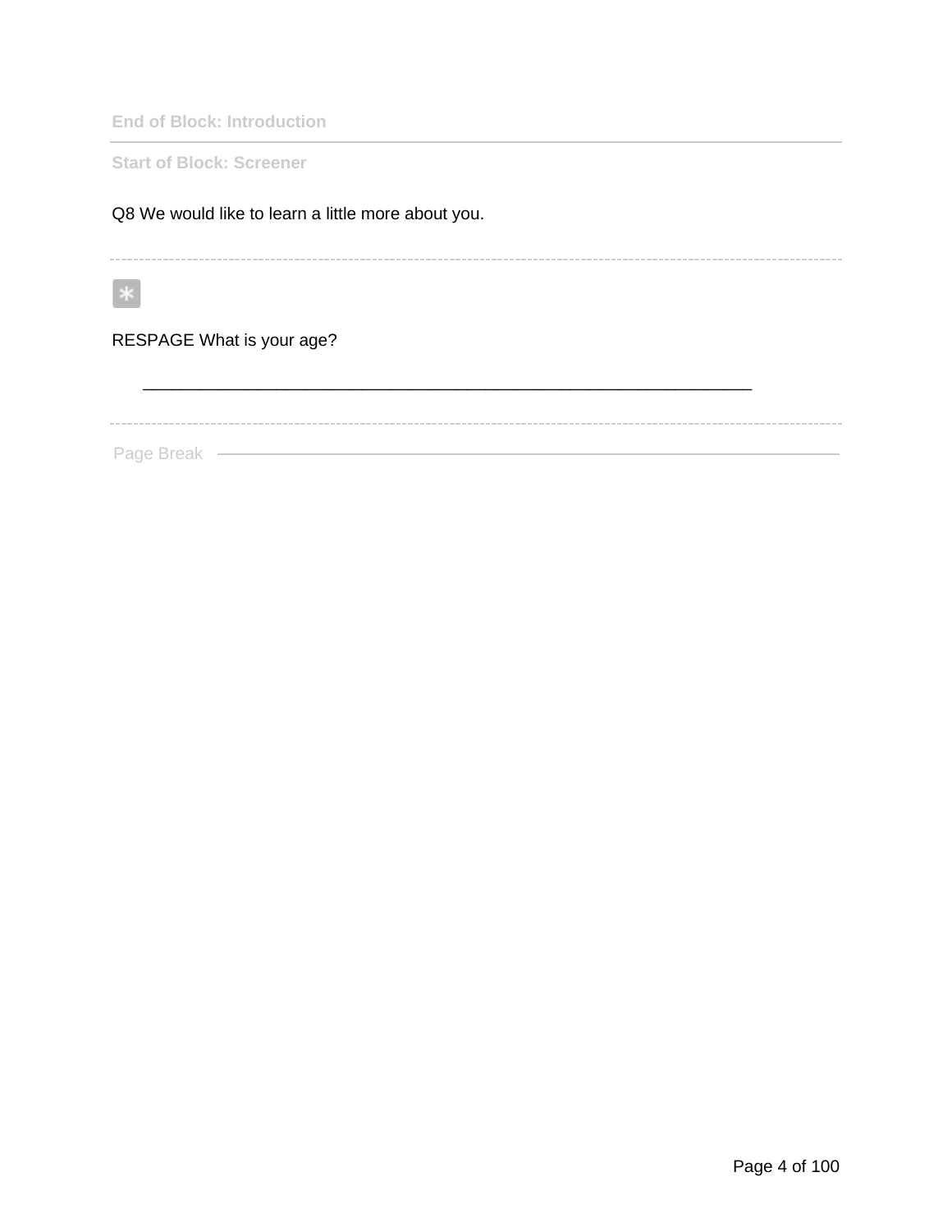End of Block: Introduction

---

Start of Block: Screener

Q8 We would like to learn a little more about you.

---

*

RESPAGE What is your age?

________________________________________________________________

---

Page Break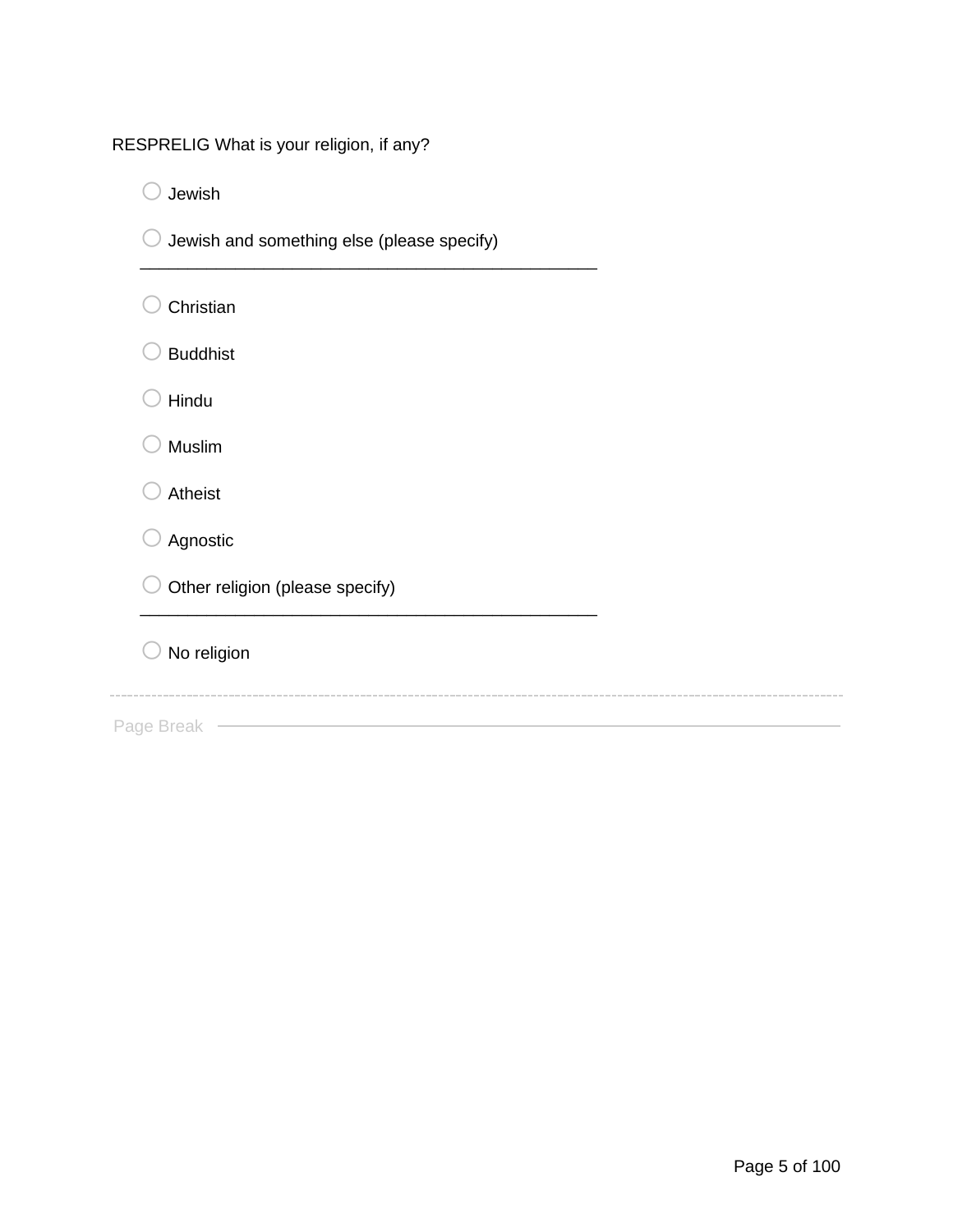RESPRELIG What is your religion, if any?

- ○ Jewish
- ○ Jewish and something else (please specify) \_\_\_\_\_\_\_\_\_\_\_\_\_\_\_\_\_\_\_\_\_\_\_\_\_\_\_\_\_\_\_\_\_\_\_\_\_\_\_\_\_\_\_\_\_\_\_\_
- ○ Christian
- ○ Buddhist
- ○ Hindu
- ○ Muslim
- ○ Atheist
- ○ Agnostic
- ○ Other religion (please specify) \_\_\_\_\_\_\_\_\_\_\_\_\_\_\_\_\_\_\_\_\_\_\_\_\_\_\_\_\_\_\_\_\_\_\_\_\_\_\_\_\_\_\_\_\_\_\_\_
- ○ No religion

---

Page Break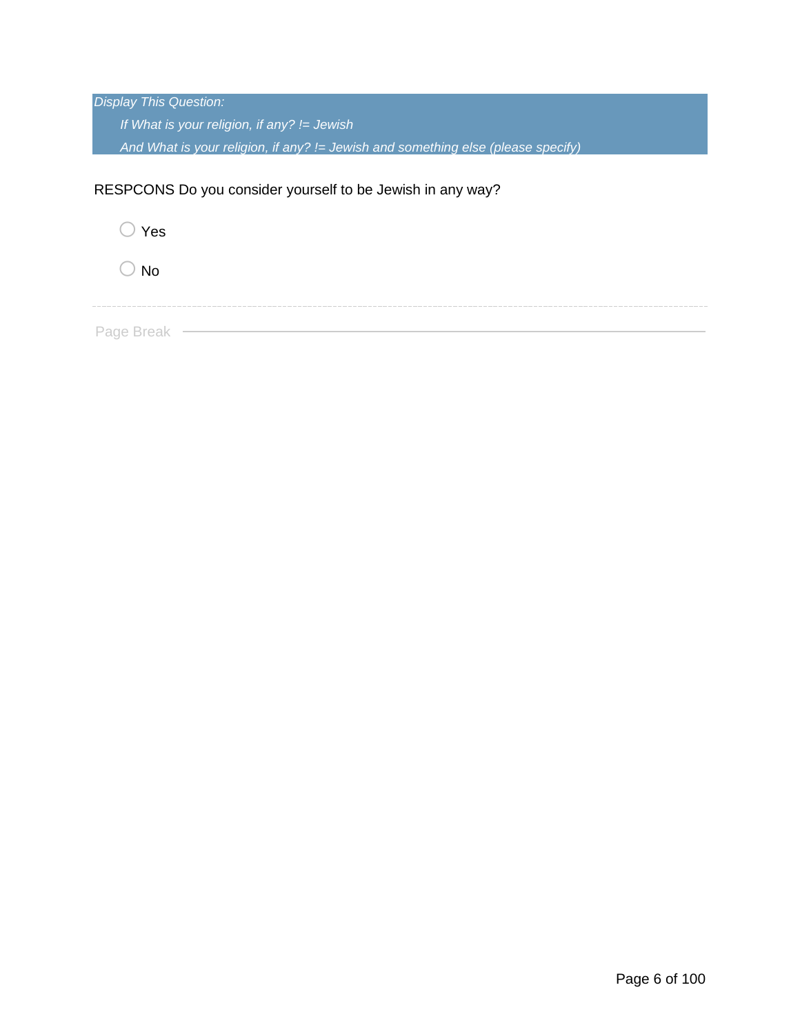*Display This Question:*

*If What is your religion, if any? != Jewish*

*And What is your religion, if any? != Jewish and something else (please specify)*

RESPCONS Do you consider yourself to be Jewish in any way?

- ○ Yes
- ○ No

---

Page Break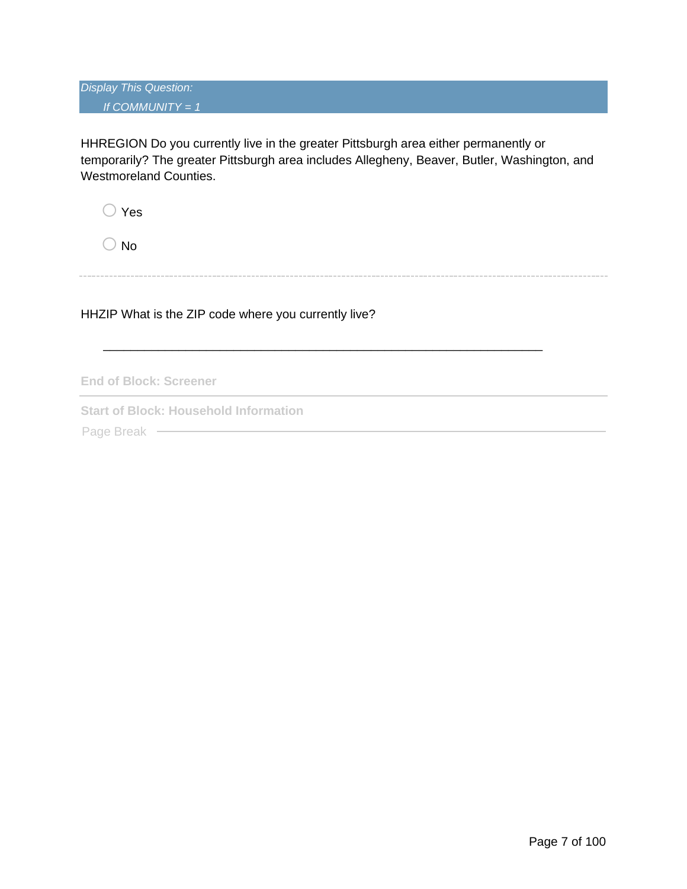*Display This Question:*

*If COMMUNITY = 1*

HHREGION Do you currently live in the greater Pittsburgh area either permanently or temporarily? The greater Pittsburgh area includes Allegheny, Beaver, Butler, Washington, and Westmoreland Counties.

- Yes
- No

---

HHZIP What is the ZIP code where you currently live?

________________________________________________________________

**End of Block: Screener**

---

**Start of Block: Household Information**

Page Break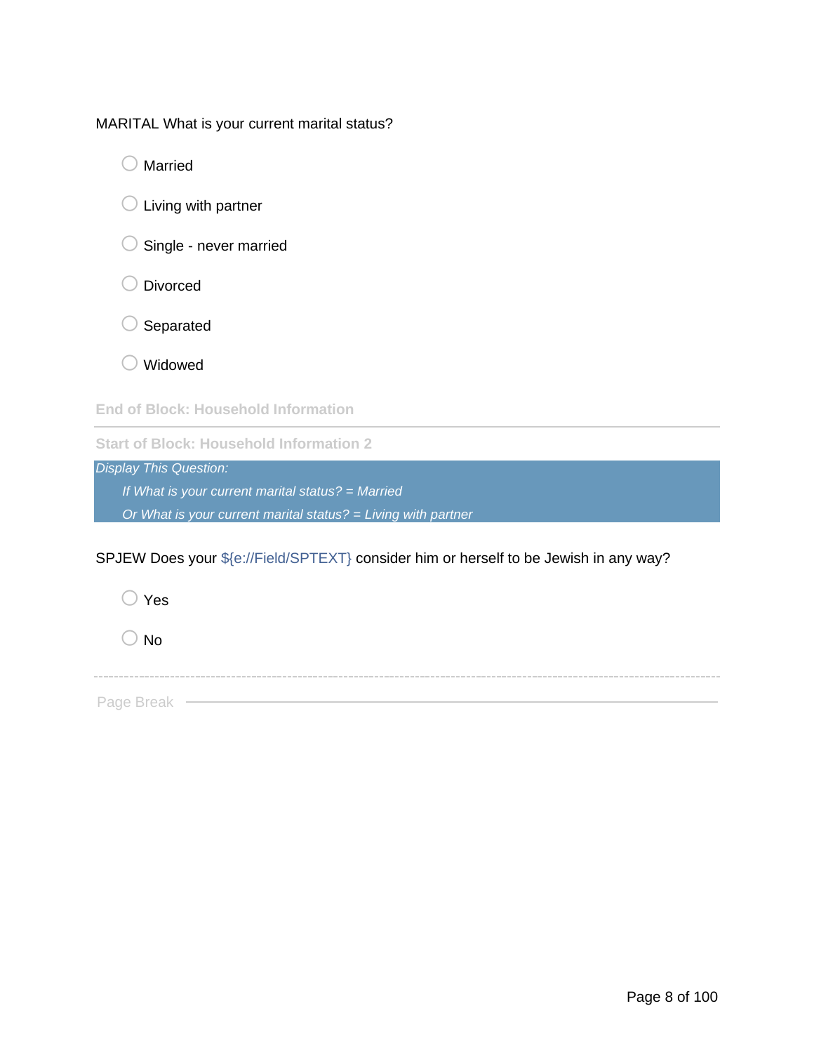MARITAL What is your current marital status?

- ◯ Married
- ◯ Living with partner
- ◯ Single - never married
- ◯ Divorced
- ◯ Separated
- ◯ Widowed

**End of Block: Household Information**

---

**Start of Block: Household Information 2**

*Display This Question:*

*If What is your current marital status? = Married*

*Or What is your current marital status? = Living with partner*

SPJEW Does your ${e://Field/SPTEXT} consider him or herself to be Jewish in any way?

- ◯ Yes
- ◯ No

Page Break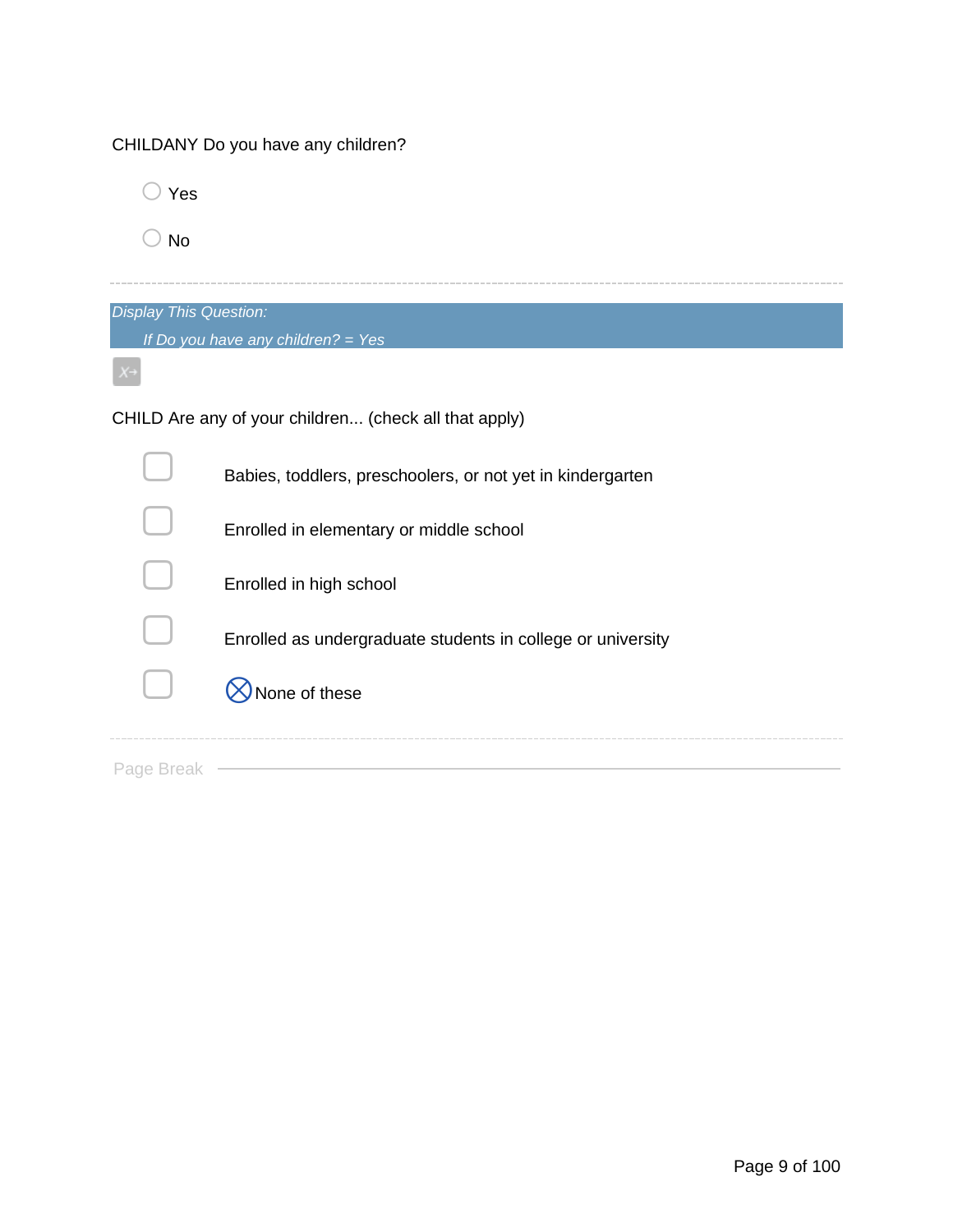CHILDANY Do you have any children?

○ Yes

○ No

---

*Display This Question:*

*If Do you have any children? = Yes*

CHILD Are any of your children... (check all that apply)

☐ Babies, toddlers, preschoolers, or not yet in kindergarten

☐ Enrolled in elementary or middle school

☐ Enrolled in high school

☐ Enrolled as undergraduate students in college or university

☐ ⊗None of these

---

Page Break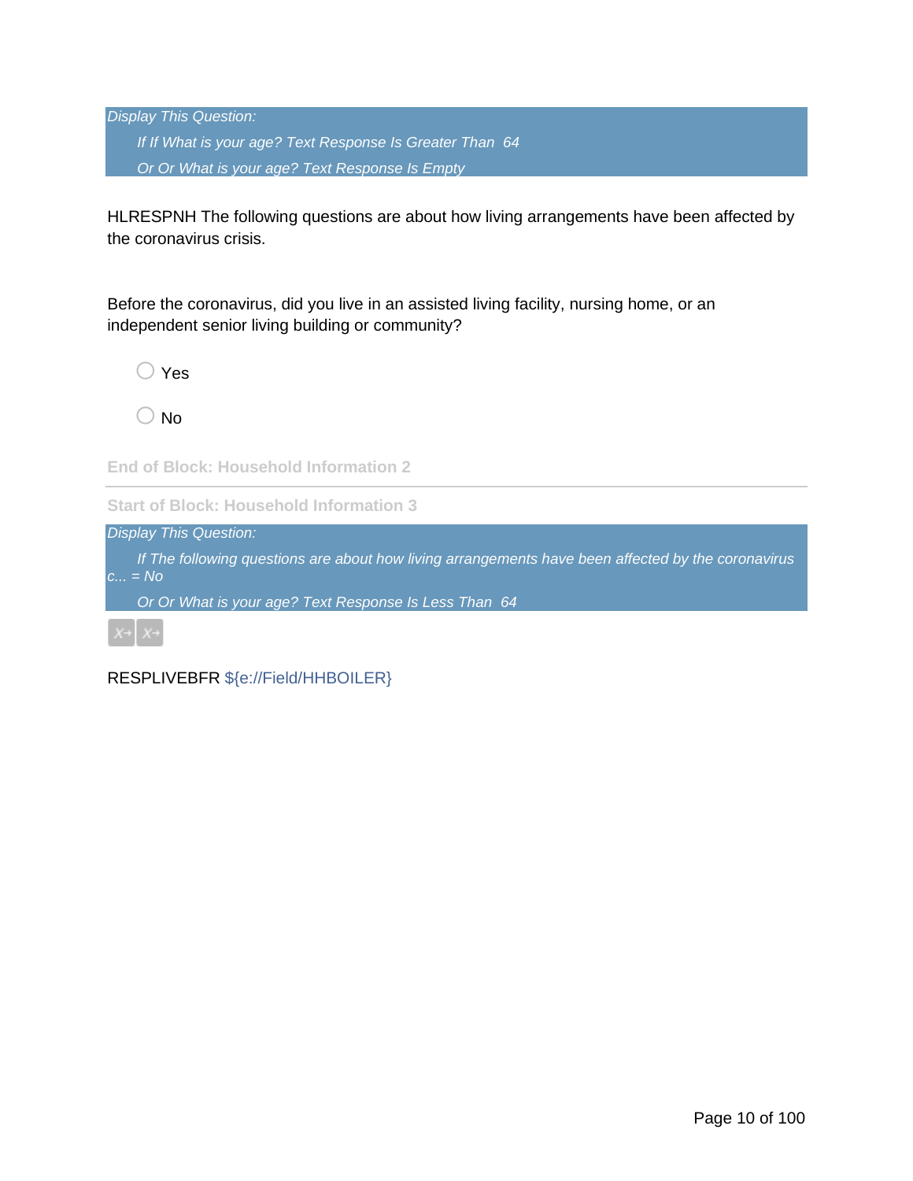*Display This Question:*

*If If What is your age? Text Response Is Greater Than 64*

*Or Or What is your age? Text Response Is Empty*

HLRESPNH The following questions are about how living arrangements have been affected by the coronavirus crisis.

Before the coronavirus, did you live in an assisted living facility, nursing home, or an independent senior living building or community?

◯ Yes

◯ No

**End of Block: Household Information 2**

**Start of Block: Household Information 3**

*Display This Question:*

*If The following questions are about how living arrangements have been affected by the coronavirus c... = No*

*Or Or What is your age? Text Response Is Less Than 64*

RESPLIVEBFR ${e://Field/HHBOILER}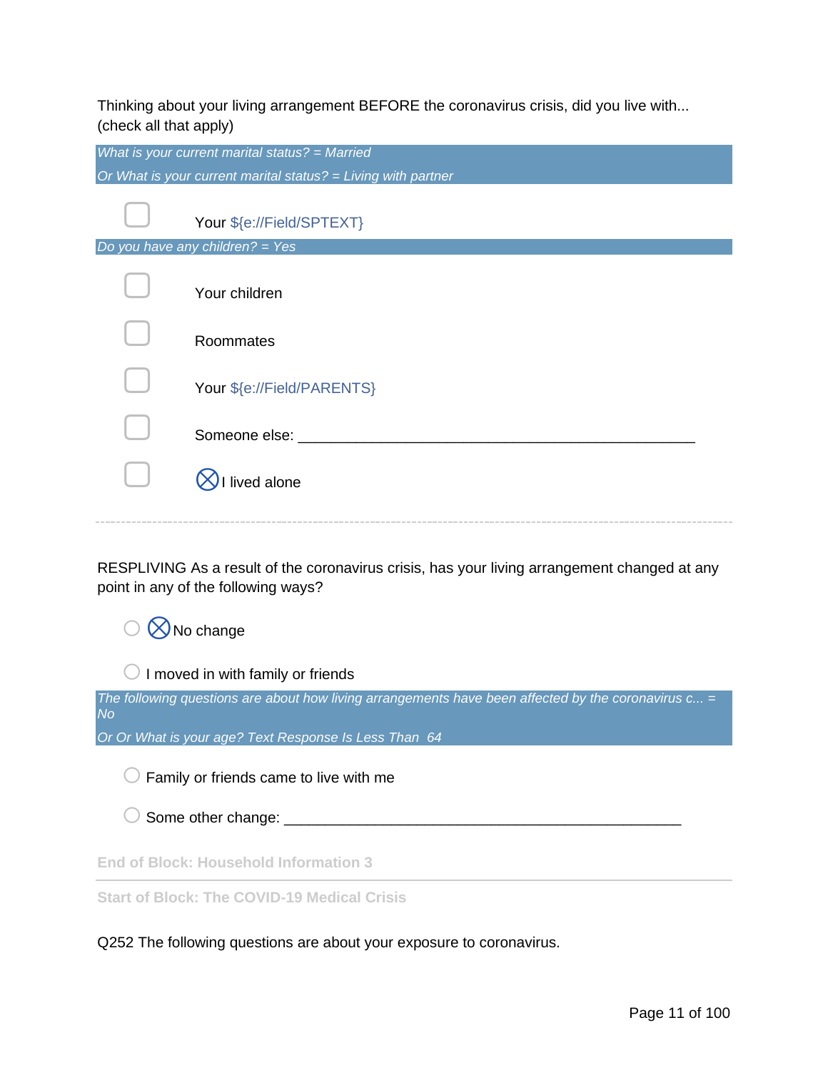Thinking about your living arrangement BEFORE the coronavirus crisis, did you live with... (check all that apply)

*What is your current marital status? = Married*

*Or What is your current marital status? = Living with partner*

- ▢ Your ${e://Field/SPTEXT}

*Do you have any children? = Yes*

- ▢ Your children
- ▢ Roommates
- ▢ Your ${e://Field/PARENTS}
- ▢ Someone else: ________________________________________________
- ▢ ⊗I lived alone

---

RESPLIVING As a result of the coronavirus crisis, has your living arrangement changed at any point in any of the following ways?

- ○ ⊗No change
- ○ I moved in with family or friends

*The following questions are about how living arrangements have been affected by the coronavirus c... = No*

*Or Or What is your age? Text Response Is Less Than 64*

- ○ Family or friends came to live with me
- ○ Some other change: ________________________________________________

**End of Block: Household Information 3**

---

**Start of Block: The COVID-19 Medical Crisis**

Q252 The following questions are about your exposure to coronavirus.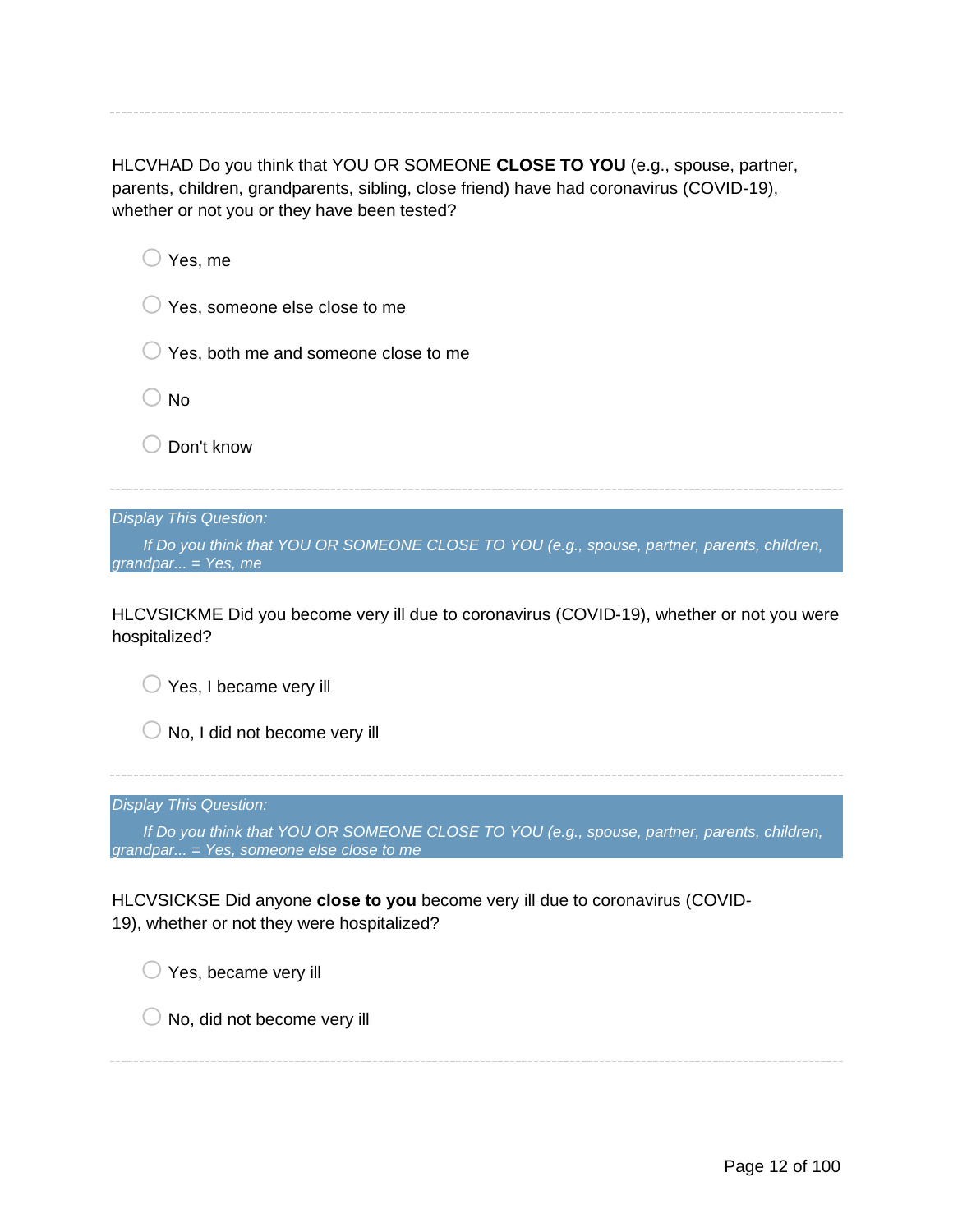HLCVHAD Do you think that YOU OR SOMEONE **CLOSE TO YOU** (e.g., spouse, partner, parents, children, grandparents, sibling, close friend) have had coronavirus (COVID-19), whether or not you or they have been tested?

- ○ Yes, me
- ○ Yes, someone else close to me
- ○ Yes, both me and someone close to me
- ○ No
- ○ Don't know

---

*Display This Question:*

*If Do you think that YOU OR SOMEONE CLOSE TO YOU (e.g., spouse, partner, parents, children, grandpar... = Yes, me*

HLCVSICKME Did you become very ill due to coronavirus (COVID-19), whether or not you were hospitalized?

- ○ Yes, I became very ill
- ○ No, I did not become very ill

---

*Display This Question:*

*If Do you think that YOU OR SOMEONE CLOSE TO YOU (e.g., spouse, partner, parents, children, grandpar... = Yes, someone else close to me*

HLCVSICKSE Did anyone **close to you** become very ill due to coronavirus (COVID-19), whether or not they were hospitalized?

- ○ Yes, became very ill
- ○ No, did not become very ill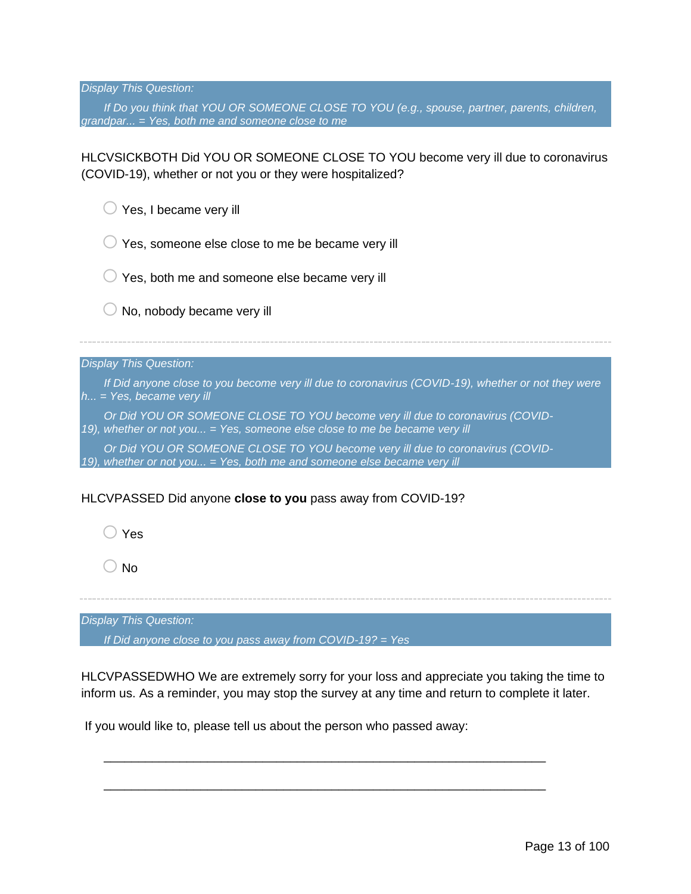*Display This Question:*

*If Do you think that YOU OR SOMEONE CLOSE TO YOU (e.g., spouse, partner, parents, children, grandpar... = Yes, both me and someone close to me*

HLCVSICKBOTH Did YOU OR SOMEONE CLOSE TO YOU become very ill due to coronavirus (COVID-19), whether or not you or they were hospitalized?

- ◯ Yes, I became very ill
- ◯ Yes, someone else close to me be became very ill
- ◯ Yes, both me and someone else became very ill
- ◯ No, nobody became very ill

---

*Display This Question:*

*If Did anyone close to you become very ill due to coronavirus (COVID-19), whether or not they were h... = Yes, became very ill*

*Or Did YOU OR SOMEONE CLOSE TO YOU become very ill due to coronavirus (COVID-19), whether or not you... = Yes, someone else close to me be became very ill*

*Or Did YOU OR SOMEONE CLOSE TO YOU become very ill due to coronavirus (COVID-19), whether or not you... = Yes, both me and someone else became very ill*

HLCVPASSED Did anyone **close to you** pass away from COVID-19?

- ◯ Yes
- ◯ No

---

*Display This Question:*

*If Did anyone close to you pass away from COVID-19? = Yes*

HLCVPASSEDWHO We are extremely sorry for your loss and appreciate you taking the time to inform us. As a reminder, you may stop the survey at any time and return to complete it later.

If you would like to, please tell us about the person who passed away:

________________________________________________________________

________________________________________________________________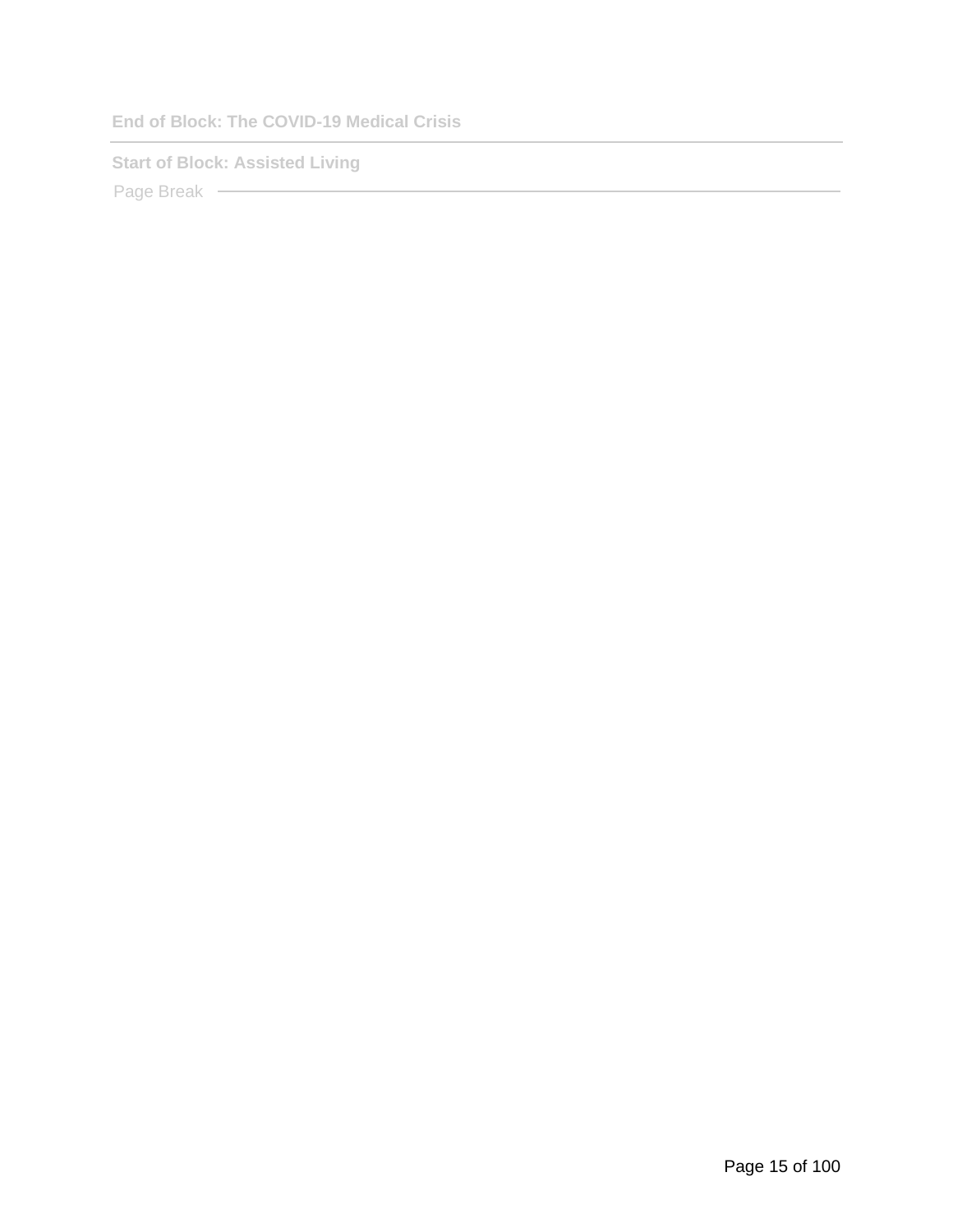End of Block: The COVID-19 Medical Crisis

---

Start of Block: Assisted Living

Page Break

---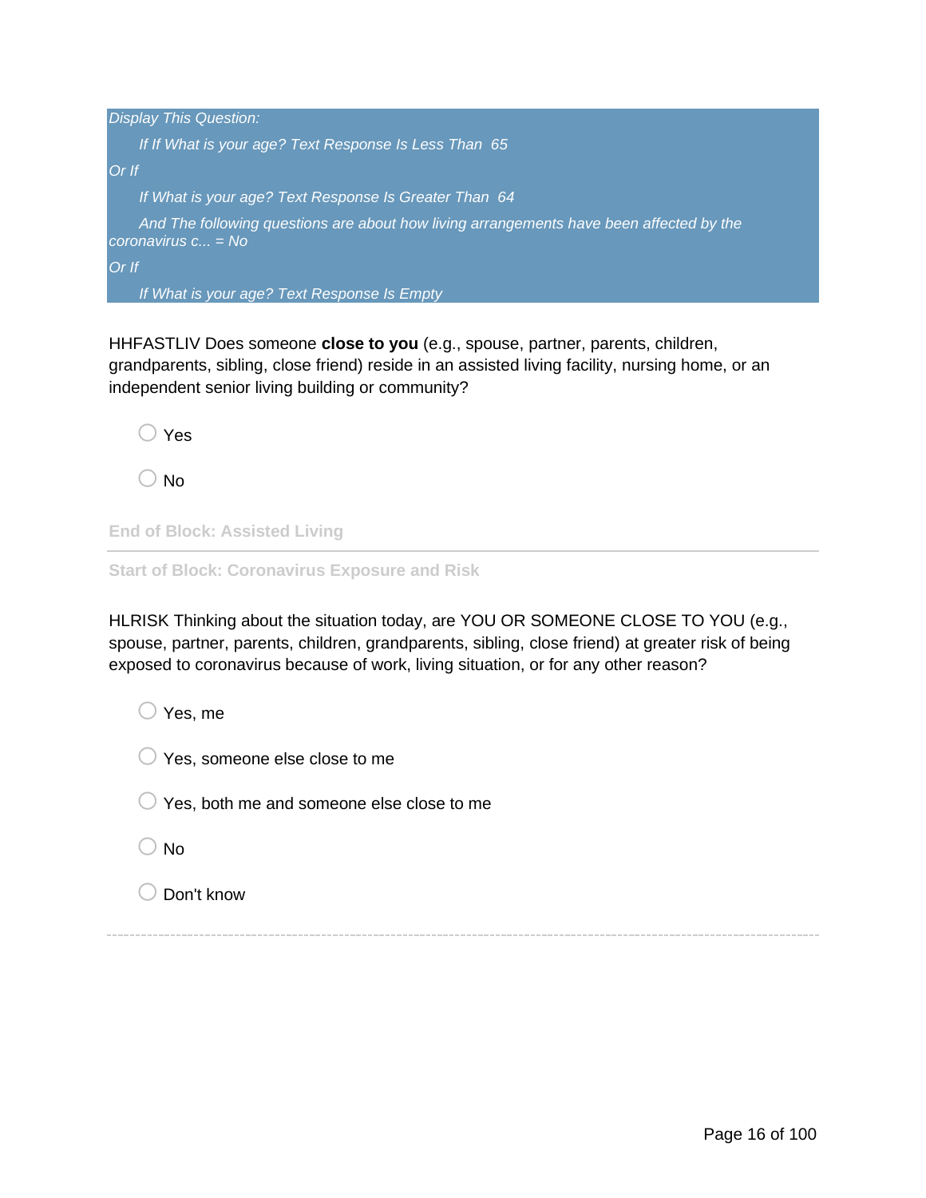*Display This Question:*

*If If What is your age? Text Response Is Less Than 65*

*Or If*

*If What is your age? Text Response Is Greater Than 64*

*And The following questions are about how living arrangements have been affected by the coronavirus c... = No*

*Or If*

*If What is your age? Text Response Is Empty*

HHFASTLIV Does someone **close to you** (e.g., spouse, partner, parents, children, grandparents, sibling, close friend) reside in an assisted living facility, nursing home, or an independent senior living building or community?

- Yes
- No

**End of Block: Assisted Living**

---

**Start of Block: Coronavirus Exposure and Risk**

HLRISK Thinking about the situation today, are YOU OR SOMEONE CLOSE TO YOU (e.g., spouse, partner, parents, children, grandparents, sibling, close friend) at greater risk of being exposed to coronavirus because of work, living situation, or for any other reason?

- Yes, me
- Yes, someone else close to me
- Yes, both me and someone else close to me
- No
- Don't know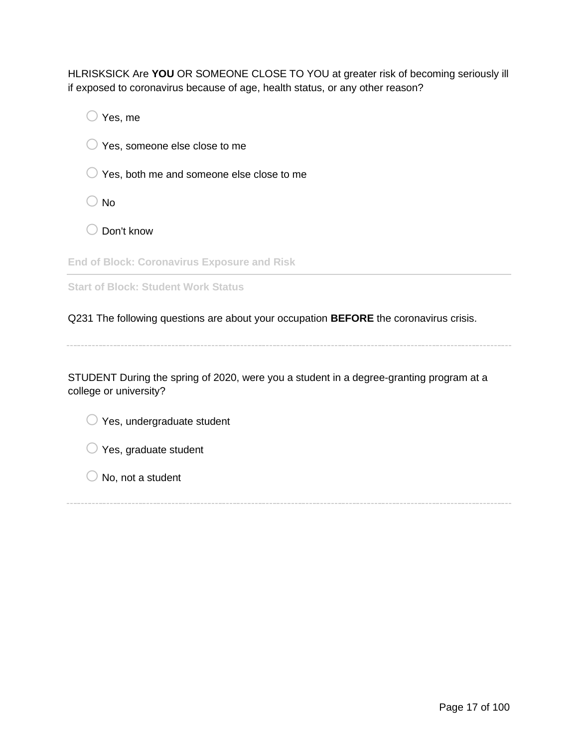HLRISKSICK Are **YOU** OR SOMEONE CLOSE TO YOU at greater risk of becoming seriously ill if exposed to coronavirus because of age, health status, or any other reason?

- ○ Yes, me
- ○ Yes, someone else close to me
- ○ Yes, both me and someone else close to me
- ○ No
- ○ Don't know

**End of Block: Coronavirus Exposure and Risk**

---

**Start of Block: Student Work Status**

Q231 The following questions are about your occupation **BEFORE** the coronavirus crisis.

---

STUDENT During the spring of 2020, were you a student in a degree-granting program at a college or university?

- ○ Yes, undergraduate student
- ○ Yes, graduate student
- ○ No, not a student

---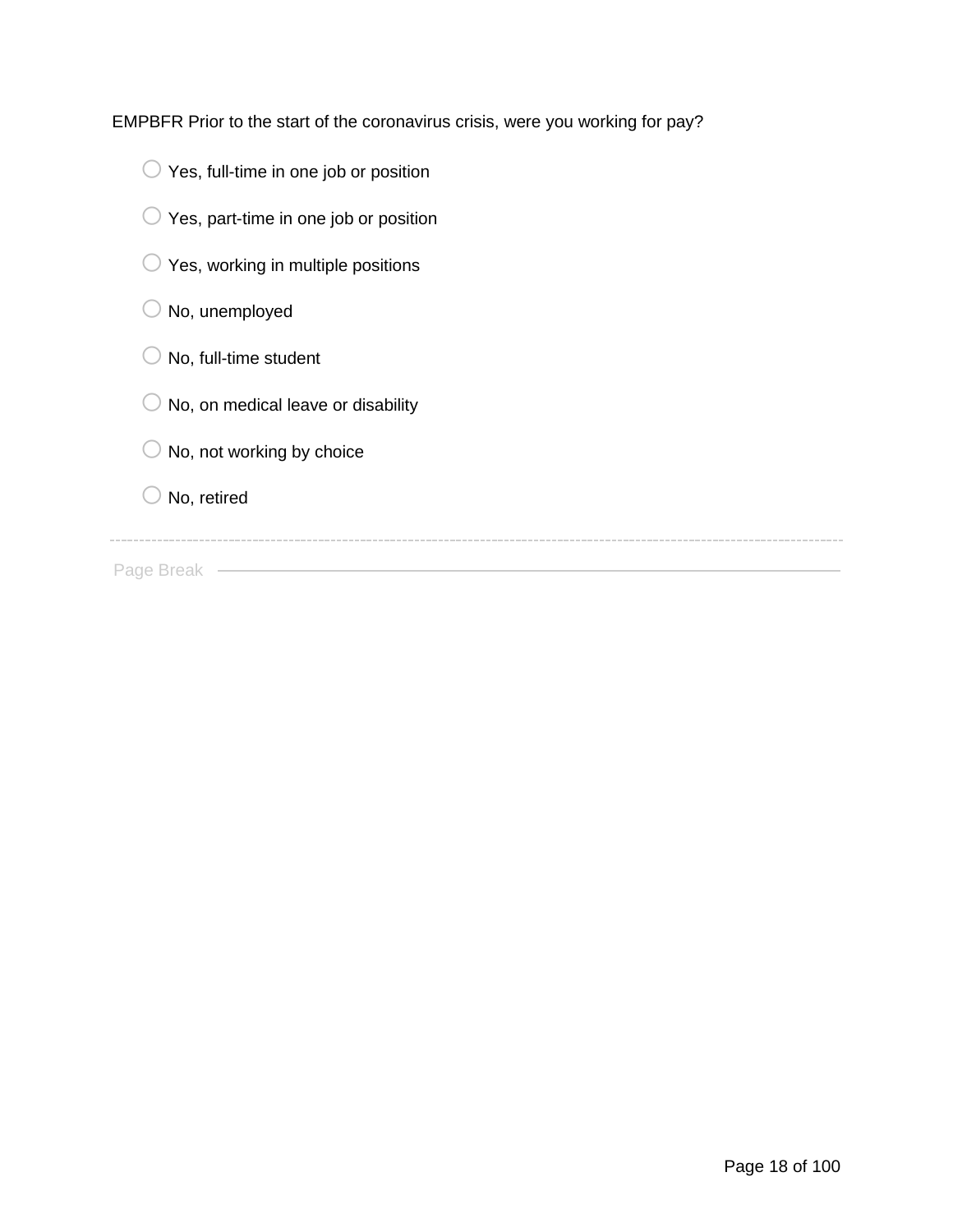EMPBFR Prior to the start of the coronavirus crisis, were you working for pay?

- Yes, full-time in one job or position
- Yes, part-time in one job or position
- Yes, working in multiple positions
- No, unemployed
- No, full-time student
- No, on medical leave or disability
- No, not working by choice
- No, retired

Page Break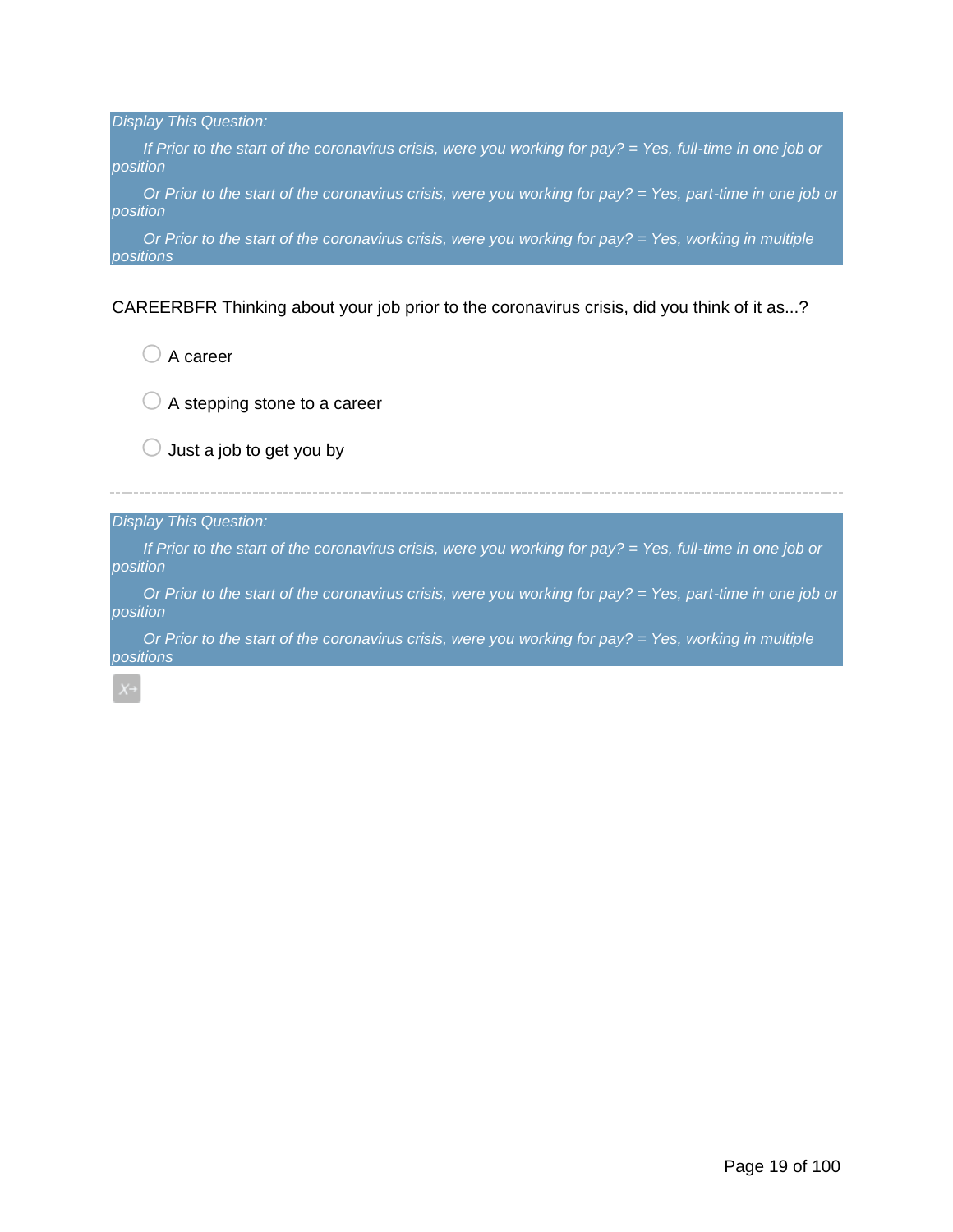*Display This Question:*

*If Prior to the start of the coronavirus crisis, were you working for pay? = Yes, full-time in one job or position*

*Or Prior to the start of the coronavirus crisis, were you working for pay? = Yes, part-time in one job or position*

*Or Prior to the start of the coronavirus crisis, were you working for pay? = Yes, working in multiple positions*

CAREERBFR Thinking about your job prior to the coronavirus crisis, did you think of it as...?

- ○ A career
- ○ A stepping stone to a career
- ○ Just a job to get you by

---

*Display This Question:*

*If Prior to the start of the coronavirus crisis, were you working for pay? = Yes, full-time in one job or position*

*Or Prior to the start of the coronavirus crisis, were you working for pay? = Yes, part-time in one job or position*

*Or Prior to the start of the coronavirus crisis, were you working for pay? = Yes, working in multiple positions*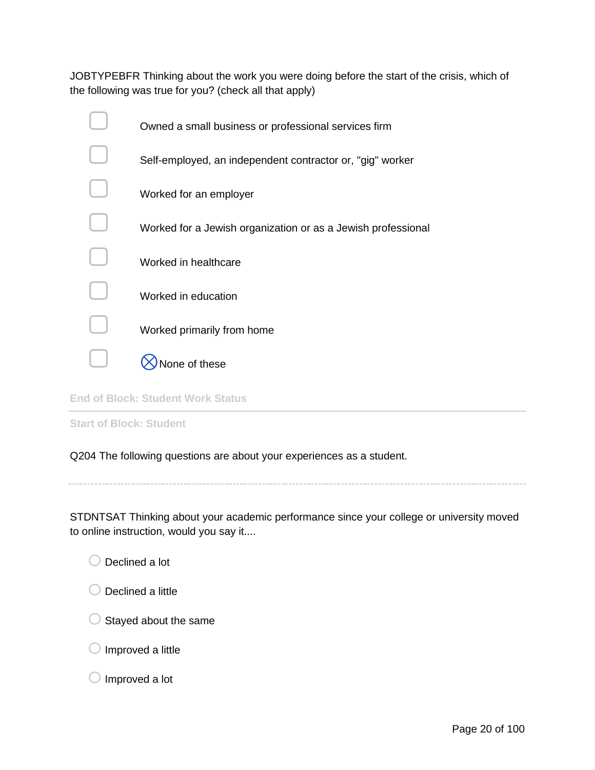JOBTYPEBFR Thinking about the work you were doing before the start of the crisis, which of the following was true for you? (check all that apply)

- ☐ Owned a small business or professional services firm
- ☐ Self-employed, an independent contractor or, "gig" worker
- ☐ Worked for an employer
- ☐ Worked for a Jewish organization or as a Jewish professional
- ☐ Worked in healthcare
- ☐ Worked in education
- ☐ Worked primarily from home
- ☐ ⊗ None of these

**End of Block: Student Work Status**

---

**Start of Block: Student**

Q204 The following questions are about your experiences as a student.

---

STDNTSAT Thinking about your academic performance since your college or university moved to online instruction, would you say it....

- ○ Declined a lot
- ○ Declined a little
- ○ Stayed about the same
- ○ Improved a little
- ○ Improved a lot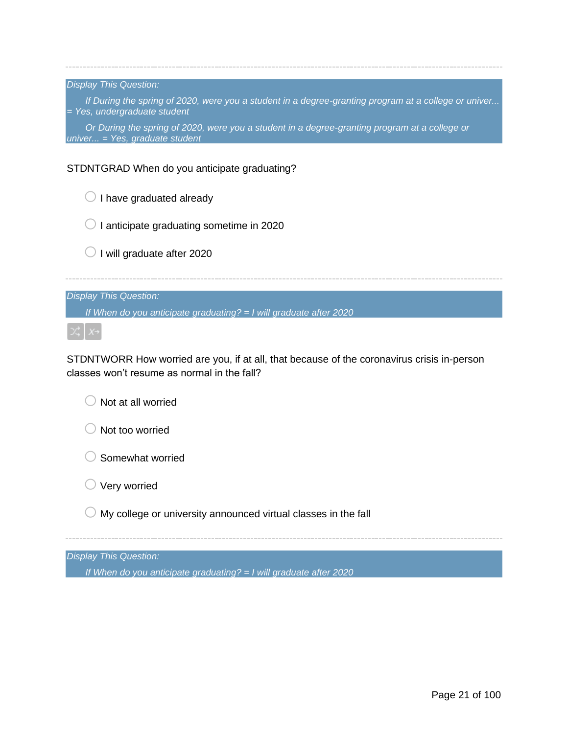---

*Display This Question:*

*If During the spring of 2020, were you a student in a degree-granting program at a college or univer... = Yes, undergraduate student*

*Or During the spring of 2020, were you a student in a degree-granting program at a college or univer... = Yes, graduate student*

STDNTGRAD When do you anticipate graduating?

- I have graduated already
- I anticipate graduating sometime in 2020
- I will graduate after 2020

---

*Display This Question:*

*If When do you anticipate graduating? = I will graduate after 2020*

STDNTWORR How worried are you, if at all, that because of the coronavirus crisis in-person classes won't resume as normal in the fall?

- Not at all worried
- Not too worried
- Somewhat worried
- Very worried
- My college or university announced virtual classes in the fall

---

*Display This Question:*

*If When do you anticipate graduating? = I will graduate after 2020*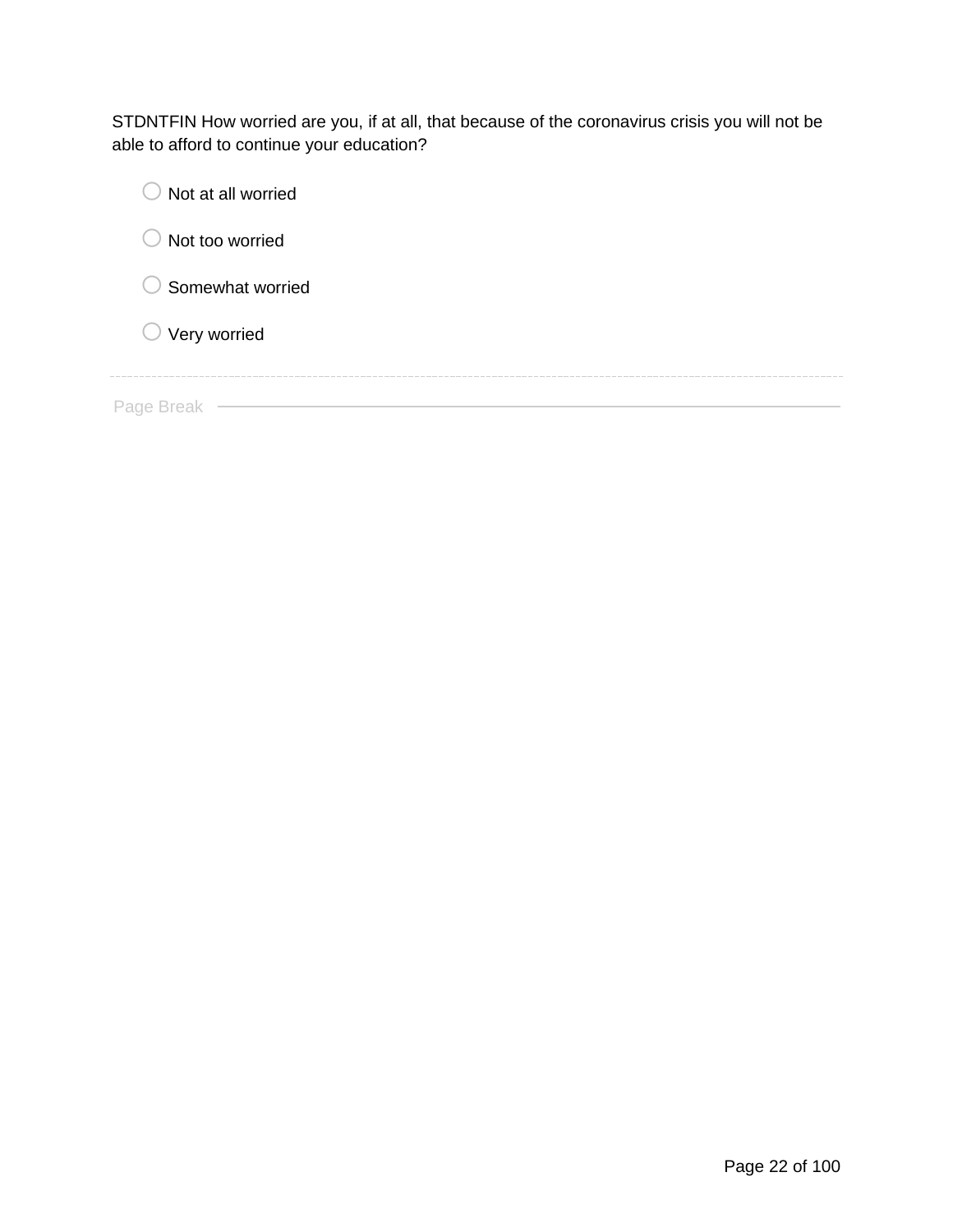STDNTFIN How worried are you, if at all, that because of the coronavirus crisis you will not be able to afford to continue your education?

- Not at all worried
- Not too worried
- Somewhat worried
- Very worried

Page Break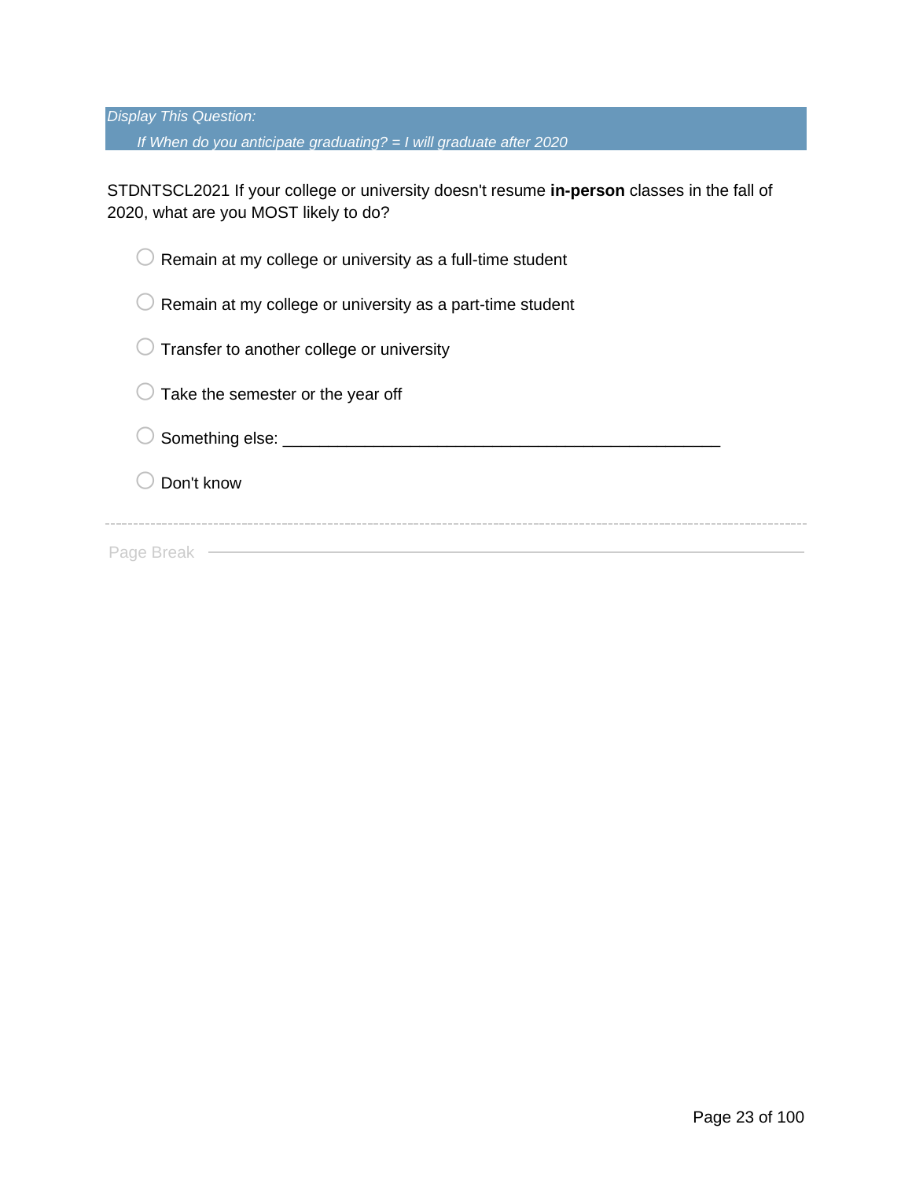*Display This Question:*

*If When do you anticipate graduating? = I will graduate after 2020*

STDNTSCL2021 If your college or university doesn't resume **in-person** classes in the fall of 2020, what are you MOST likely to do?

- Remain at my college or university as a full-time student
- Remain at my college or university as a part-time student
- Transfer to another college or university
- Take the semester or the year off
- Something else: ________________________________________________
- Don't know

Page Break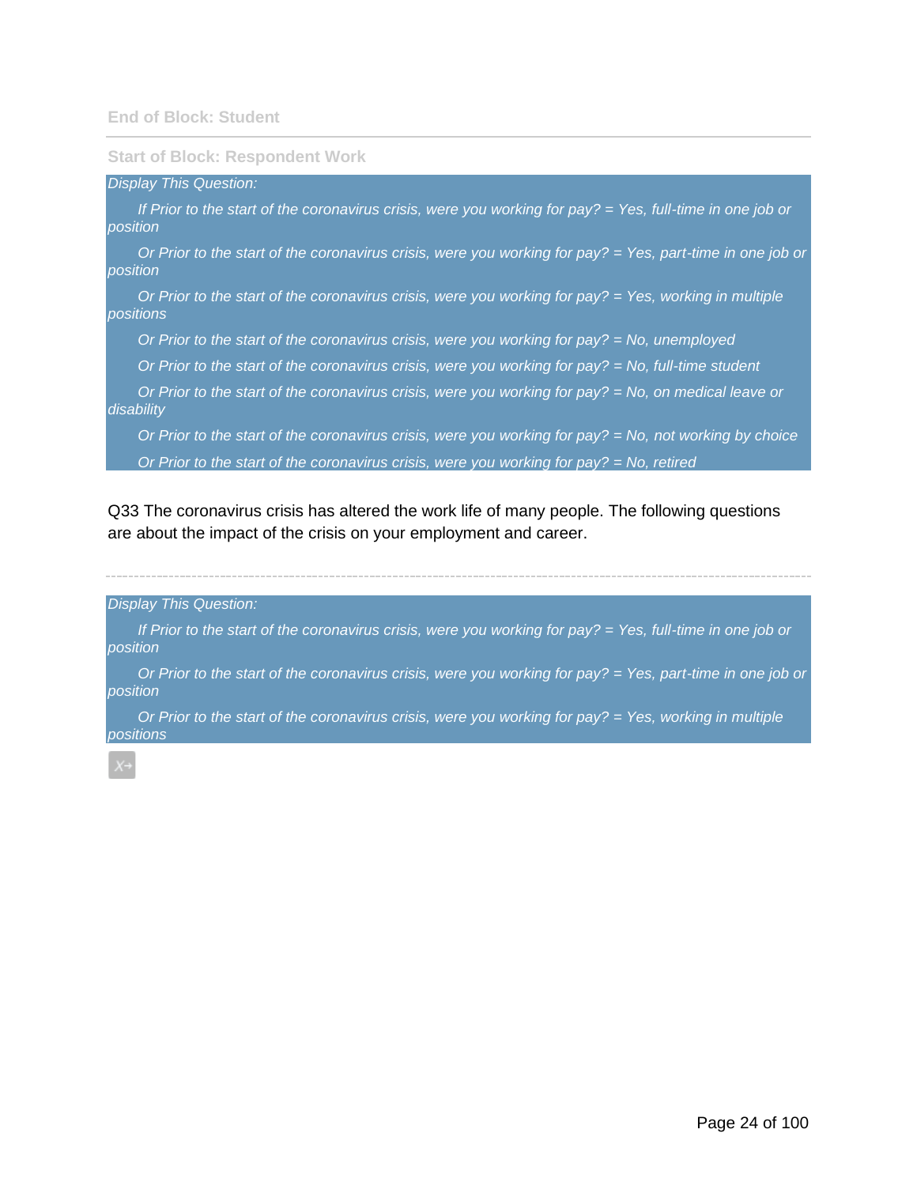End of Block: Student

---

Start of Block: Respondent Work

*Display This Question:*

*If Prior to the start of the coronavirus crisis, were you working for pay? = Yes, full-time in one job or position*

*Or Prior to the start of the coronavirus crisis, were you working for pay? = Yes, part-time in one job or position*

*Or Prior to the start of the coronavirus crisis, were you working for pay? = Yes, working in multiple positions*

*Or Prior to the start of the coronavirus crisis, were you working for pay? = No, unemployed*

*Or Prior to the start of the coronavirus crisis, were you working for pay? = No, full-time student*

*Or Prior to the start of the coronavirus crisis, were you working for pay? = No, on medical leave or disability*

*Or Prior to the start of the coronavirus crisis, were you working for pay? = No, not working by choice*

*Or Prior to the start of the coronavirus crisis, were you working for pay? = No, retired*

Q33 The coronavirus crisis has altered the work life of many people. The following questions are about the impact of the crisis on your employment and career.

---

*Display This Question:*

*If Prior to the start of the coronavirus crisis, were you working for pay? = Yes, full-time in one job or position*

*Or Prior to the start of the coronavirus crisis, were you working for pay? = Yes, part-time in one job or position*

*Or Prior to the start of the coronavirus crisis, were you working for pay? = Yes, working in multiple positions*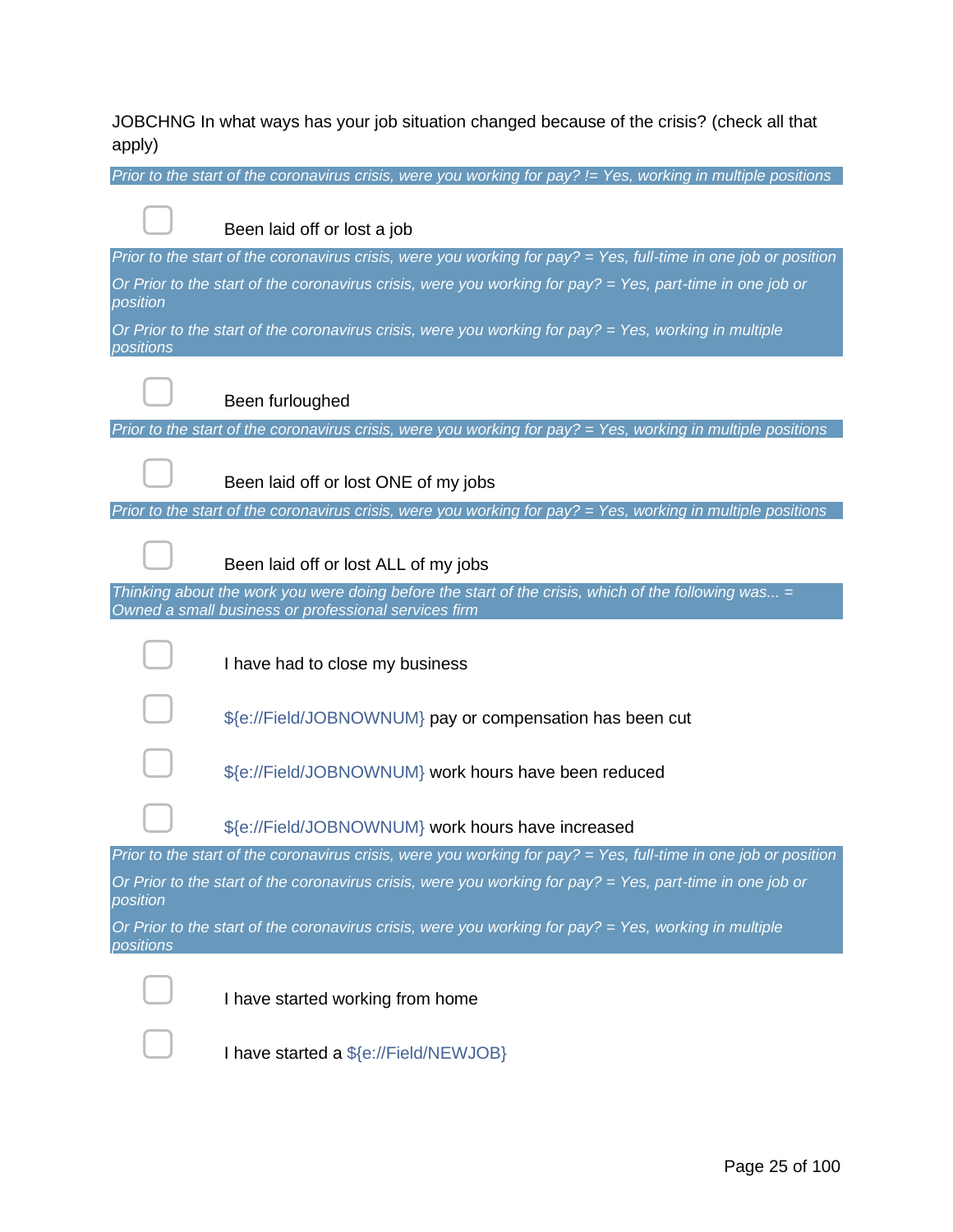JOBCHNG In what ways has your job situation changed because of the crisis? (check all that apply)

*Prior to the start of the coronavirus crisis, were you working for pay? != Yes, working in multiple positions*

- [ ] Been laid off or lost a job

*Prior to the start of the coronavirus crisis, were you working for pay? = Yes, full-time in one job or position*

*Or Prior to the start of the coronavirus crisis, were you working for pay? = Yes, part-time in one job or position*

*Or Prior to the start of the coronavirus crisis, were you working for pay? = Yes, working in multiple positions*

- [ ] Been furloughed

*Prior to the start of the coronavirus crisis, were you working for pay? = Yes, working in multiple positions*

- [ ] Been laid off or lost ONE of my jobs

*Prior to the start of the coronavirus crisis, were you working for pay? = Yes, working in multiple positions*

- [ ] Been laid off or lost ALL of my jobs

*Thinking about the work you were doing before the start of the crisis, which of the following was... = Owned a small business or professional services firm*

- [ ] I have had to close my business
- [ ] ${e://Field/JOBNOWNUM} pay or compensation has been cut
- [ ] ${e://Field/JOBNOWNUM} work hours have been reduced
- [ ] ${e://Field/JOBNOWNUM} work hours have increased

*Prior to the start of the coronavirus crisis, were you working for pay? = Yes, full-time in one job or position*

*Or Prior to the start of the coronavirus crisis, were you working for pay? = Yes, part-time in one job or position*

*Or Prior to the start of the coronavirus crisis, were you working for pay? = Yes, working in multiple positions*

- [ ] I have started working from home
- [ ] I have started a ${e://Field/NEWJOB}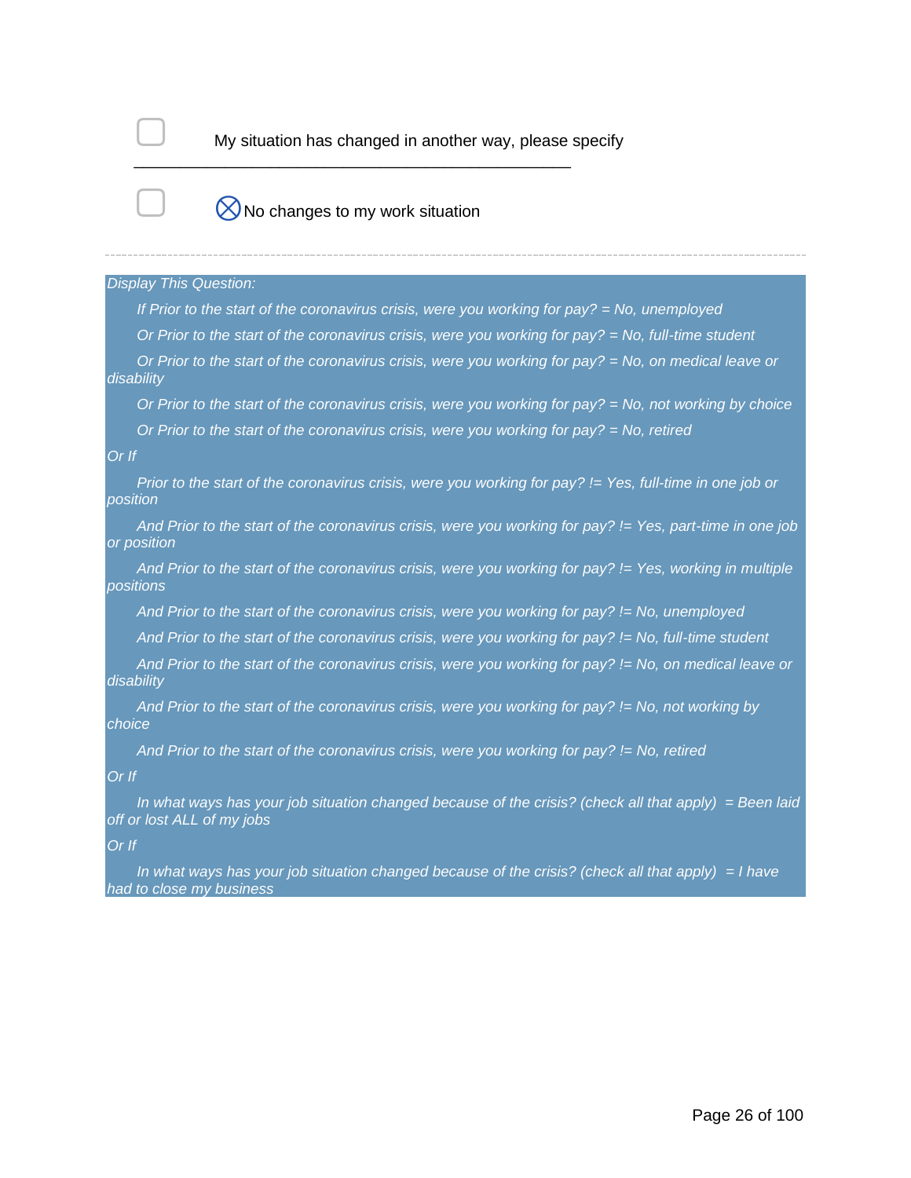- [ ] My situation has changed in another way, please specify ________________________________________________

- [ ] ⊗No changes to my work situation

---

*Display This Question:*

*If Prior to the start of the coronavirus crisis, were you working for pay? = No, unemployed*

*Or Prior to the start of the coronavirus crisis, were you working for pay? = No, full-time student*

*Or Prior to the start of the coronavirus crisis, were you working for pay? = No, on medical leave or disability*

*Or Prior to the start of the coronavirus crisis, were you working for pay? = No, not working by choice*

*Or Prior to the start of the coronavirus crisis, were you working for pay? = No, retired*

*Or If*

*Prior to the start of the coronavirus crisis, were you working for pay? != Yes, full-time in one job or position*

*And Prior to the start of the coronavirus crisis, were you working for pay? != Yes, part-time in one job or position*

*And Prior to the start of the coronavirus crisis, were you working for pay? != Yes, working in multiple positions*

*And Prior to the start of the coronavirus crisis, were you working for pay? != No, unemployed*

*And Prior to the start of the coronavirus crisis, were you working for pay? != No, full-time student*

*And Prior to the start of the coronavirus crisis, were you working for pay? != No, on medical leave or disability*

*And Prior to the start of the coronavirus crisis, were you working for pay? != No, not working by choice*

*And Prior to the start of the coronavirus crisis, were you working for pay? != No, retired*

*Or If*

*In what ways has your job situation changed because of the crisis? (check all that apply) = Been laid off or lost ALL of my jobs*

*Or If*

*In what ways has your job situation changed because of the crisis? (check all that apply) = I have had to close my business*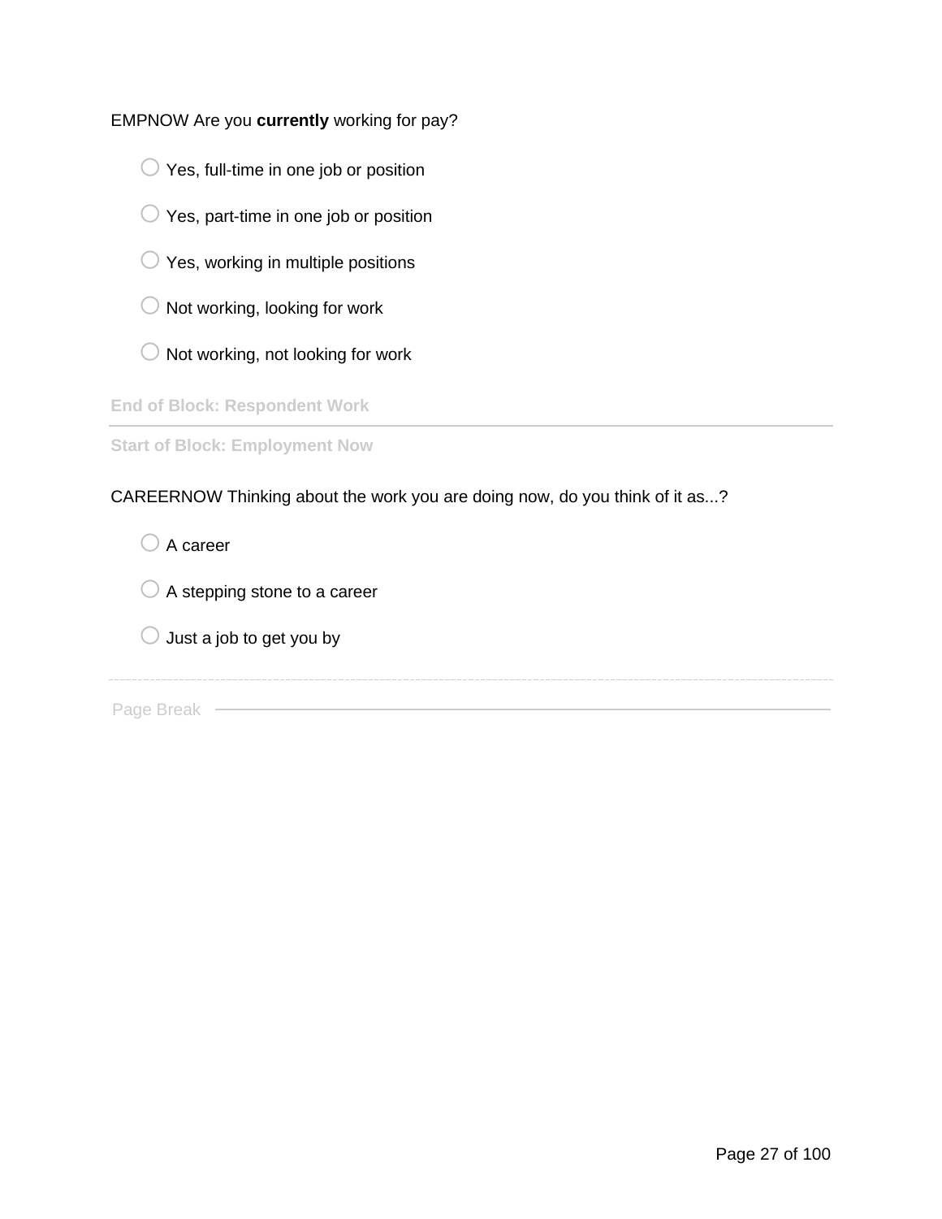EMPNOW Are you **currently** working for pay?

- ◯ Yes, full-time in one job or position
- ◯ Yes, part-time in one job or position
- ◯ Yes, working in multiple positions
- ◯ Not working, looking for work
- ◯ Not working, not looking for work

**End of Block: Respondent Work**

---

**Start of Block: Employment Now**

CAREERNOW Thinking about the work you are doing now, do you think of it as...?

- ◯ A career
- ◯ A stepping stone to a career
- ◯ Just a job to get you by

Page Break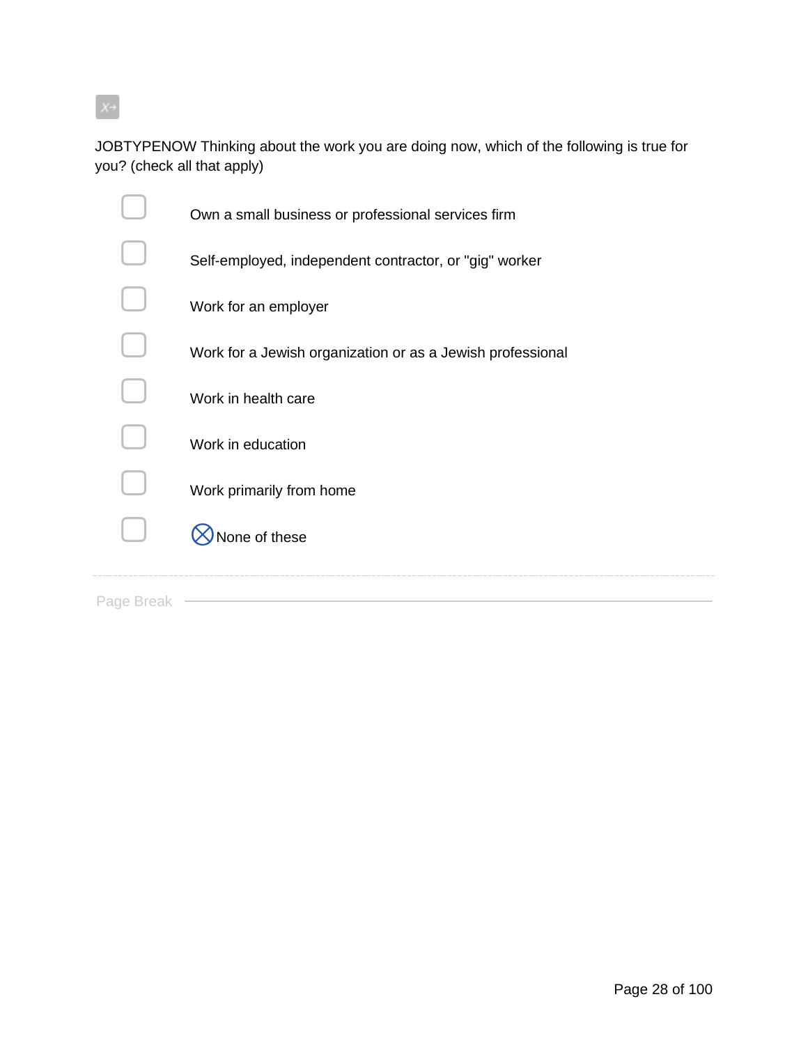JOBTYPENOW Thinking about the work you are doing now, which of the following is true for you? (check all that apply)

- ☐ Own a small business or professional services firm
- ☐ Self-employed, independent contractor, or "gig" worker
- ☐ Work for an employer
- ☐ Work for a Jewish organization or as a Jewish professional
- ☐ Work in health care
- ☐ Work in education
- ☐ Work primarily from home
- ☐ ⊗ None of these

Page Break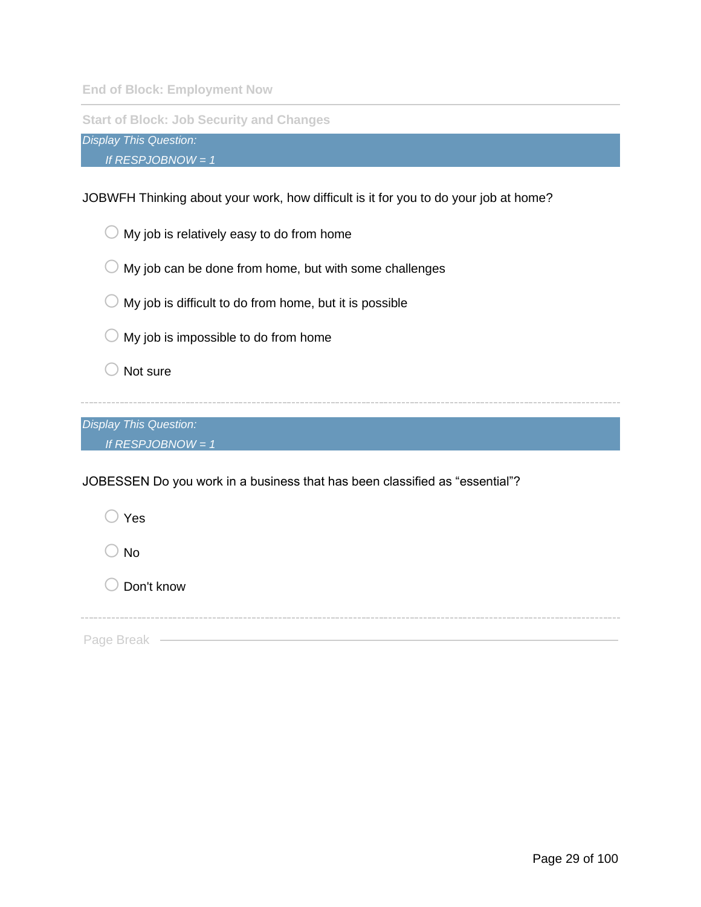End of Block: Employment Now

---

Start of Block: Job Security and Changes

*Display This Question:*

*If RESPJOBNOW = 1*

JOBWFH Thinking about your work, how difficult is it for you to do your job at home?

- My job is relatively easy to do from home
- My job can be done from home, but with some challenges
- My job is difficult to do from home, but it is possible
- My job is impossible to do from home
- Not sure

---

*Display This Question:*

*If RESPJOBNOW = 1*

JOBESSEN Do you work in a business that has been classified as “essential”?

- Yes
- No
- Don't know

---

Page Break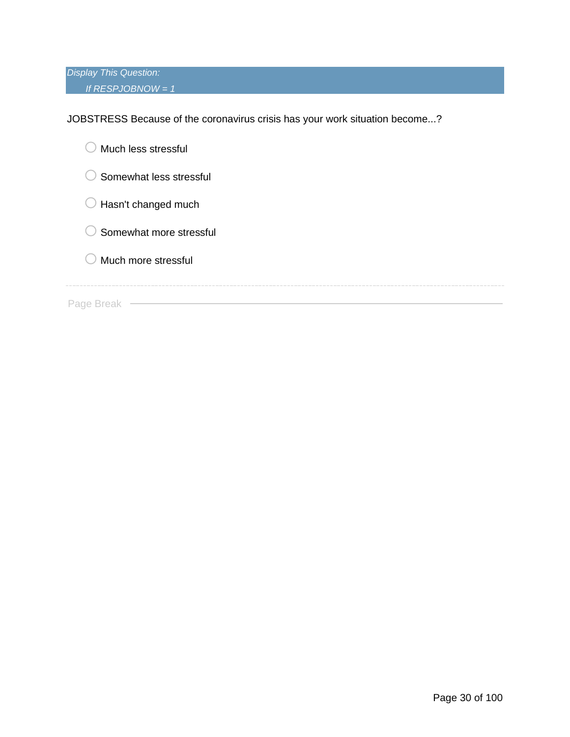*Display This Question:*

*If RESPJOBNOW = 1*

JOBSTRESS Because of the coronavirus crisis has your work situation become...?

- Much less stressful
- Somewhat less stressful
- Hasn't changed much
- Somewhat more stressful
- Much more stressful

---

Page Break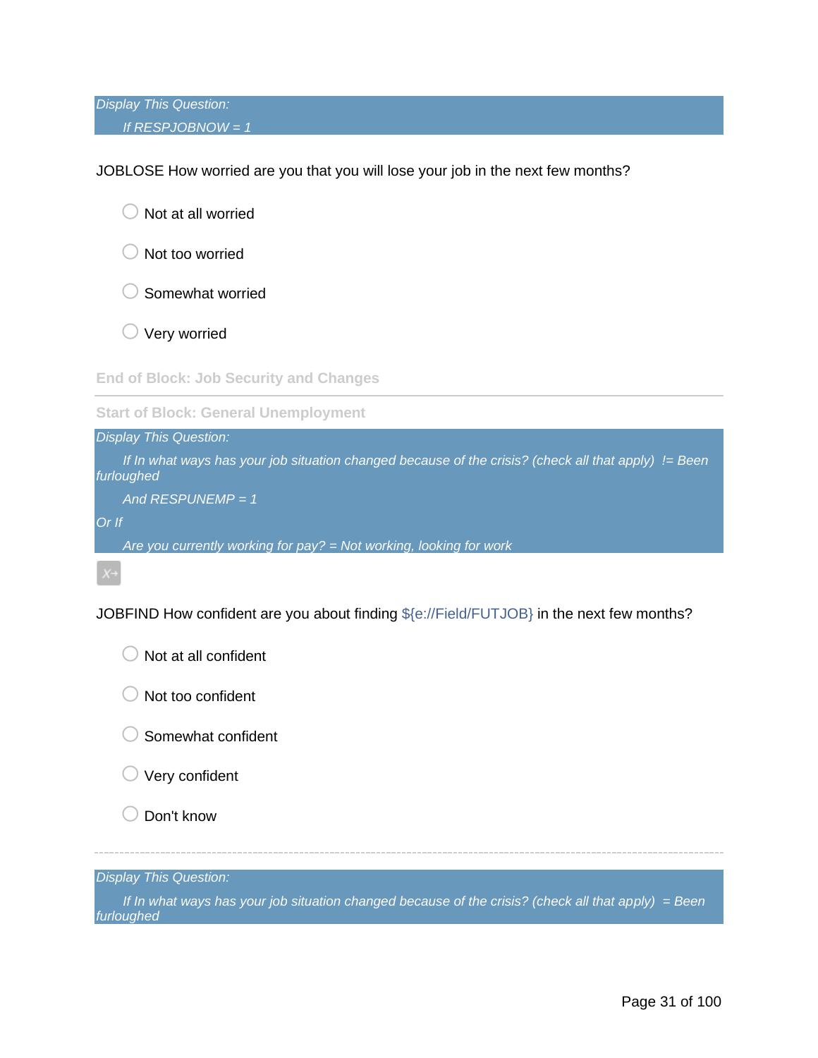*Display This Question:*

*If RESPJOBNOW = 1*

JOBLOSE How worried are you that you will lose your job in the next few months?

- Not at all worried
- Not too worried
- Somewhat worried
- Very worried

**End of Block: Job Security and Changes**

---

**Start of Block: General Unemployment**

*Display This Question:*

*If In what ways has your job situation changed because of the crisis? (check all that apply) != Been furloughed*

*And RESPUNEMP = 1*

*Or If*

*Are you currently working for pay? = Not working, looking for work*

JOBFIND How confident are you about finding ${e://Field/FUTJOB} in the next few months?

- Not at all confident
- Not too confident
- Somewhat confident
- Very confident
- Don't know

---

*Display This Question:*

*If In what ways has your job situation changed because of the crisis? (check all that apply) = Been furloughed*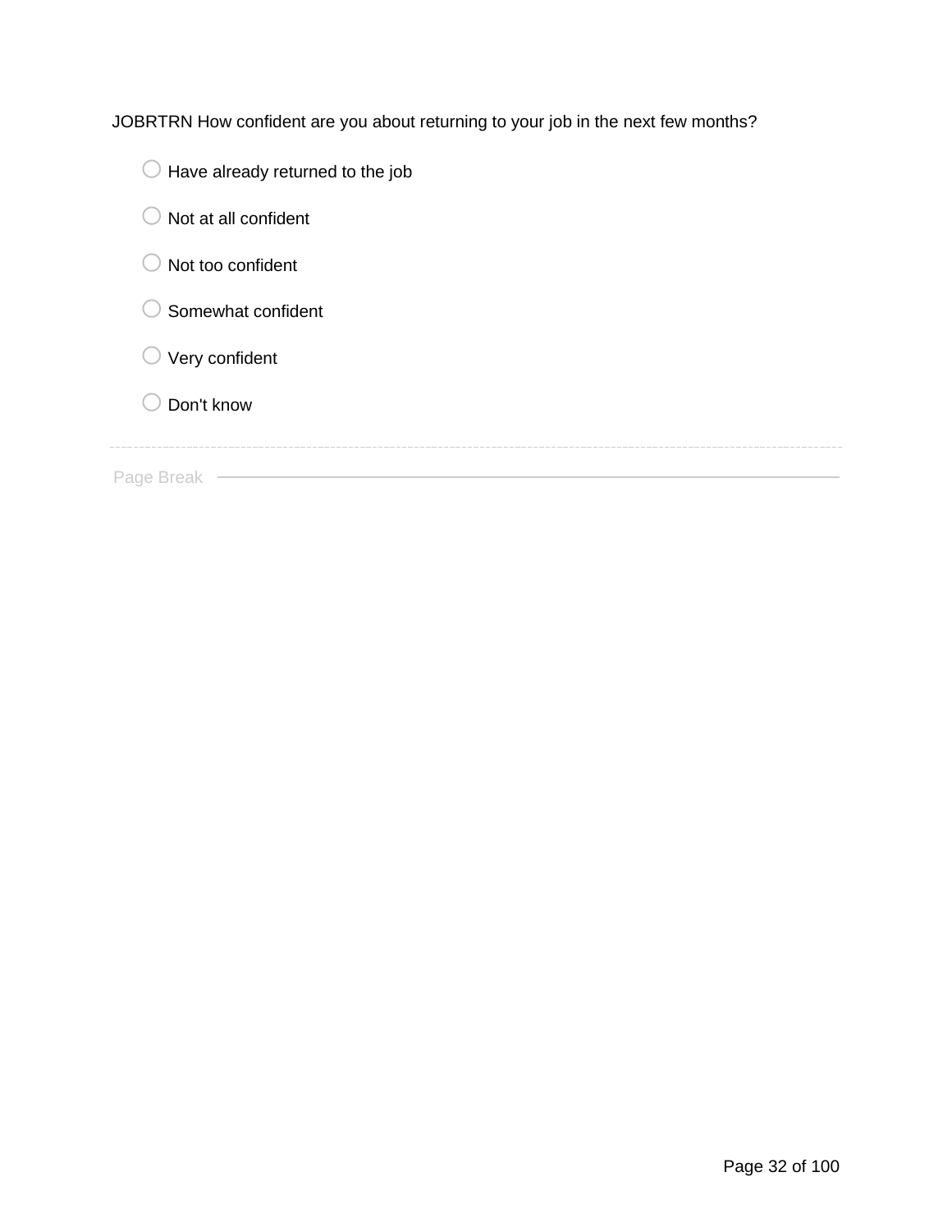JOBRTRN How confident are you about returning to your job in the next few months?

- ○ Have already returned to the job
- ○ Not at all confident
- ○ Not too confident
- ○ Somewhat confident
- ○ Very confident
- ○ Don't know

Page Break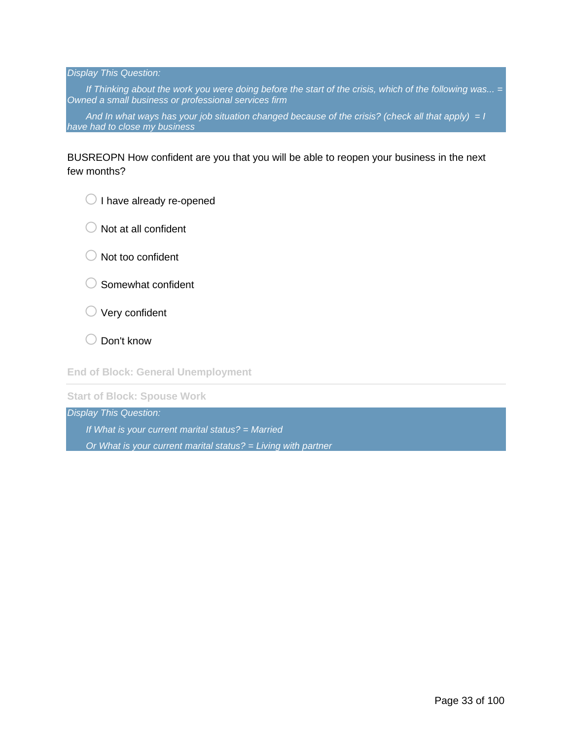*Display This Question:*

*If Thinking about the work you were doing before the start of the crisis, which of the following was... = Owned a small business or professional services firm*

*And In what ways has your job situation changed because of the crisis? (check all that apply) = I have had to close my business*

BUSREOPN How confident are you that you will be able to reopen your business in the next few months?

- I have already re-opened
- Not at all confident
- Not too confident
- Somewhat confident
- Very confident
- Don't know

**End of Block: General Unemployment**

---

**Start of Block: Spouse Work**

*Display This Question:*

*If What is your current marital status? = Married*

*Or What is your current marital status? = Living with partner*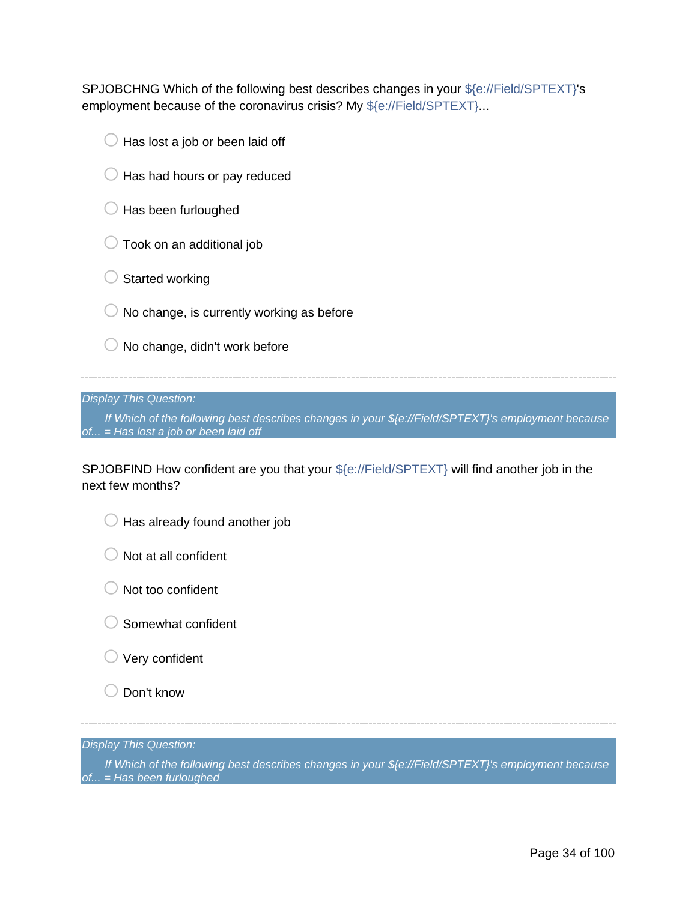SPJOBCHNG Which of the following best describes changes in your ${e://Field/SPTEXT}'s employment because of the coronavirus crisis? My ${e://Field/SPTEXT}...

- Has lost a job or been laid off
- Has had hours or pay reduced
- Has been furloughed
- Took on an additional job
- Started working
- No change, is currently working as before
- No change, didn't work before

---

*Display This Question:*

*If Which of the following best describes changes in your ${e://Field/SPTEXT}'s employment because of... = Has lost a job or been laid off*

SPJOBFIND How confident are you that your ${e://Field/SPTEXT} will find another job in the next few months?

- Has already found another job
- Not at all confident
- Not too confident
- Somewhat confident
- Very confident
- Don't know

---

*Display This Question:*

*If Which of the following best describes changes in your ${e://Field/SPTEXT}'s employment because of... = Has been furloughed*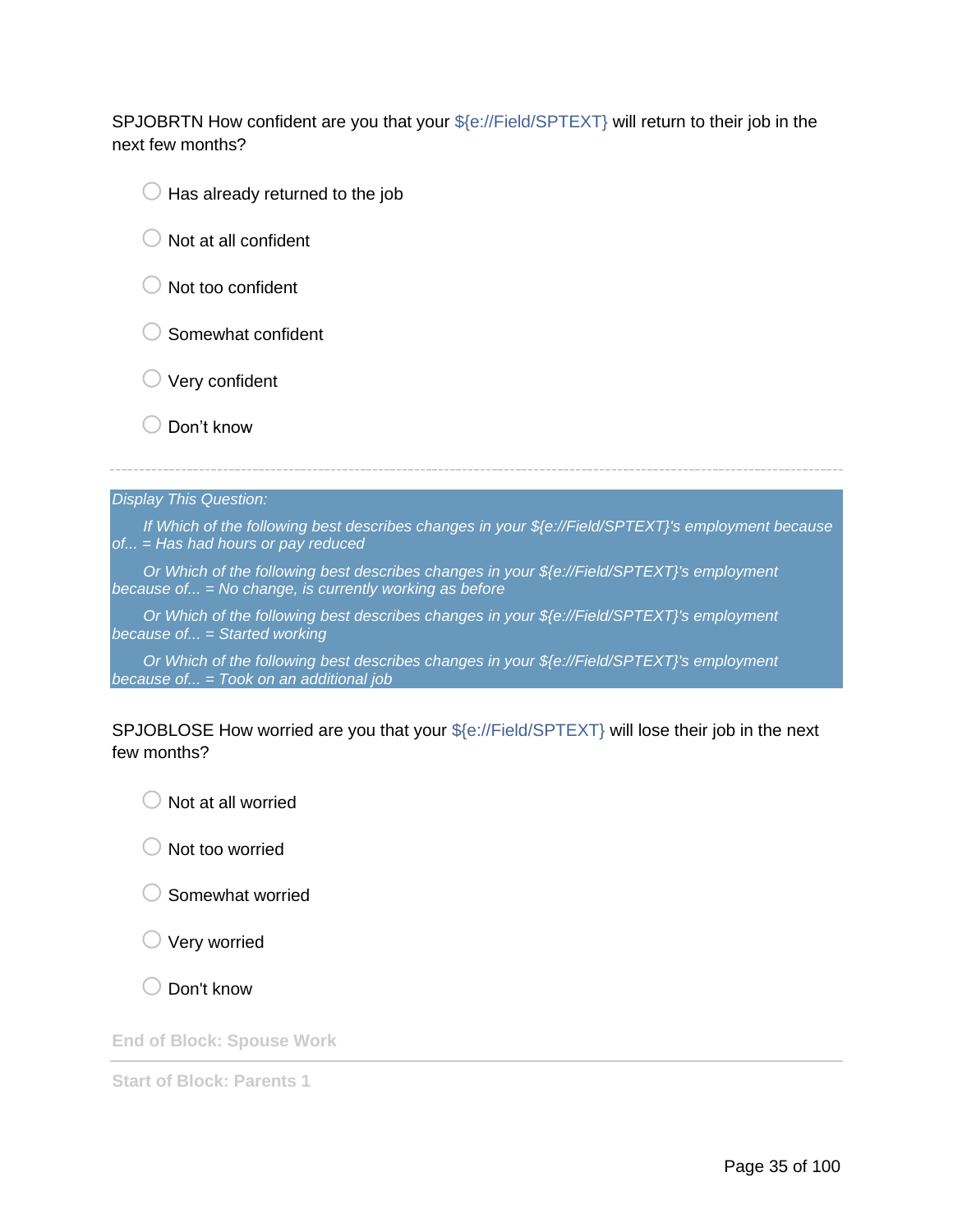SPJOBRTN How confident are you that your ${e://Field/SPTEXT} will return to their job in the next few months?

- Has already returned to the job
- Not at all confident
- Not too confident
- Somewhat confident
- Very confident
- Don't know

---

*Display This Question:*

*If Which of the following best describes changes in your ${e://Field/SPTEXT}'s employment because of... = Has had hours or pay reduced*

*Or Which of the following best describes changes in your ${e://Field/SPTEXT}'s employment because of... = No change, is currently working as before*

*Or Which of the following best describes changes in your ${e://Field/SPTEXT}'s employment because of... = Started working*

*Or Which of the following best describes changes in your ${e://Field/SPTEXT}'s employment because of... = Took on an additional job*

SPJOBLOSE How worried are you that your ${e://Field/SPTEXT} will lose their job in the next few months?

- Not at all worried
- Not too worried
- Somewhat worried
- Very worried
- Don't know

**End of Block: Spouse Work**

---

**Start of Block: Parents 1**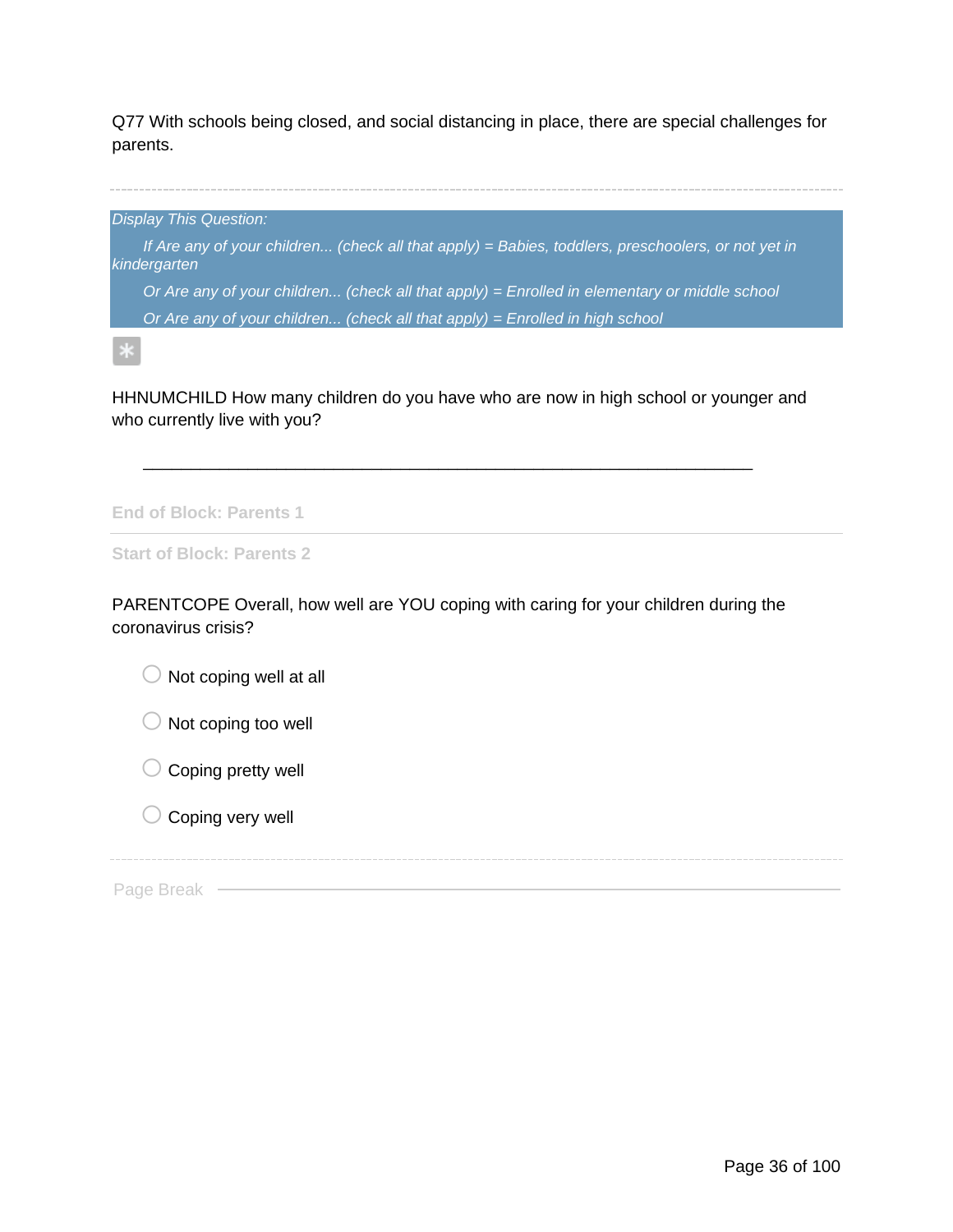Q77 With schools being closed, and social distancing in place, there are special challenges for parents.

---

*Display This Question:*

*If Are any of your children... (check all that apply) = Babies, toddlers, preschoolers, or not yet in kindergarten*

*Or Are any of your children... (check all that apply) = Enrolled in elementary or middle school*

*Or Are any of your children... (check all that apply) = Enrolled in high school*

*

HHNUMCHILD How many children do you have who are now in high school or younger and who currently live with you?

________________________________________________________________

**End of Block: Parents 1**

---

**Start of Block: Parents 2**

PARENTCOPE Overall, how well are YOU coping with caring for your children during the coronavirus crisis?

- ○ Not coping well at all
- ○ Not coping too well
- ○ Coping pretty well
- ○ Coping very well

---

Page Break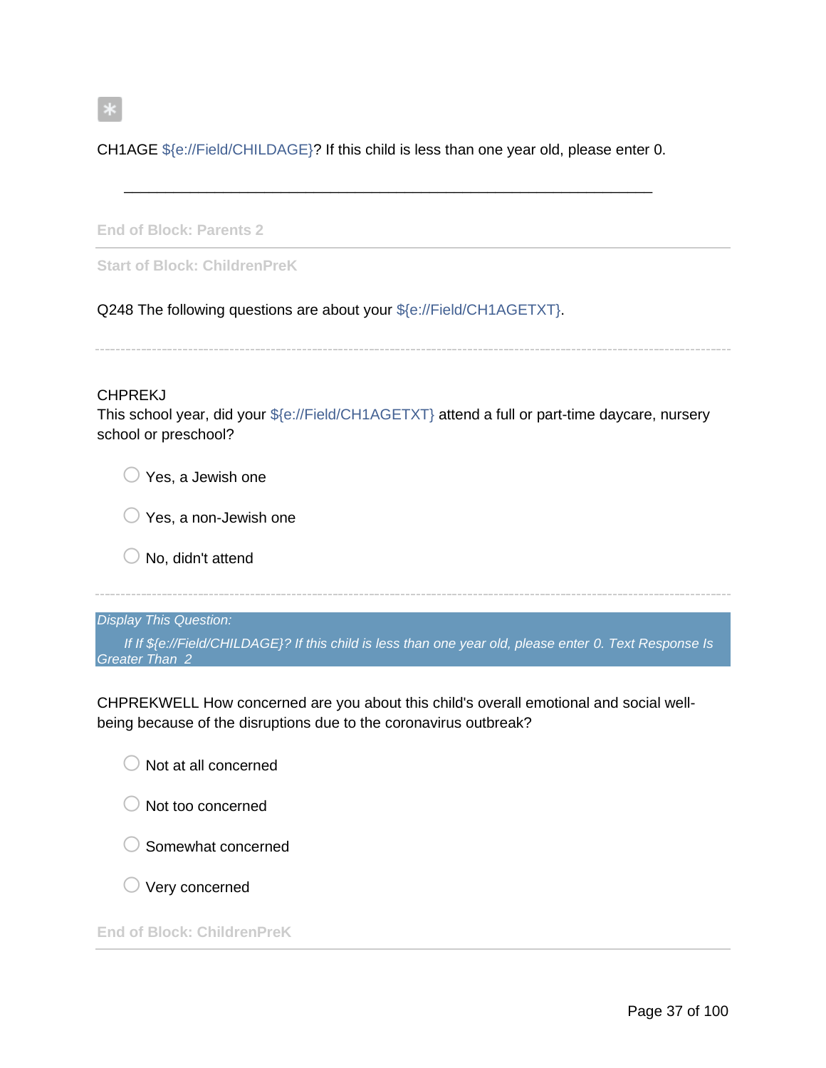*

CH1AGE ${e://Field/CHILDAGE}? If this child is less than one year old, please enter 0.

________________________________________________________________

End of Block: Parents 2

---

Start of Block: ChildrenPreK

Q248 The following questions are about your ${e://Field/CH1AGETXT}.

---

CHPREKJ
This school year, did your ${e://Field/CH1AGETXT} attend a full or part-time daycare, nursery school or preschool?

- Yes, a Jewish one
- Yes, a non-Jewish one
- No, didn't attend

---

*Display This Question:*

*If If ${e://Field/CHILDAGE}? If this child is less than one year old, please enter 0. Text Response Is Greater Than 2*

CHPREKWELL How concerned are you about this child's overall emotional and social well-being because of the disruptions due to the coronavirus outbreak?

- Not at all concerned
- Not too concerned
- Somewhat concerned
- Very concerned

End of Block: ChildrenPreK

---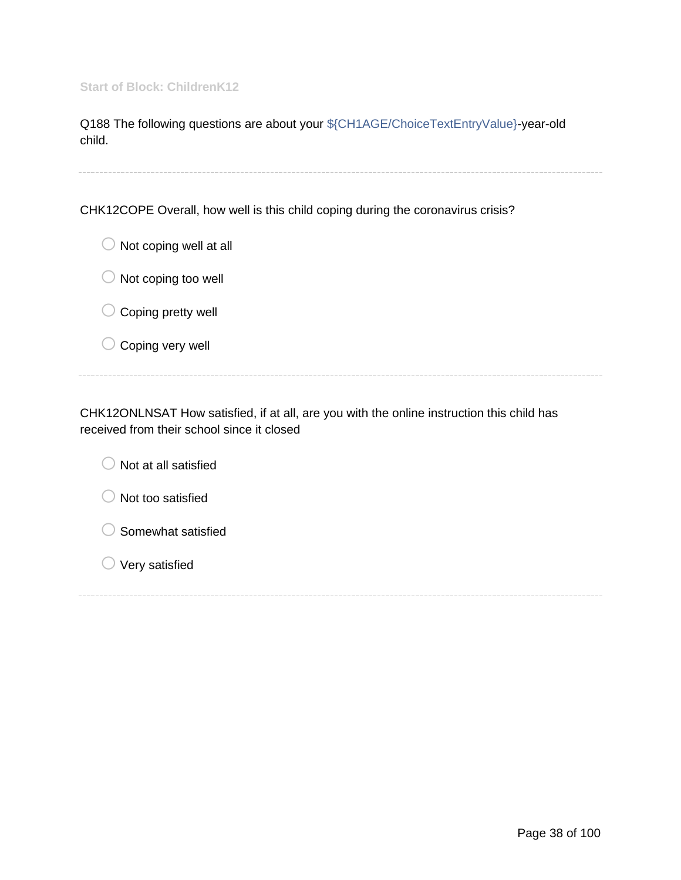Start of Block: ChildrenK12

Q188 The following questions are about your ${CH1AGE/ChoiceTextEntryValue}-year-old child.

---

CHK12COPE Overall, how well is this child coping during the coronavirus crisis?

- Not coping well at all
- Not coping too well
- Coping pretty well
- Coping very well

---

CHK12ONLNSAT How satisfied, if at all, are you with the online instruction this child has received from their school since it closed

- Not at all satisfied
- Not too satisfied
- Somewhat satisfied
- Very satisfied

---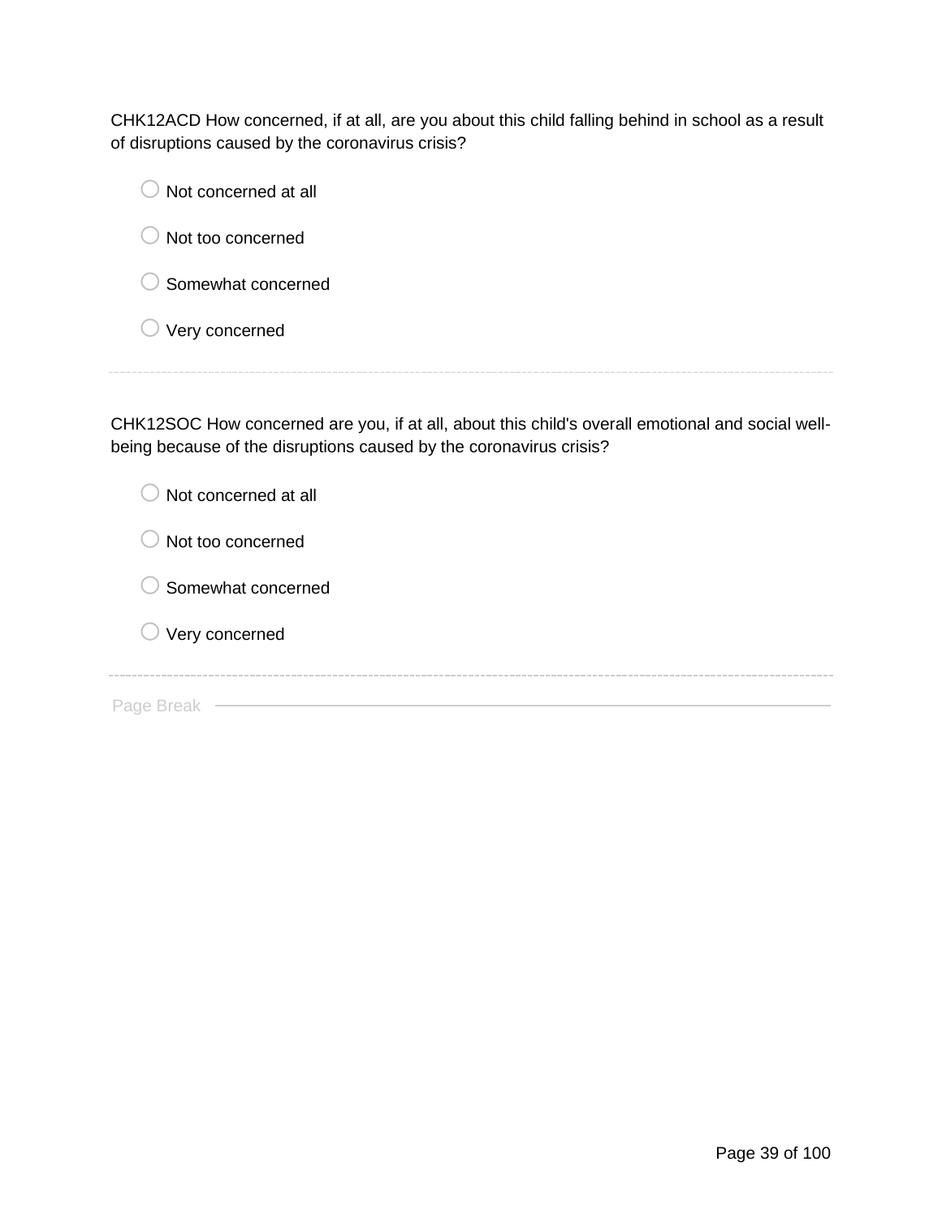CHK12ACD How concerned, if at all, are you about this child falling behind in school as a result of disruptions caused by the coronavirus crisis?

- Not concerned at all
- Not too concerned
- Somewhat concerned
- Very concerned

---

CHK12SOC How concerned are you, if at all, about this child's overall emotional and social well-being because of the disruptions caused by the coronavirus crisis?

- Not concerned at all
- Not too concerned
- Somewhat concerned
- Very concerned

---

Page Break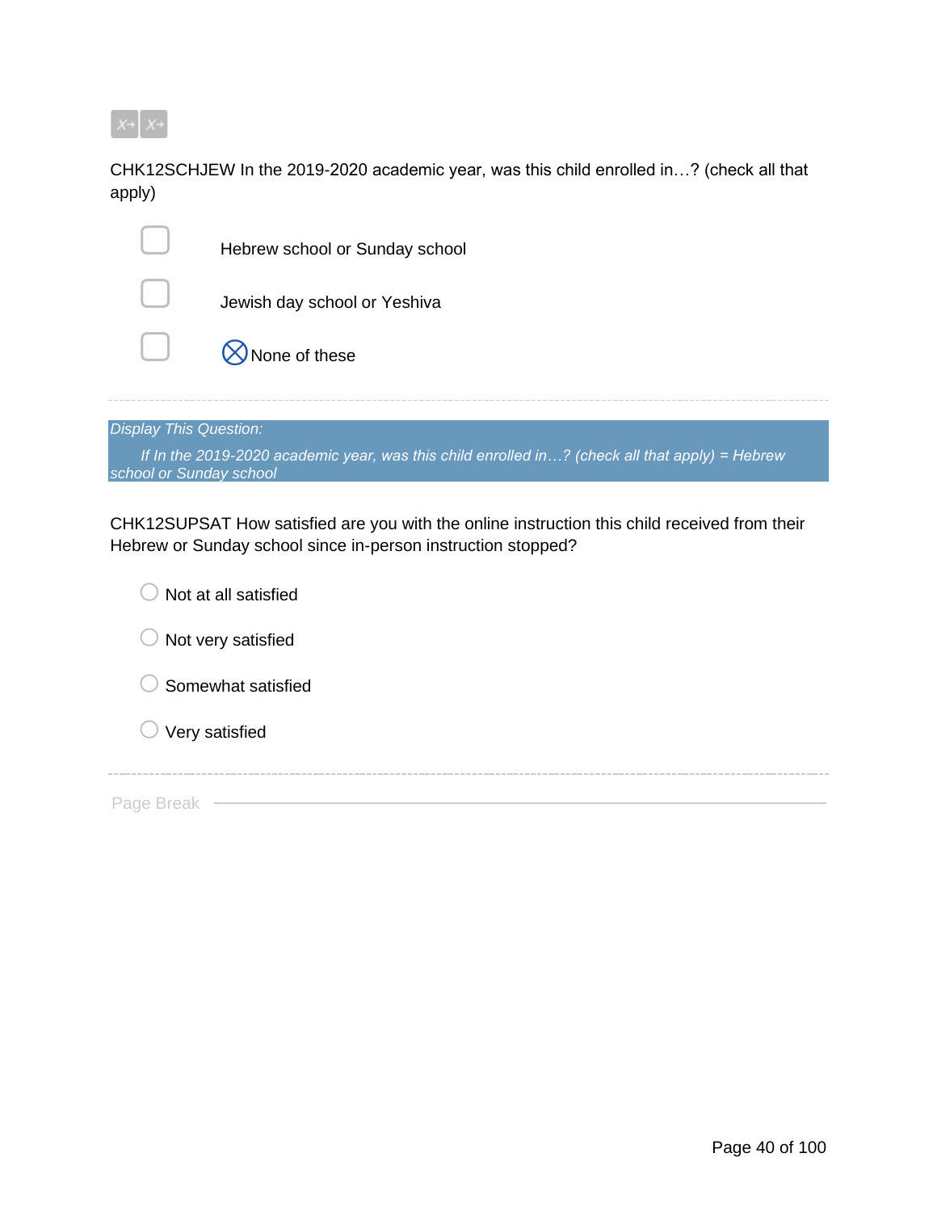CHK12SCHJEW In the 2019-2020 academic year, was this child enrolled in…? (check all that apply)

- ☐ Hebrew school or Sunday school
- ☐ Jewish day school or Yeshiva
- ☐ ⊗ None of these

---

*Display This Question:*

*If In the 2019-2020 academic year, was this child enrolled in…? (check all that apply) = Hebrew school or Sunday school*

CHK12SUPSAT How satisfied are you with the online instruction this child received from their Hebrew or Sunday school since in-person instruction stopped?

- ○ Not at all satisfied
- ○ Not very satisfied
- ○ Somewhat satisfied
- ○ Very satisfied

---

Page Break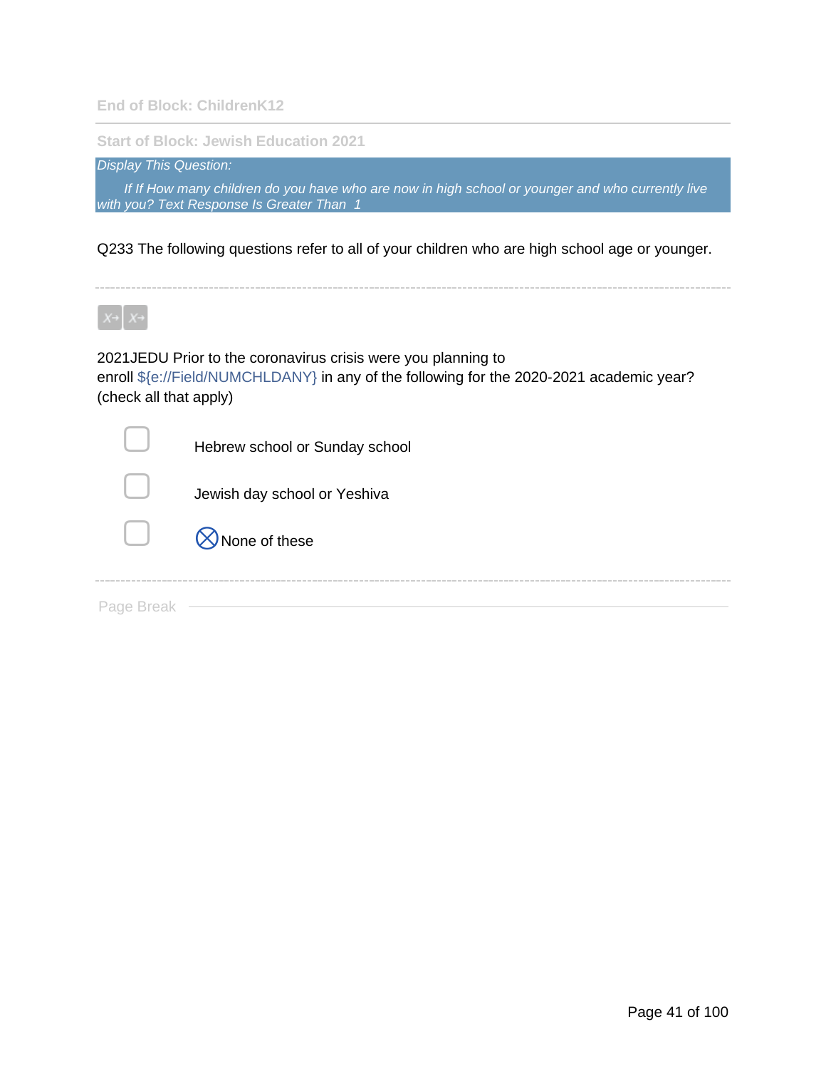End of Block: ChildrenK12

Start of Block: Jewish Education 2021

*Display This Question:*

*If If How many children do you have who are now in high school or younger and who currently live with you? Text Response Is Greater Than 1*

Q233 The following questions refer to all of your children who are high school age or younger.

---

2021JEDU Prior to the coronavirus crisis were you planning to enroll ${e://Field/NUMCHLDANY} in any of the following for the 2020-2021 academic year? (check all that apply)

- ▢ Hebrew school or Sunday school
- ▢ Jewish day school or Yeshiva
- ▢ ⊗None of these

---

Page Break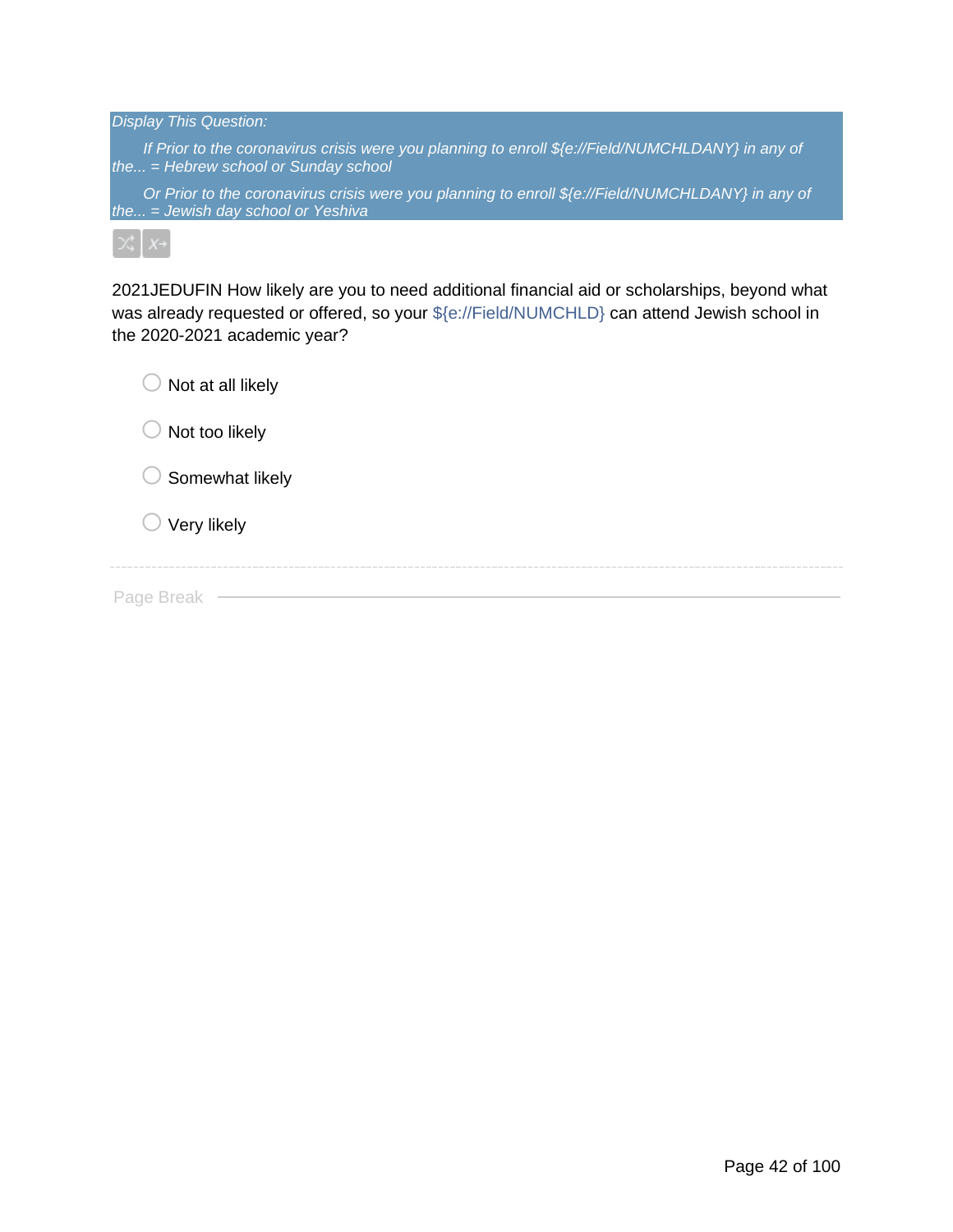*Display This Question:*

*If Prior to the coronavirus crisis were you planning to enroll ${e://Field/NUMCHLDANY} in any of the... = Hebrew school or Sunday school*

*Or Prior to the coronavirus crisis were you planning to enroll ${e://Field/NUMCHLDANY} in any of the... = Jewish day school or Yeshiva*

2021JEDUFIN How likely are you to need additional financial aid or scholarships, beyond what was already requested or offered, so your ${e://Field/NUMCHLD} can attend Jewish school in the 2020-2021 academic year?

- Not at all likely
- Not too likely
- Somewhat likely
- Very likely

Page Break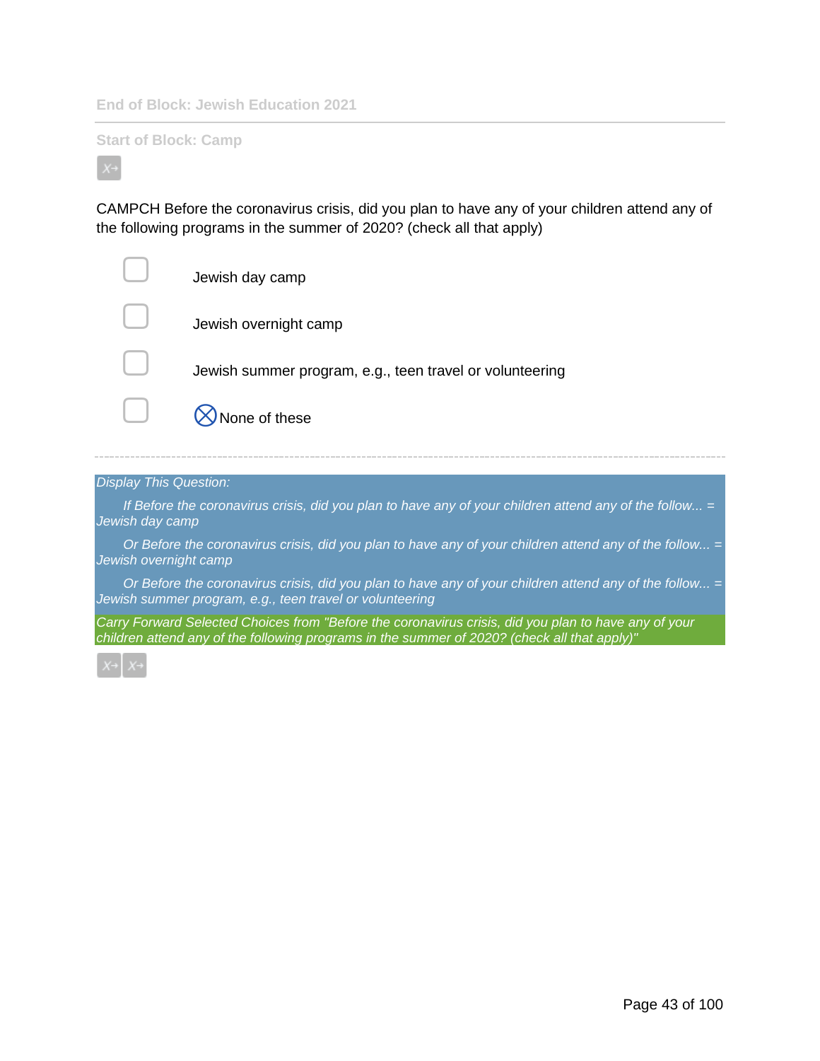End of Block: Jewish Education 2021

---

Start of Block: Camp

X→

CAMPCH Before the coronavirus crisis, did you plan to have any of your children attend any of the following programs in the summer of 2020? (check all that apply)

- ▢ Jewish day camp
- ▢ Jewish overnight camp
- ▢ Jewish summer program, e.g., teen travel or volunteering
- ▢ ⊗None of these

---

*Display This Question:*

*If Before the coronavirus crisis, did you plan to have any of your children attend any of the follow... = Jewish day camp*

*Or Before the coronavirus crisis, did you plan to have any of your children attend any of the follow... = Jewish overnight camp*

*Or Before the coronavirus crisis, did you plan to have any of your children attend any of the follow... = Jewish summer program, e.g., teen travel or volunteering*

*Carry Forward Selected Choices from "Before the coronavirus crisis, did you plan to have any of your children attend any of the following programs in the summer of 2020? (check all that apply)"*

X→ X→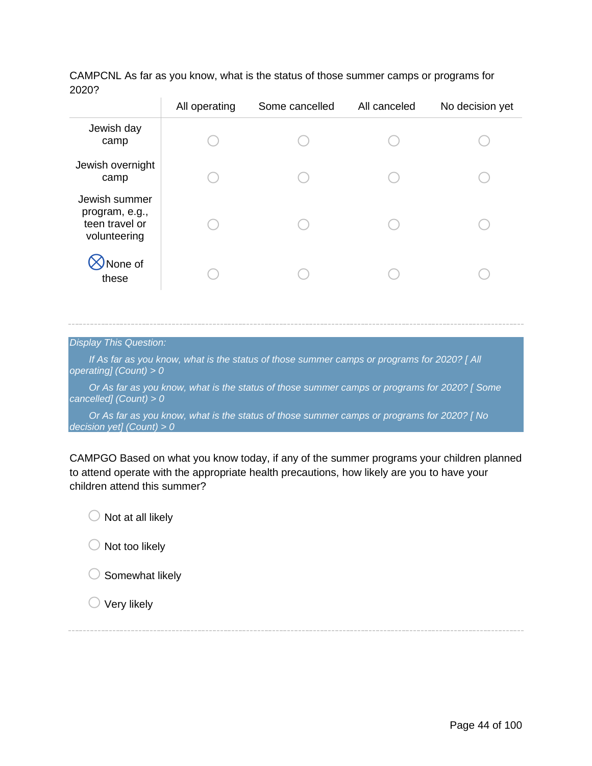CAMPCNL As far as you know, what is the status of those summer camps or programs for 2020?

| | All operating | Some cancelled | All canceled | No decision yet |
|---|---|---|---|---|
| Jewish day camp | ○ | ○ | ○ | ○ |
| Jewish overnight camp | ○ | ○ | ○ | ○ |
| Jewish summer program, e.g., teen travel or volunteering | ○ | ○ | ○ | ○ |
| ⊗ None of these | ○ | ○ | ○ | ○ |

---

*Display This Question:*

*If As far as you know, what is the status of those summer camps or programs for 2020? [ All operating] (Count) > 0*

*Or As far as you know, what is the status of those summer camps or programs for 2020? [ Some cancelled] (Count) > 0*

*Or As far as you know, what is the status of those summer camps or programs for 2020? [ No decision yet] (Count) > 0*

CAMPGO Based on what you know today, if any of the summer programs your children planned to attend operate with the appropriate health precautions, how likely are you to have your children attend this summer?

○ Not at all likely

○ Not too likely

○ Somewhat likely

○ Very likely

---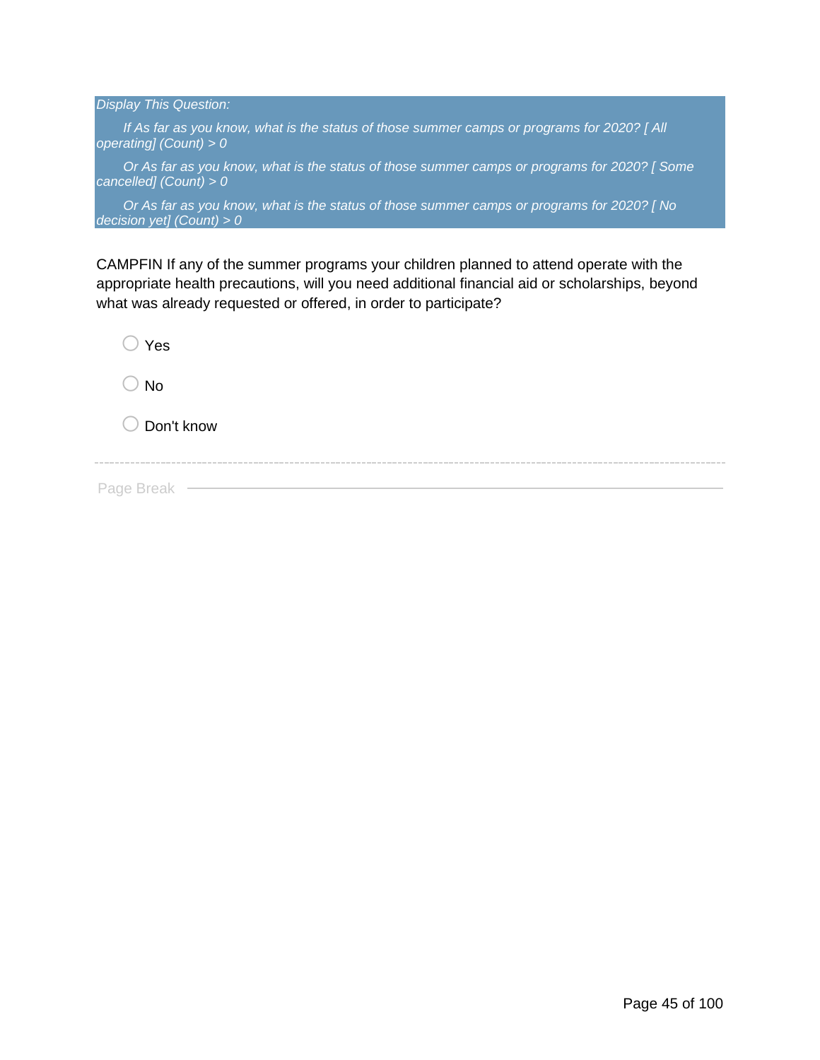*Display This Question:*

*If As far as you know, what is the status of those summer camps or programs for 2020? [ All operating] (Count) > 0*

*Or As far as you know, what is the status of those summer camps or programs for 2020? [ Some cancelled] (Count) > 0*

*Or As far as you know, what is the status of those summer camps or programs for 2020? [ No decision yet] (Count) > 0*

CAMPFIN If any of the summer programs your children planned to attend operate with the appropriate health precautions, will you need additional financial aid or scholarships, beyond what was already requested or offered, in order to participate?

- Yes
- No
- Don't know

Page Break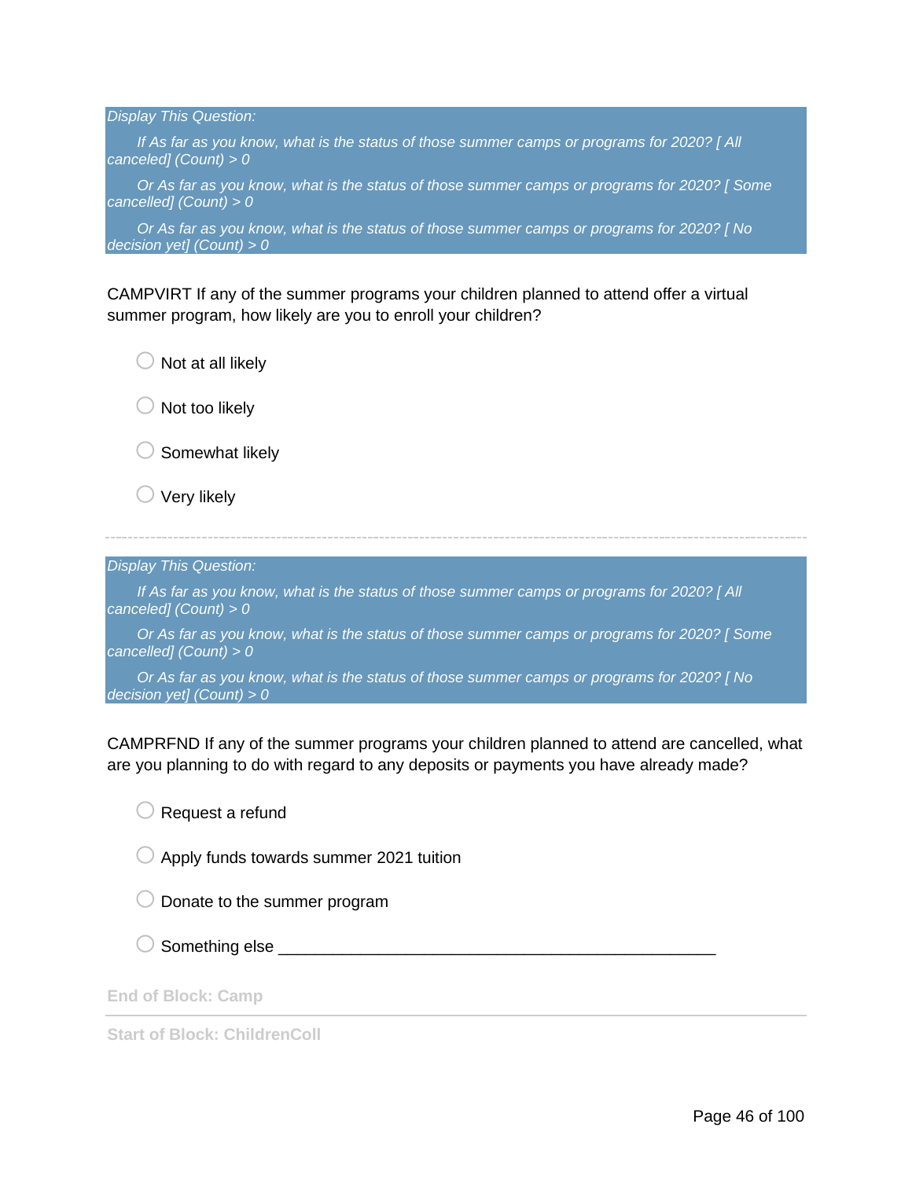*Display This Question:*

*If As far as you know, what is the status of those summer camps or programs for 2020? [ All canceled] (Count) > 0*

*Or As far as you know, what is the status of those summer camps or programs for 2020? [ Some cancelled] (Count) > 0*

*Or As far as you know, what is the status of those summer camps or programs for 2020? [ No decision yet] (Count) > 0*

CAMPVIRT If any of the summer programs your children planned to attend offer a virtual summer program, how likely are you to enroll your children?

- ◯ Not at all likely
- ◯ Not too likely
- ◯ Somewhat likely
- ◯ Very likely

---

*Display This Question:*

*If As far as you know, what is the status of those summer camps or programs for 2020? [ All canceled] (Count) > 0*

*Or As far as you know, what is the status of those summer camps or programs for 2020? [ Some cancelled] (Count) > 0*

*Or As far as you know, what is the status of those summer camps or programs for 2020? [ No decision yet] (Count) > 0*

CAMPRFND If any of the summer programs your children planned to attend are cancelled, what are you planning to do with regard to any deposits or payments you have already made?

- ◯ Request a refund
- ◯ Apply funds towards summer 2021 tuition
- ◯ Donate to the summer program
- ◯ Something else ________________________________________________

**End of Block: Camp**

---

**Start of Block: ChildrenColl**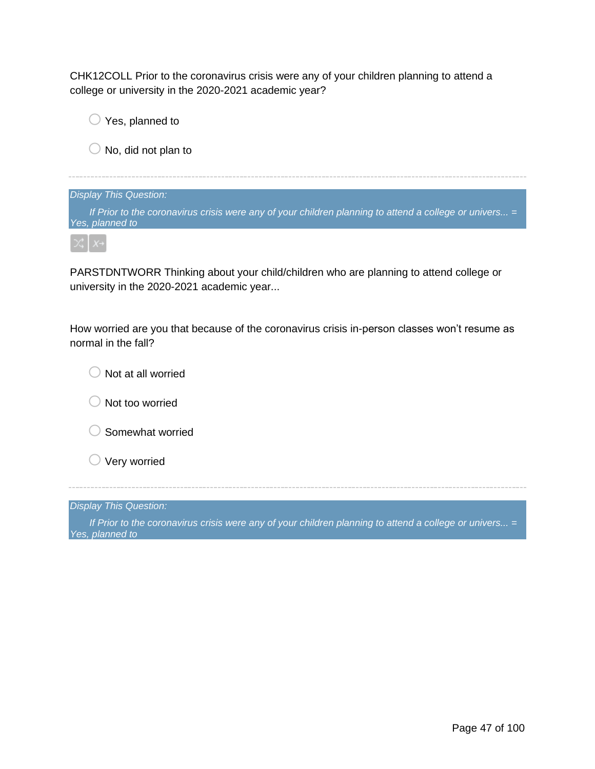CHK12COLL Prior to the coronavirus crisis were any of your children planning to attend a college or university in the 2020-2021 academic year?

- Yes, planned to
- No, did not plan to

---

*Display This Question:*

*If Prior to the coronavirus crisis were any of your children planning to attend a college or univers... = Yes, planned to*

PARSTDNTWORR Thinking about your child/children who are planning to attend college or university in the 2020-2021 academic year...

How worried are you that because of the coronavirus crisis in-person classes won't resume as normal in the fall?

- Not at all worried
- Not too worried
- Somewhat worried
- Very worried

---

*Display This Question:*

*If Prior to the coronavirus crisis were any of your children planning to attend a college or univers... = Yes, planned to*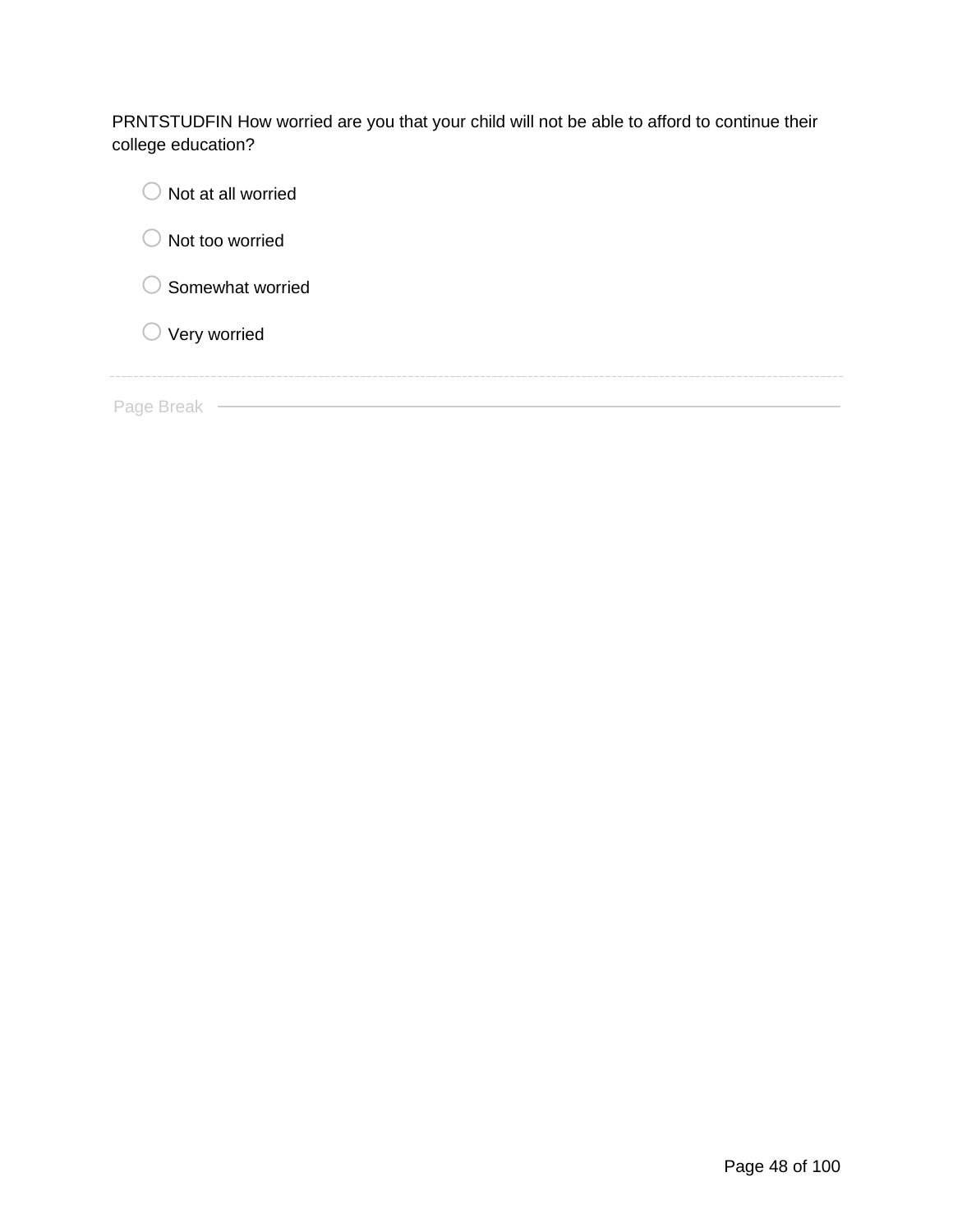PRNTSTUDFIN How worried are you that your child will not be able to afford to continue their college education?

- Not at all worried
- Not too worried
- Somewhat worried
- Very worried

Page Break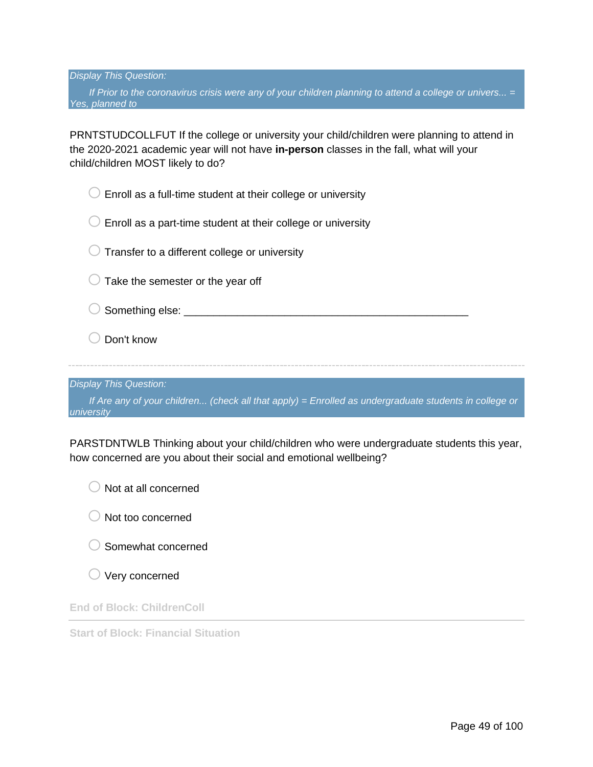*Display This Question:*

*If Prior to the coronavirus crisis were any of your children planning to attend a college or univers... = Yes, planned to*

PRNTSTUDCOLLFUT If the college or university your child/children were planning to attend in the 2020-2021 academic year will not have **in-person** classes in the fall, what will your child/children MOST likely to do?

- ○ Enroll as a full-time student at their college or university
- ○ Enroll as a part-time student at their college or university
- ○ Transfer to a different college or university
- ○ Take the semester or the year off
- ○ Something else: ________________________________________________
- ○ Don't know

---

*Display This Question:*

*If Are any of your children... (check all that apply) = Enrolled as undergraduate students in college or university*

PARSTDNTWLB Thinking about your child/children who were undergraduate students this year, how concerned are you about their social and emotional wellbeing?

- ○ Not at all concerned
- ○ Not too concerned
- ○ Somewhat concerned
- ○ Very concerned

**End of Block: ChildrenColl**

---

**Start of Block: Financial Situation**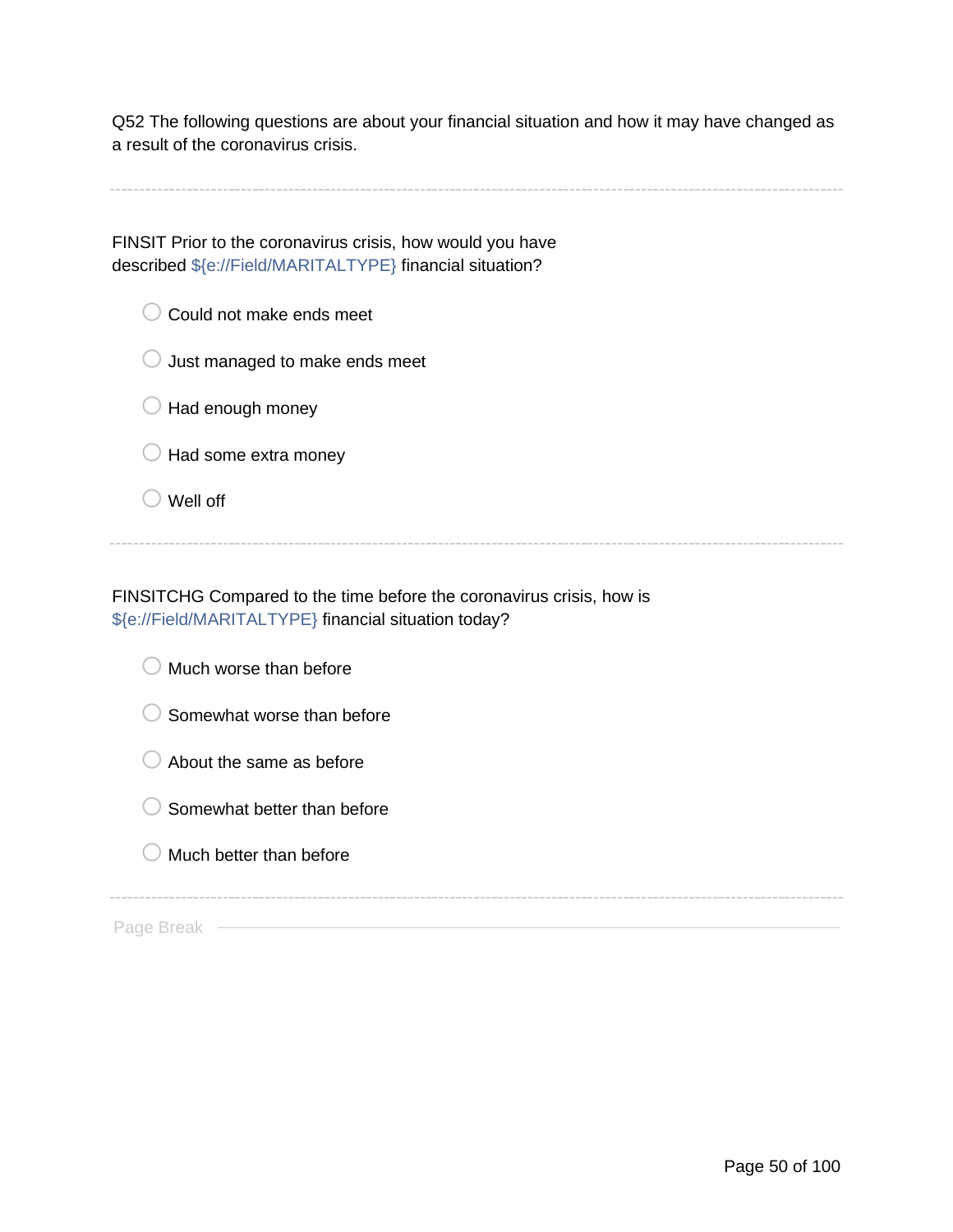Q52 The following questions are about your financial situation and how it may have changed as a result of the coronavirus crisis.

---

FINSIT Prior to the coronavirus crisis, how would you have described ${e://Field/MARITALTYPE} financial situation?

- Could not make ends meet
- Just managed to make ends meet
- Had enough money
- Had some extra money
- Well off

---

FINSITCHG Compared to the time before the coronavirus crisis, how is ${e://Field/MARITALTYPE} financial situation today?

- Much worse than before
- Somewhat worse than before
- About the same as before
- Somewhat better than before
- Much better than before

---

Page Break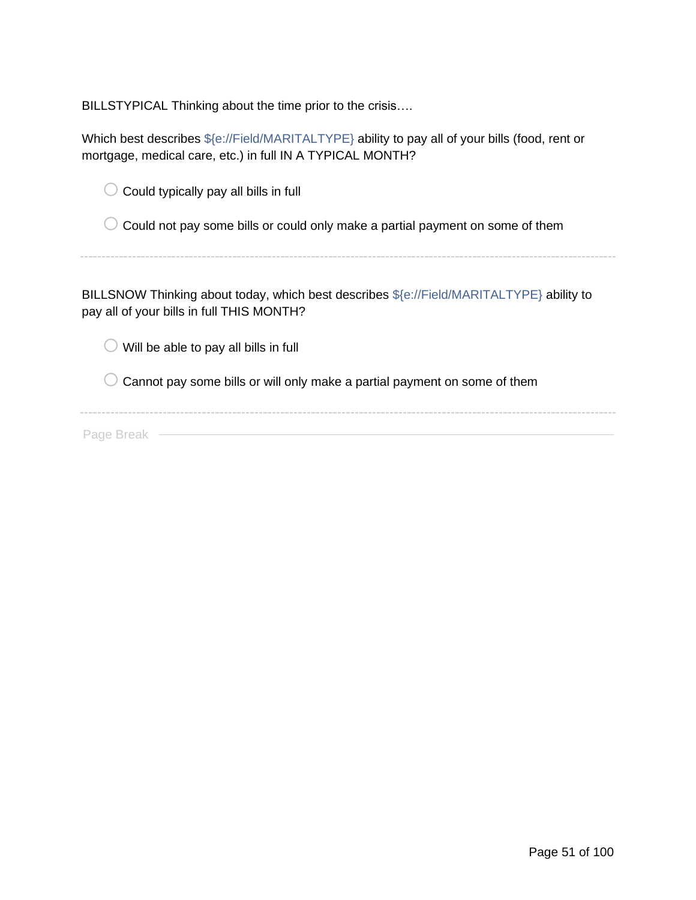BILLSTYPICAL Thinking about the time prior to the crisis….

Which best describes ${e://Field/MARITALTYPE} ability to pay all of your bills (food, rent or mortgage, medical care, etc.) in full IN A TYPICAL MONTH?

- ○ Could typically pay all bills in full
- ○ Could not pay some bills or could only make a partial payment on some of them

---

BILLSNOW Thinking about today, which best describes ${e://Field/MARITALTYPE} ability to pay all of your bills in full THIS MONTH?

- ○ Will be able to pay all bills in full
- ○ Cannot pay some bills or will only make a partial payment on some of them

---

Page Break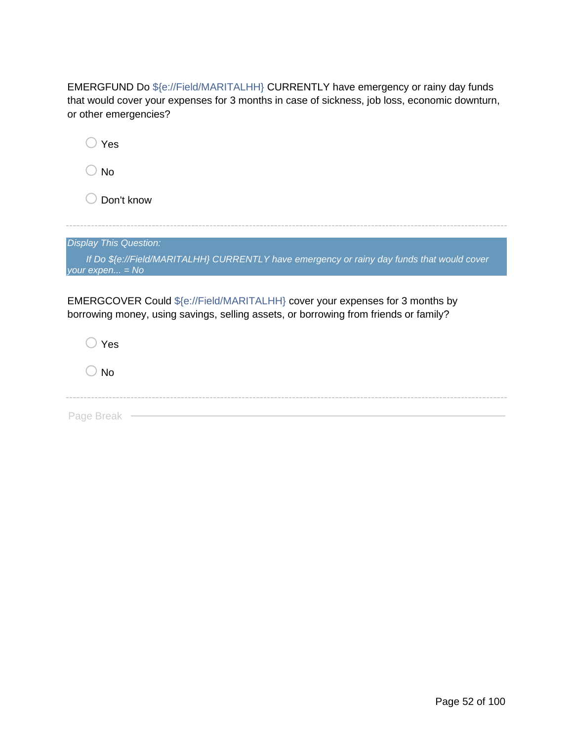EMERGFUND Do ${e://Field/MARITALHH} CURRENTLY have emergency or rainy day funds that would cover your expenses for 3 months in case of sickness, job loss, economic downturn, or other emergencies?

- Yes
- No
- Don't know

---

*Display This Question:*

*If Do ${e://Field/MARITALHH} CURRENTLY have emergency or rainy day funds that would cover your expen... = No*

EMERGCOVER Could ${e://Field/MARITALHH} cover your expenses for 3 months by borrowing money, using savings, selling assets, or borrowing from friends or family?

- Yes
- No

---

Page Break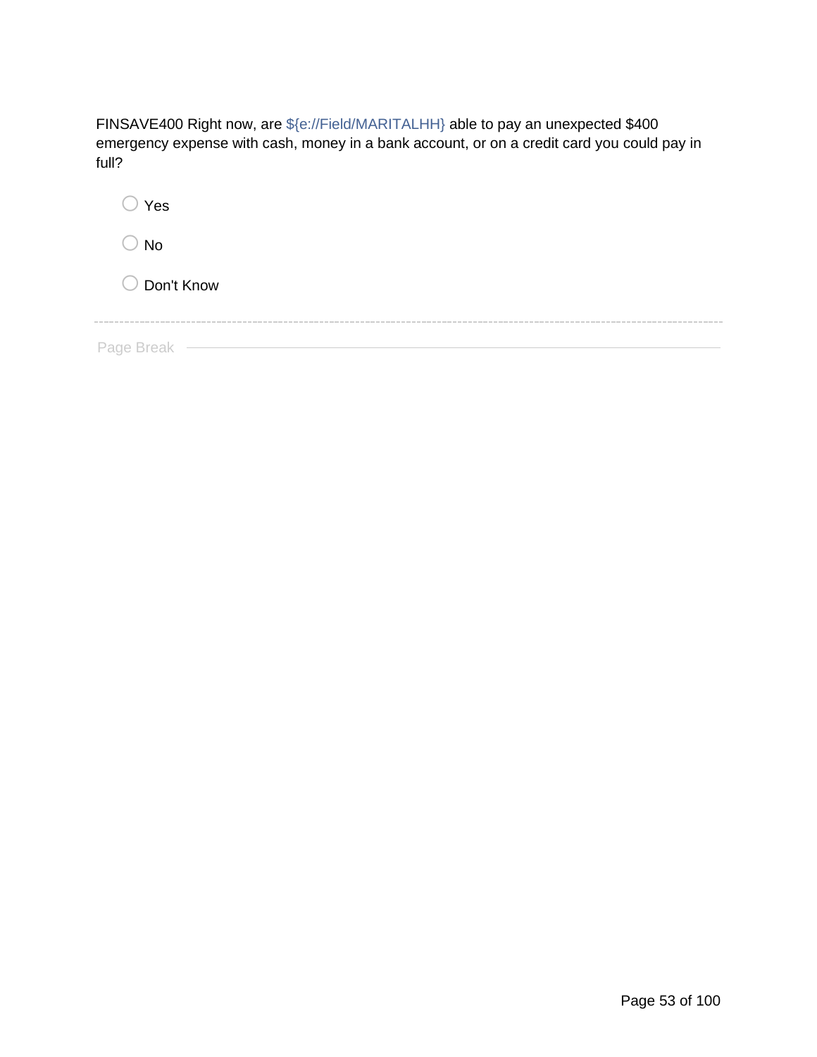FINSAVE400 Right now, are ${e://Field/MARITALHH} able to pay an unexpected $400 emergency expense with cash, money in a bank account, or on a credit card you could pay in full?

- ○ Yes
- ○ No
- ○ Don't Know

---

Page Break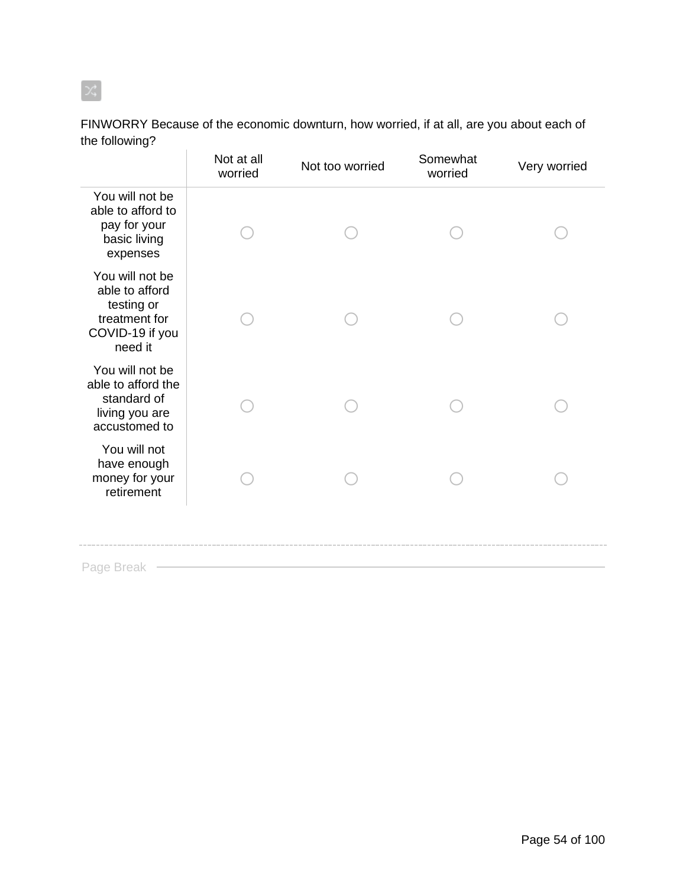FINWORRY Because of the economic downturn, how worried, if at all, are you about each of the following?

| | Not at all worried | Not too worried | Somewhat worried | Very worried |
|---|---|---|---|---|
| You will not be able to afford to pay for your basic living expenses | ○ | ○ | ○ | ○ |
| You will not be able to afford testing or treatment for COVID-19 if you need it | ○ | ○ | ○ | ○ |
| You will not be able to afford the standard of living you are accustomed to | ○ | ○ | ○ | ○ |
| You will not have enough money for your retirement | ○ | ○ | ○ | ○ |

---

Page Break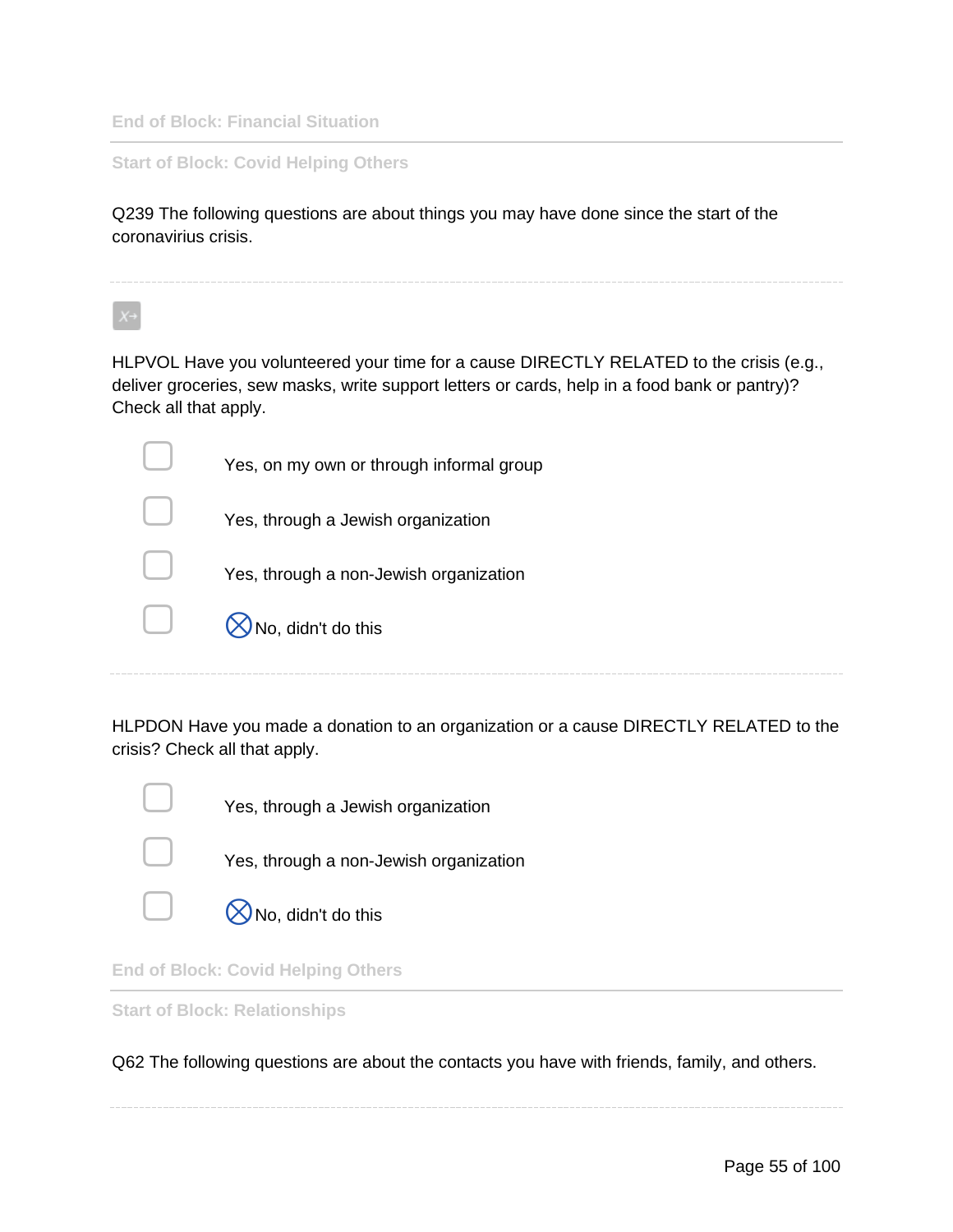End of Block: Financial Situation

Start of Block: Covid Helping Others

Q239 The following questions are about things you may have done since the start of the coronavirius crisis.

HLPVOL Have you volunteered your time for a cause DIRECTLY RELATED to the crisis (e.g., deliver groceries, sew masks, write support letters or cards, help in a food bank or pantry)? Check all that apply.

- ☐ Yes, on my own or through informal group
- ☐ Yes, through a Jewish organization
- ☐ Yes, through a non-Jewish organization
- ☐ ⊗No, didn't do this

HLPDON Have you made a donation to an organization or a cause DIRECTLY RELATED to the crisis? Check all that apply.

- ☐ Yes, through a Jewish organization
- ☐ Yes, through a non-Jewish organization
- ☐ ⊗No, didn't do this

End of Block: Covid Helping Others

Start of Block: Relationships

Q62 The following questions are about the contacts you have with friends, family, and others.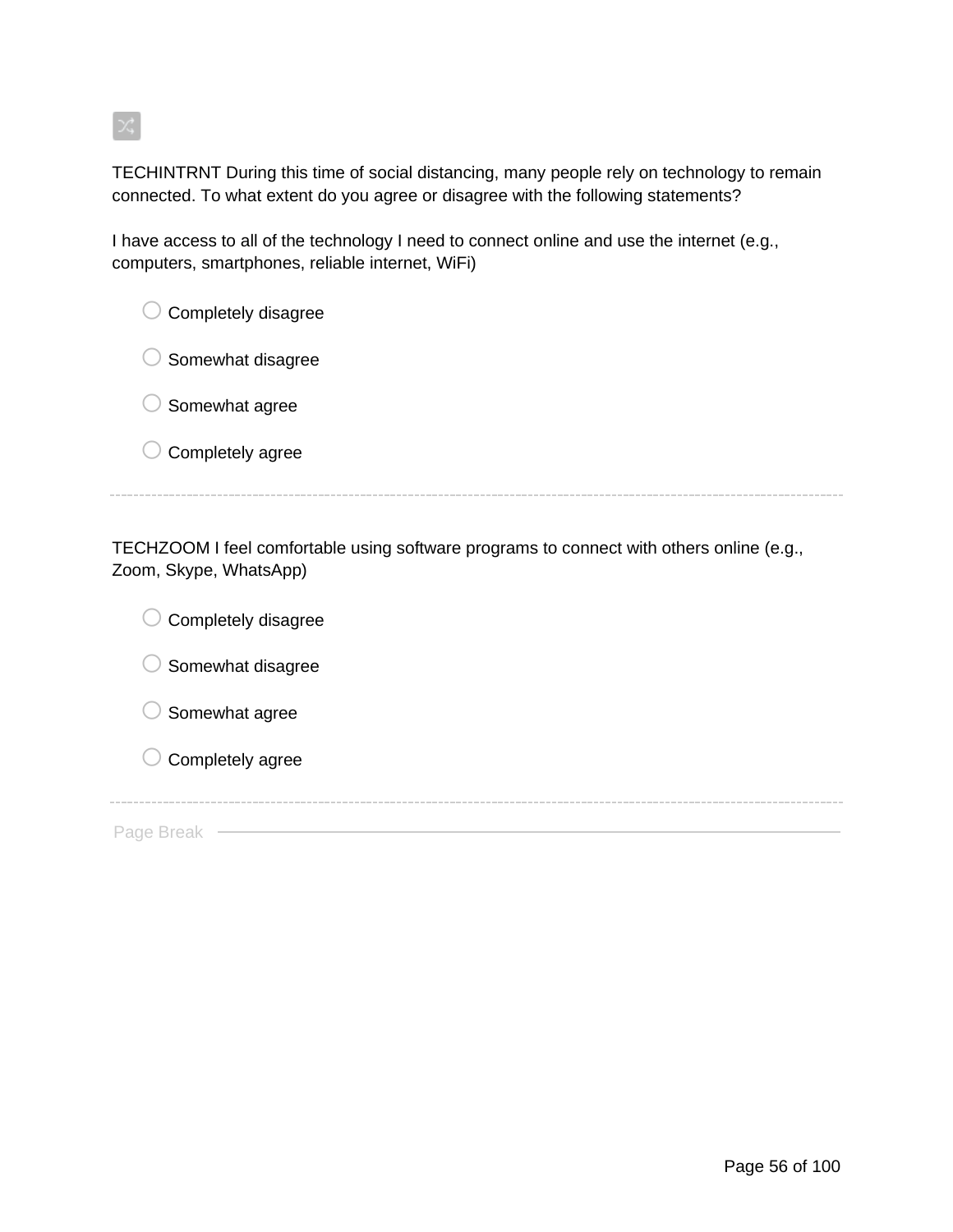TECHINTRNT During this time of social distancing, many people rely on technology to remain connected. To what extent do you agree or disagree with the following statements?

I have access to all of the technology I need to connect online and use the internet (e.g., computers, smartphones, reliable internet, WiFi)

- ◯ Completely disagree
- ◯ Somewhat disagree
- ◯ Somewhat agree
- ◯ Completely agree

---

TECHZOOM I feel comfortable using software programs to connect with others online (e.g., Zoom, Skype, WhatsApp)

- ◯ Completely disagree
- ◯ Somewhat disagree
- ◯ Somewhat agree
- ◯ Completely agree

---

Page Break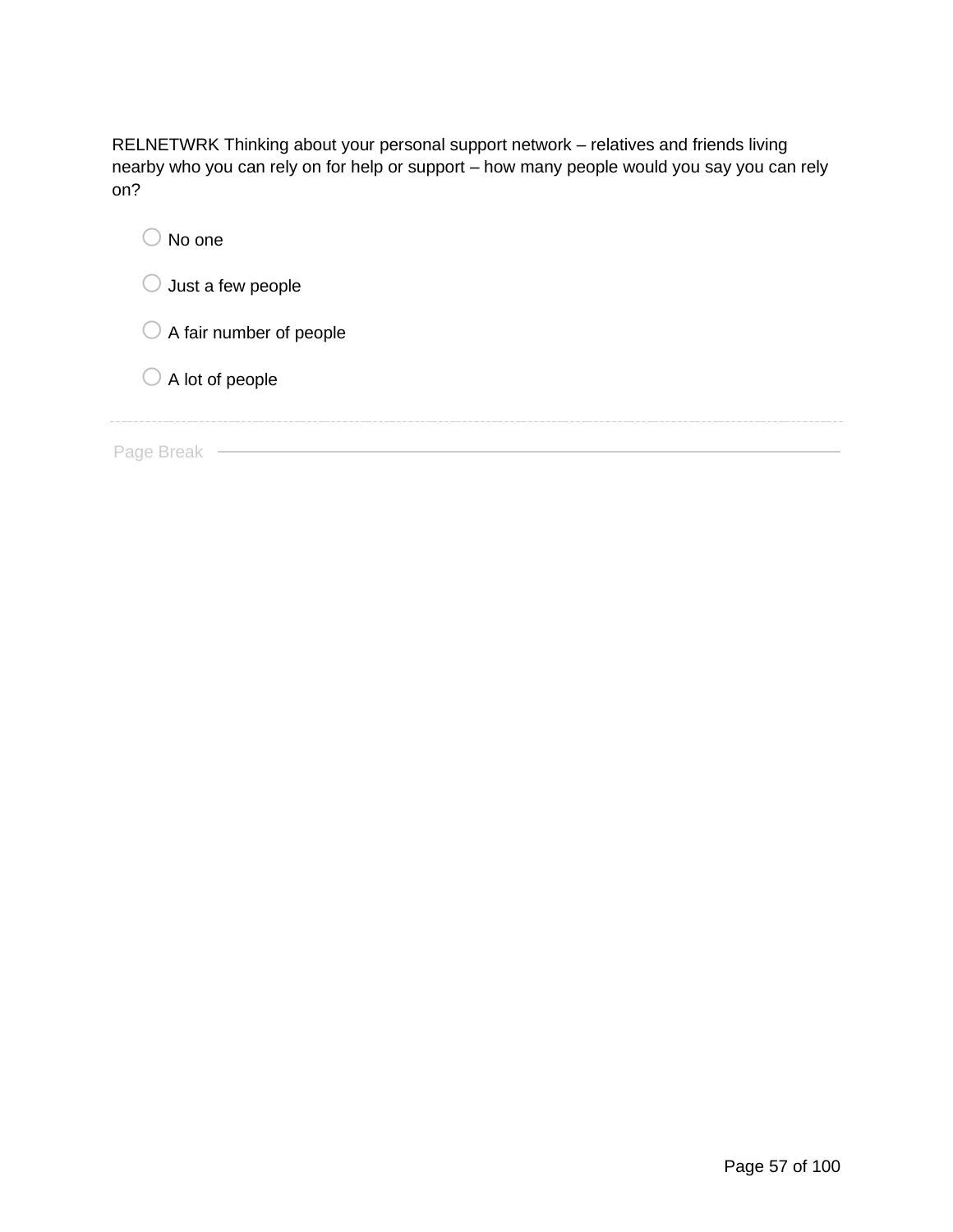RELNETWRK Thinking about your personal support network – relatives and friends living nearby who you can rely on for help or support – how many people would you say you can rely on?

- ○ No one
- ○ Just a few people
- ○ A fair number of people
- ○ A lot of people

Page Break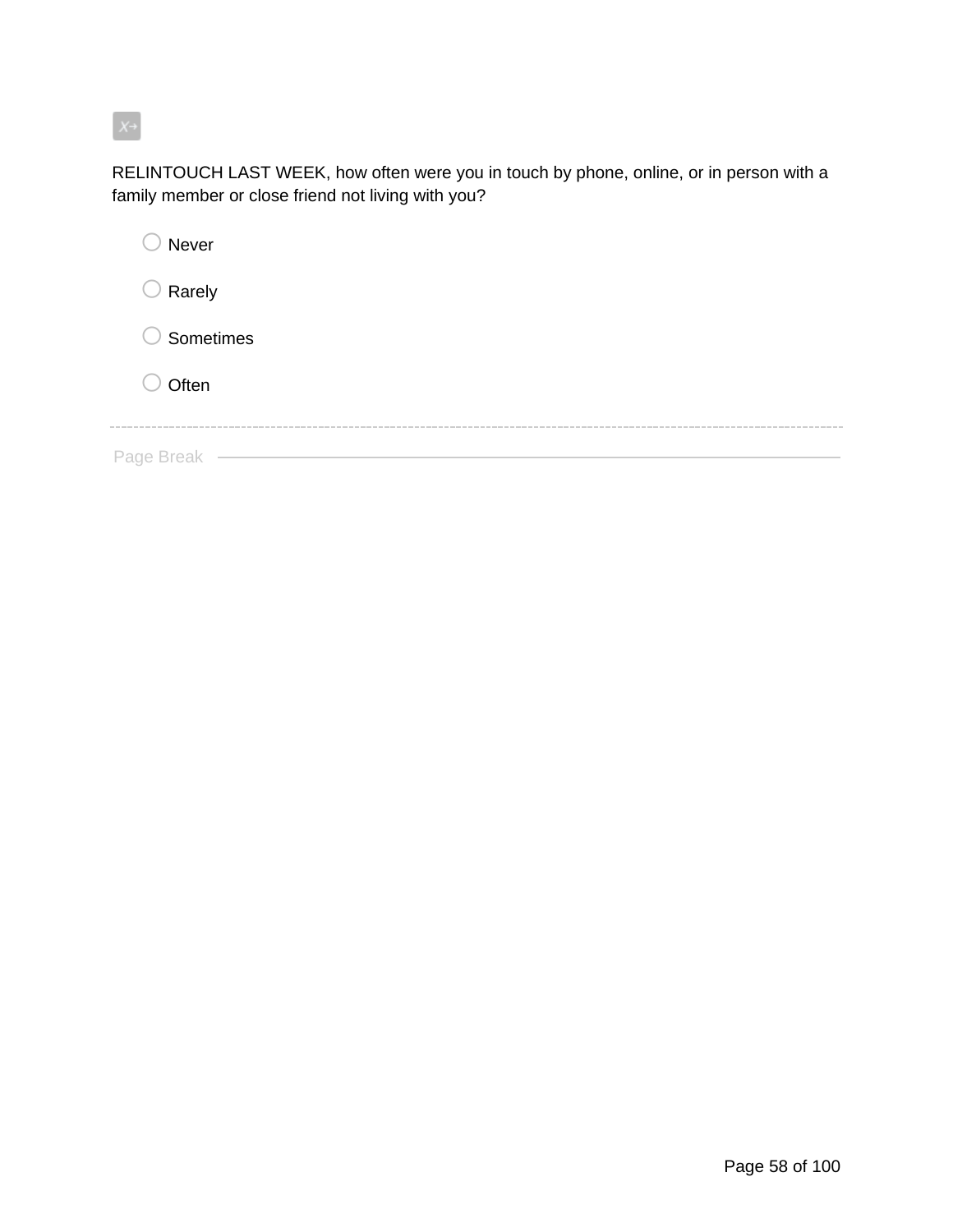RELINTOUCH LAST WEEK, how often were you in touch by phone, online, or in person with a family member or close friend not living with you?

- Never
- Rarely
- Sometimes
- Often

Page Break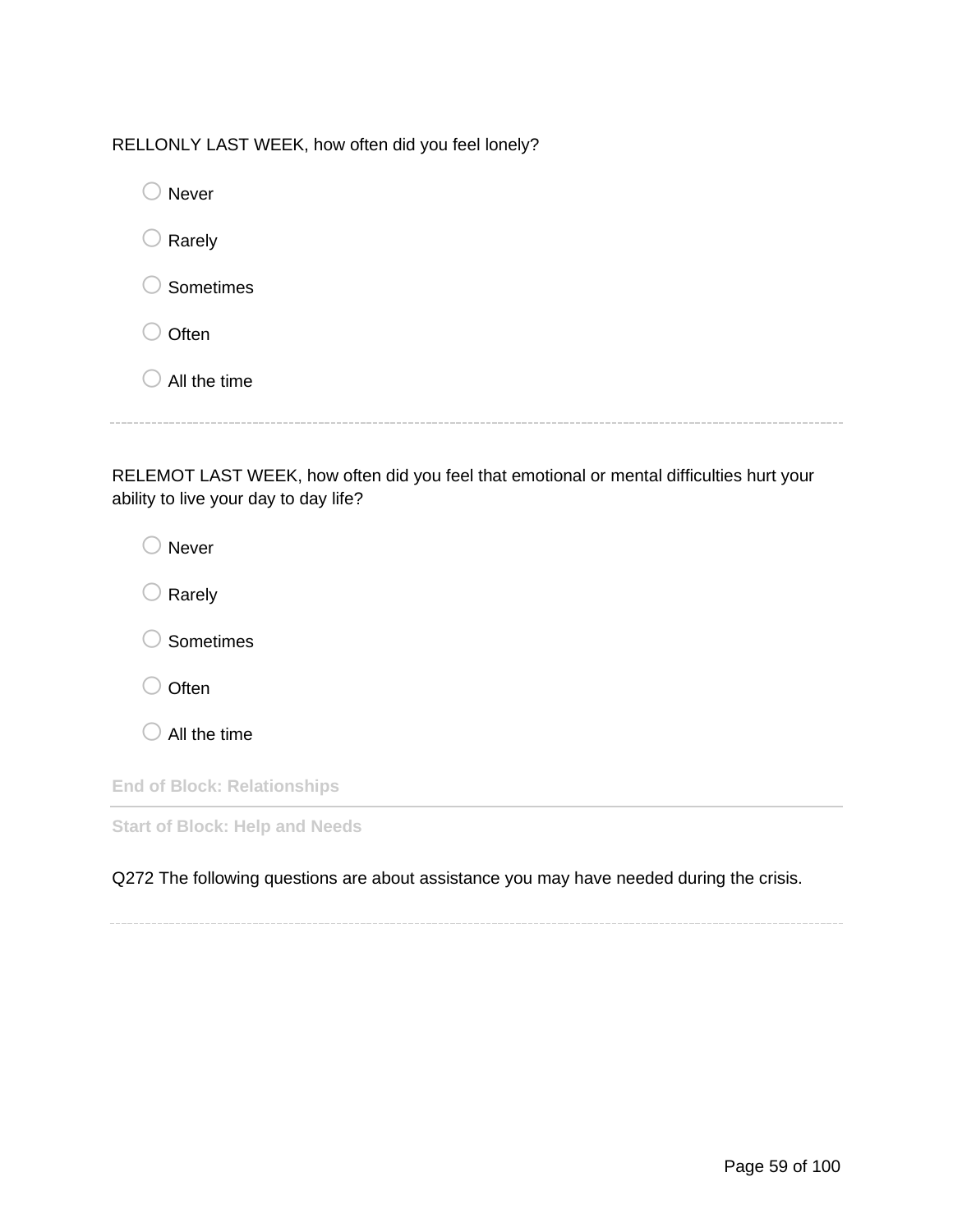RELLONLY LAST WEEK, how often did you feel lonely?

- Never
- Rarely
- Sometimes
- Often
- All the time

---

RELEMOT LAST WEEK, how often did you feel that emotional or mental difficulties hurt your ability to live your day to day life?

- Never
- Rarely
- Sometimes
- Often
- All the time

**End of Block: Relationships**

---

**Start of Block: Help and Needs**

Q272 The following questions are about assistance you may have needed during the crisis.

---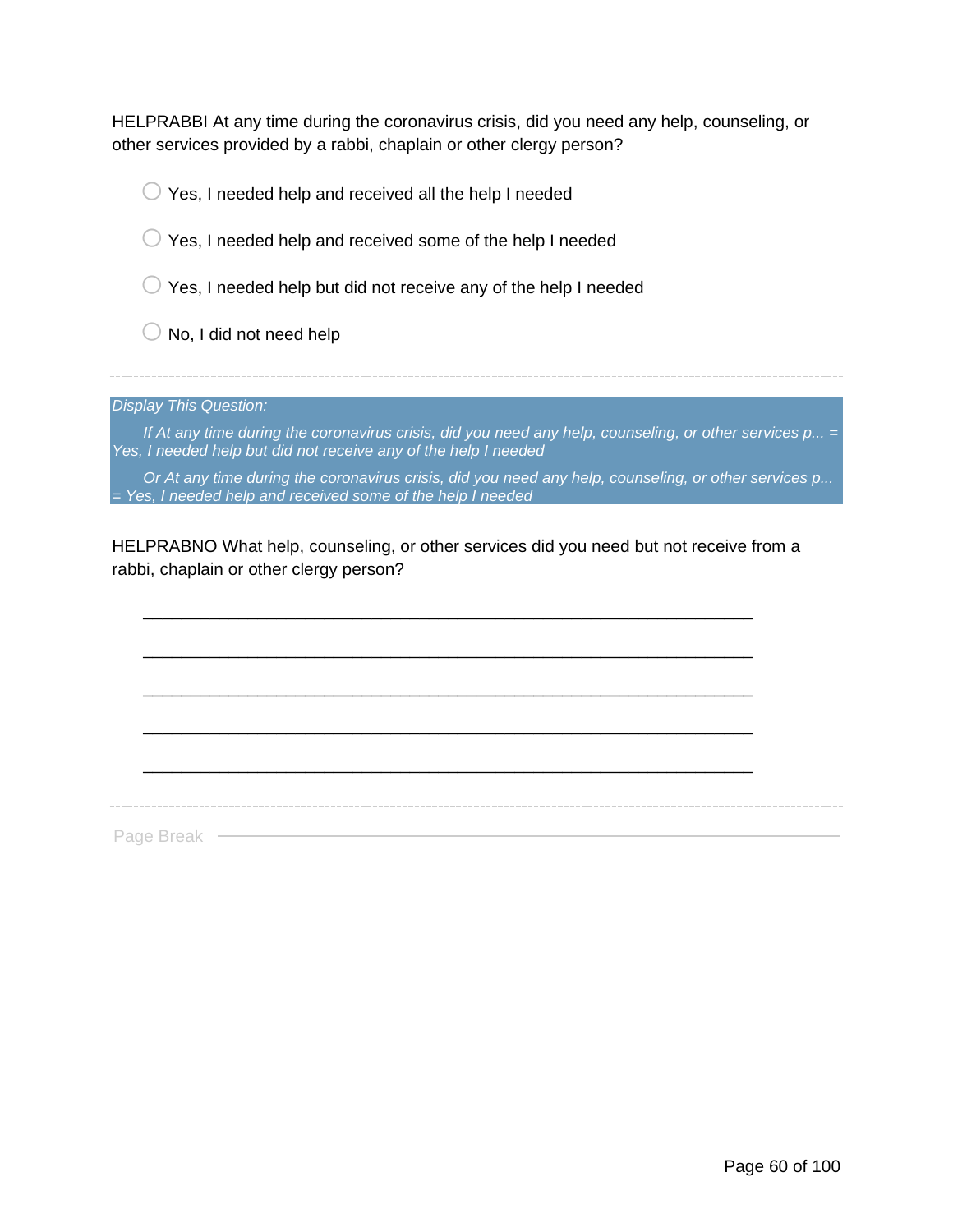HELPRABBI At any time during the coronavirus crisis, did you need any help, counseling, or other services provided by a rabbi, chaplain or other clergy person?

- ○ Yes, I needed help and received all the help I needed
- ○ Yes, I needed help and received some of the help I needed
- ○ Yes, I needed help but did not receive any of the help I needed
- ○ No, I did not need help

---

*Display This Question:*

*If At any time during the coronavirus crisis, did you need any help, counseling, or other services p... = Yes, I needed help but did not receive any of the help I needed*

*Or At any time during the coronavirus crisis, did you need any help, counseling, or other services p... = Yes, I needed help and received some of the help I needed*

HELPRABNO What help, counseling, or other services did you need but not receive from a rabbi, chaplain or other clergy person?

________________________________________________________________

________________________________________________________________

________________________________________________________________

________________________________________________________________

________________________________________________________________

---

Page Break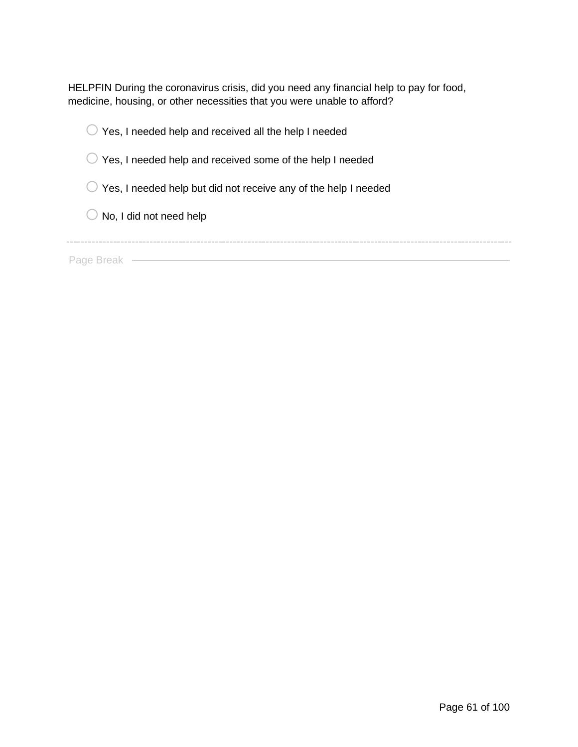HELPFIN During the coronavirus crisis, did you need any financial help to pay for food, medicine, housing, or other necessities that you were unable to afford?

- ○ Yes, I needed help and received all the help I needed
- ○ Yes, I needed help and received some of the help I needed
- ○ Yes, I needed help but did not receive any of the help I needed
- ○ No, I did not need help

---

Page Break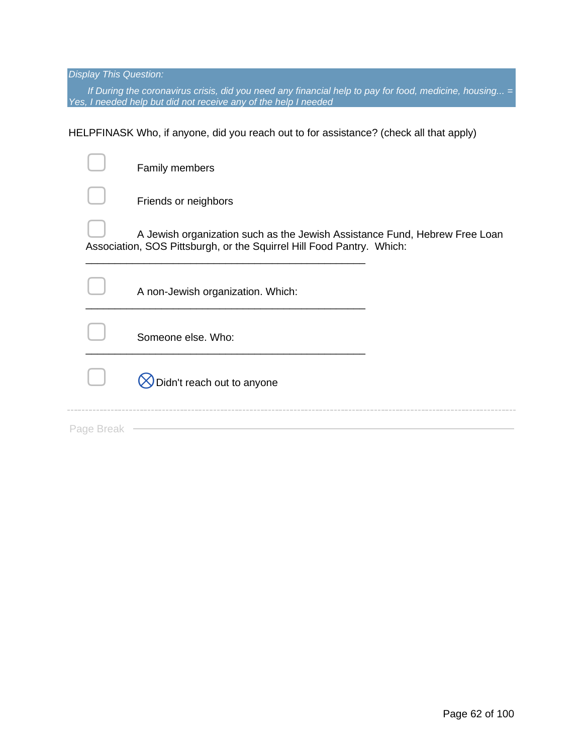*Display This Question:*

*If During the coronavirus crisis, did you need any financial help to pay for food, medicine, housing... = Yes, I needed help but did not receive any of the help I needed*

HELPFINASK Who, if anyone, did you reach out to for assistance? (check all that apply)

- ☐ Family members
- ☐ Friends or neighbors
- ☐ A Jewish organization such as the Jewish Assistance Fund, Hebrew Free Loan Association, SOS Pittsburgh, or the Squirrel Hill Food Pantry. Which: ________________________________________________
- ☐ A non-Jewish organization. Which: ________________________________________________
- ☐ Someone else. Who: ________________________________________________
- ☐ ⊗Didn't reach out to anyone

---

Page Break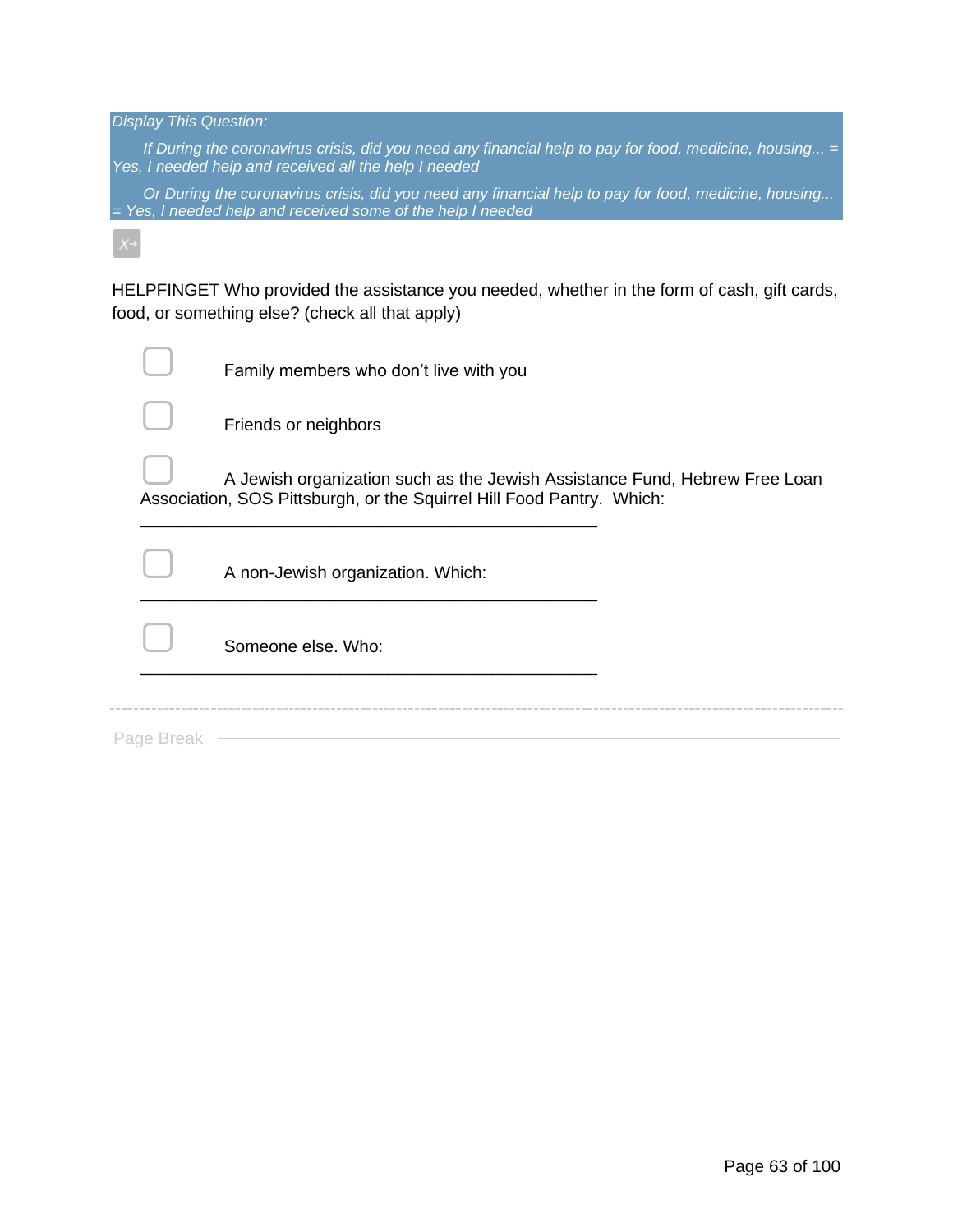*Display This Question:*

*If During the coronavirus crisis, did you need any financial help to pay for food, medicine, housing... = Yes, I needed help and received all the help I needed*

*Or During the coronavirus crisis, did you need any financial help to pay for food, medicine, housing... = Yes, I needed help and received some of the help I needed*

HELPFINGET Who provided the assistance you needed, whether in the form of cash, gift cards, food, or something else? (check all that apply)

- ☐ Family members who don't live with you
- ☐ Friends or neighbors
- ☐ A Jewish organization such as the Jewish Assistance Fund, Hebrew Free Loan Association, SOS Pittsburgh, or the Squirrel Hill Food Pantry. Which: ________________________________________________
- ☐ A non-Jewish organization. Which: ________________________________________________
- ☐ Someone else. Who: ________________________________________________

Page Break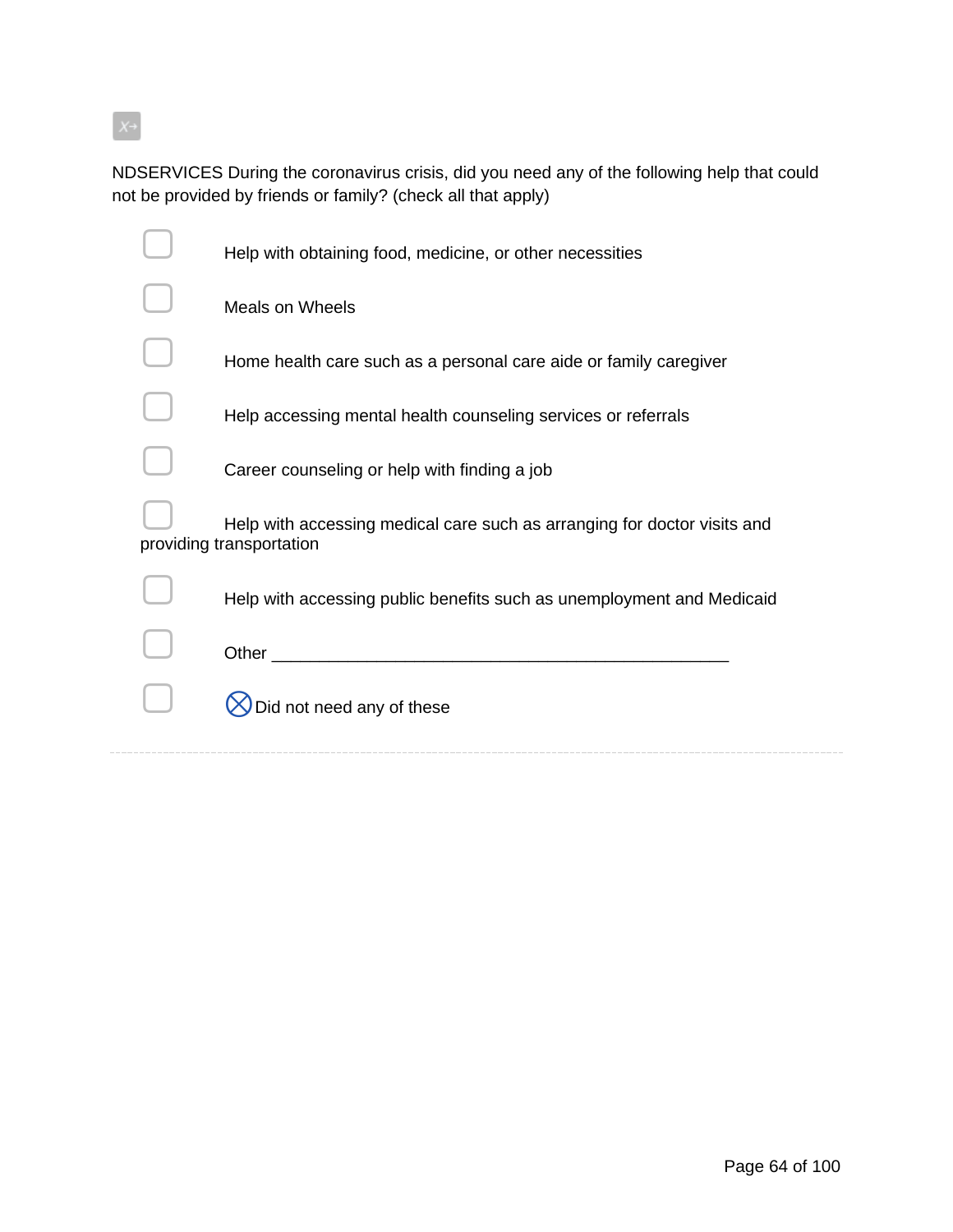NDSERVICES During the coronavirus crisis, did you need any of the following help that could not be provided by friends or family? (check all that apply)

- ☐ Help with obtaining food, medicine, or other necessities
- ☐ Meals on Wheels
- ☐ Home health care such as a personal care aide or family caregiver
- ☐ Help accessing mental health counseling services or referrals
- ☐ Career counseling or help with finding a job
- ☐ Help with accessing medical care such as arranging for doctor visits and providing transportation
- ☐ Help with accessing public benefits such as unemployment and Medicaid
- ☐ Other ________________________________________________
- ☐ ⊗Did not need any of these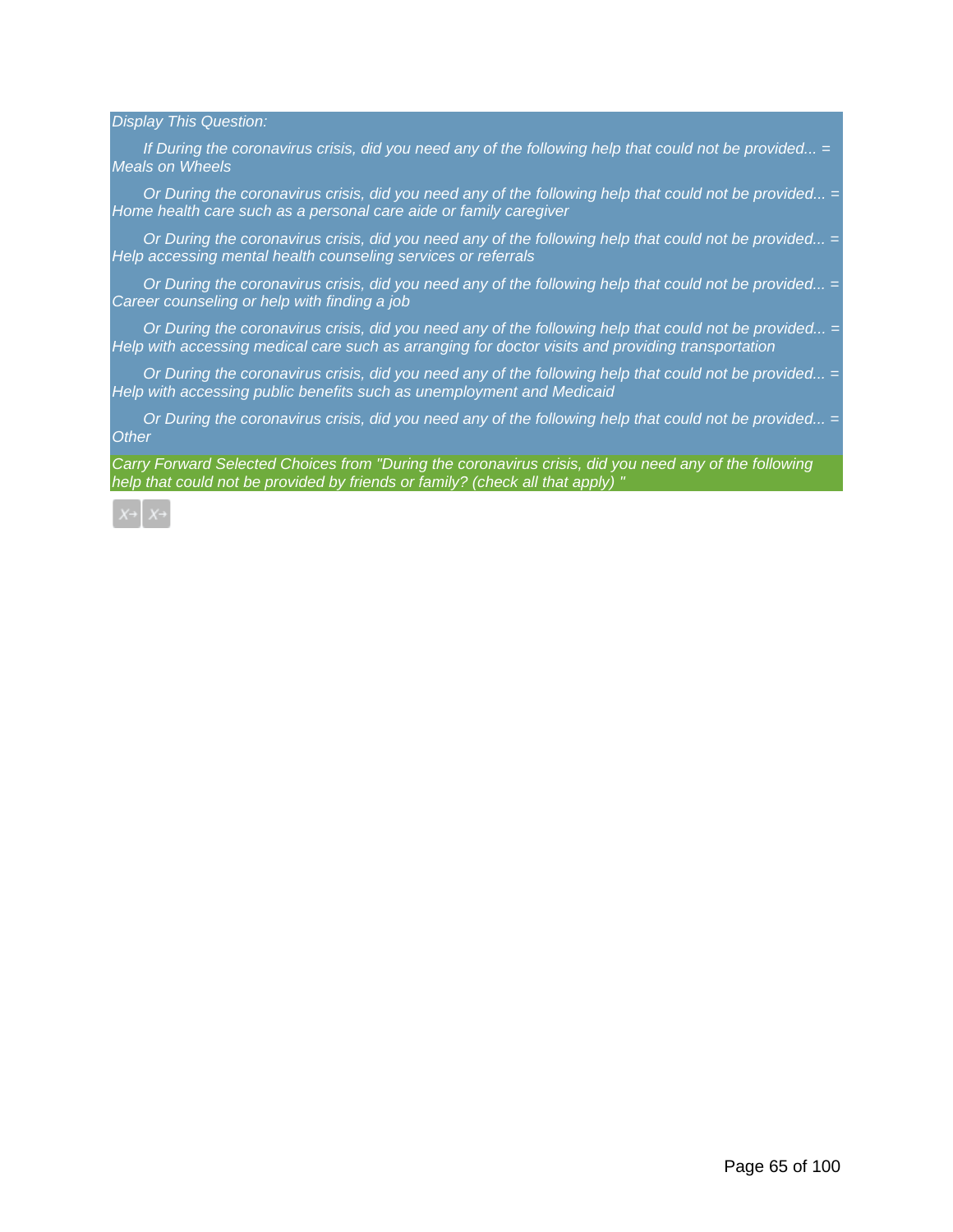*Display This Question:*

*If During the coronavirus crisis, did you need any of the following help that could not be provided... = Meals on Wheels*

*Or During the coronavirus crisis, did you need any of the following help that could not be provided... = Home health care such as a personal care aide or family caregiver*

*Or During the coronavirus crisis, did you need any of the following help that could not be provided... = Help accessing mental health counseling services or referrals*

*Or During the coronavirus crisis, did you need any of the following help that could not be provided... = Career counseling or help with finding a job*

*Or During the coronavirus crisis, did you need any of the following help that could not be provided... = Help with accessing medical care such as arranging for doctor visits and providing transportation*

*Or During the coronavirus crisis, did you need any of the following help that could not be provided... = Help with accessing public benefits such as unemployment and Medicaid*

*Or During the coronavirus crisis, did you need any of the following help that could not be provided... = Other*

*Carry Forward Selected Choices from "During the coronavirus crisis, did you need any of the following help that could not be provided by friends or family? (check all that apply) "*

X→ X→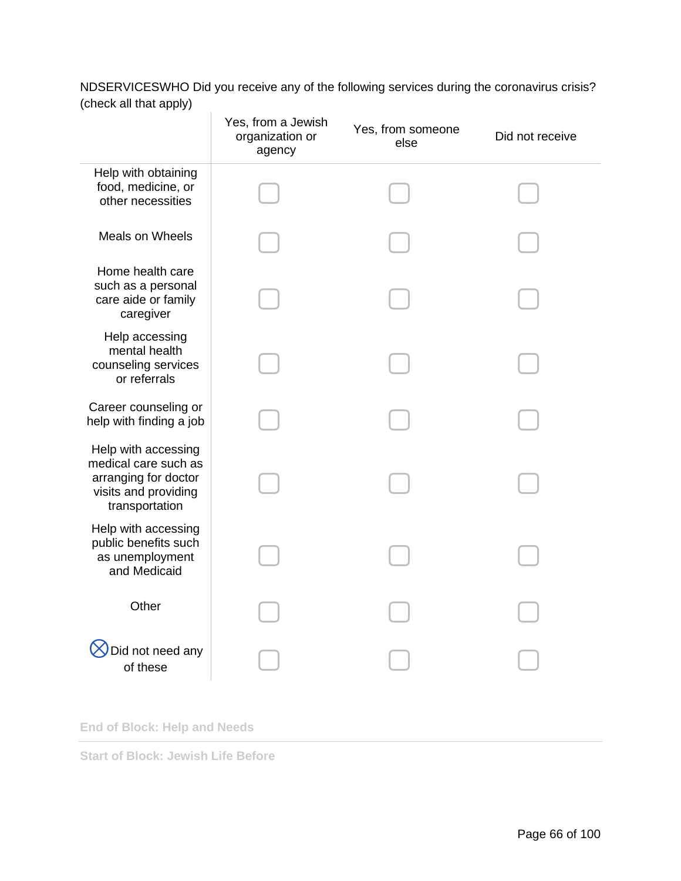NDSERVICESWHO Did you receive any of the following services during the coronavirus crisis? (check all that apply)

| | Yes, from a Jewish organization or agency | Yes, from someone else | Did not receive |
|---|---|---|---|
| Help with obtaining food, medicine, or other necessities | ☐ | ☐ | ☐ |
| Meals on Wheels | ☐ | ☐ | ☐ |
| Home health care such as a personal care aide or family caregiver | ☐ | ☐ | ☐ |
| Help accessing mental health counseling services or referrals | ☐ | ☐ | ☐ |
| Career counseling or help with finding a job | ☐ | ☐ | ☐ |
| Help with accessing medical care such as arranging for doctor visits and providing transportation | ☐ | ☐ | ☐ |
| Help with accessing public benefits such as unemployment and Medicaid | ☐ | ☐ | ☐ |
| Other | ☐ | ☐ | ☐ |
| ⊗ Did not need any of these | ☐ | ☐ | ☐ |

End of Block: Help and Needs

Start of Block: Jewish Life Before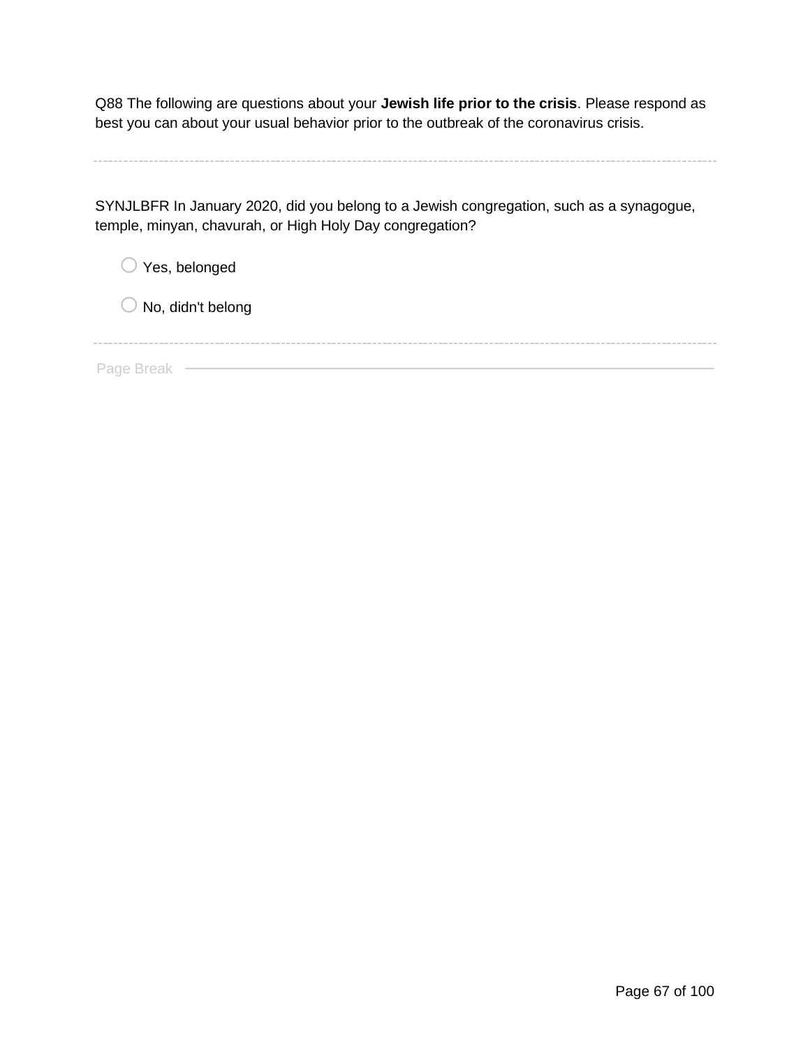Q88 The following are questions about your **Jewish life prior to the crisis**. Please respond as best you can about your usual behavior prior to the outbreak of the coronavirus crisis.

---

SYNJLBFR In January 2020, did you belong to a Jewish congregation, such as a synagogue, temple, minyan, chavurah, or High Holy Day congregation?

- ○ Yes, belonged
- ○ No, didn't belong

---

Page Break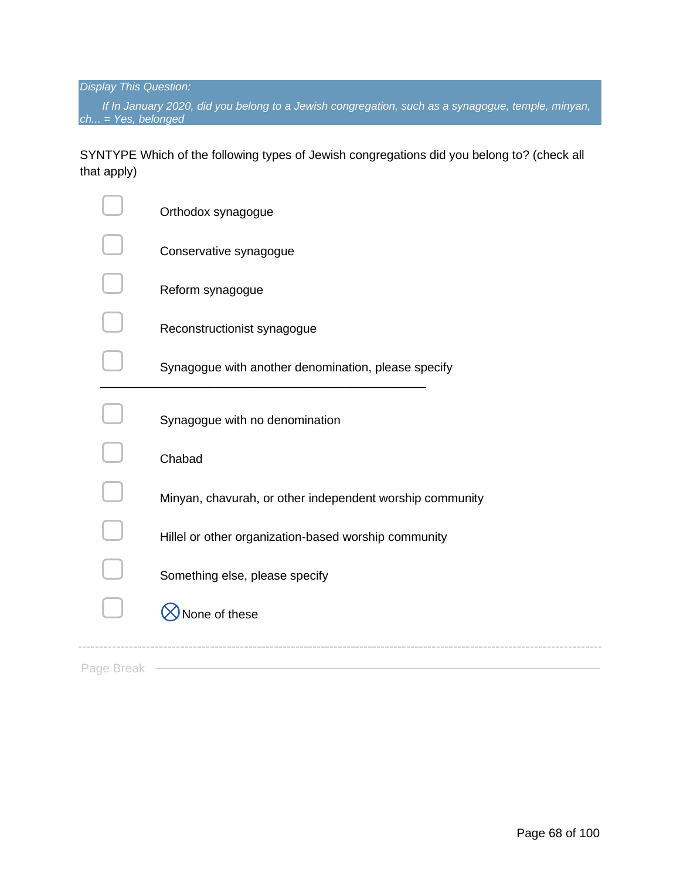*Display This Question:*

*If In January 2020, did you belong to a Jewish congregation, such as a synagogue, temple, minyan, ch... = Yes, belonged*

SYNTYPE Which of the following types of Jewish congregations did you belong to? (check all that apply)

- ▢ Orthodox synagogue
- ▢ Conservative synagogue
- ▢ Reform synagogue
- ▢ Reconstructionist synagogue
- ▢ Synagogue with another denomination, please specify \_\_\_\_\_\_\_\_\_\_\_\_\_\_\_\_\_\_\_\_\_\_\_\_\_\_\_\_\_\_\_\_\_\_\_\_\_\_\_\_\_\_\_\_\_\_\_\_
- ▢ Synagogue with no denomination
- ▢ Chabad
- ▢ Minyan, chavurah, or other independent worship community
- ▢ Hillel or other organization-based worship community
- ▢ Something else, please specify
- ▢ ⊗None of these

Page Break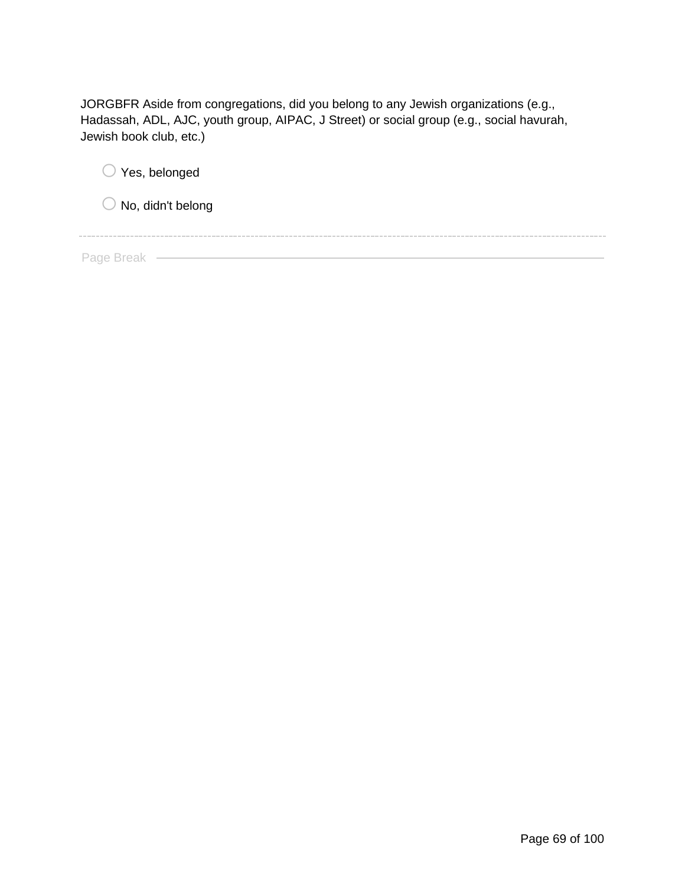JORGBFR Aside from congregations, did you belong to any Jewish organizations (e.g., Hadassah, ADL, AJC, youth group, AIPAC, J Street) or social group (e.g., social havurah, Jewish book club, etc.)

- ○ Yes, belonged
- ○ No, didn't belong

---

Page Break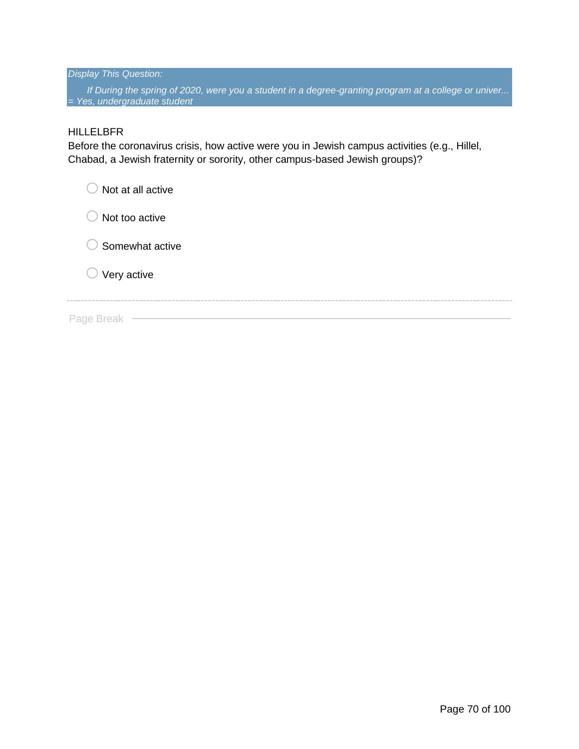*Display This Question:*

*If During the spring of 2020, were you a student in a degree-granting program at a college or univer... = Yes, undergraduate student*

HILLELBFR

Before the coronavirus crisis, how active were you in Jewish campus activities (e.g., Hillel, Chabad, a Jewish fraternity or sorority, other campus-based Jewish groups)?

- Not at all active
- Not too active
- Somewhat active
- Very active

Page Break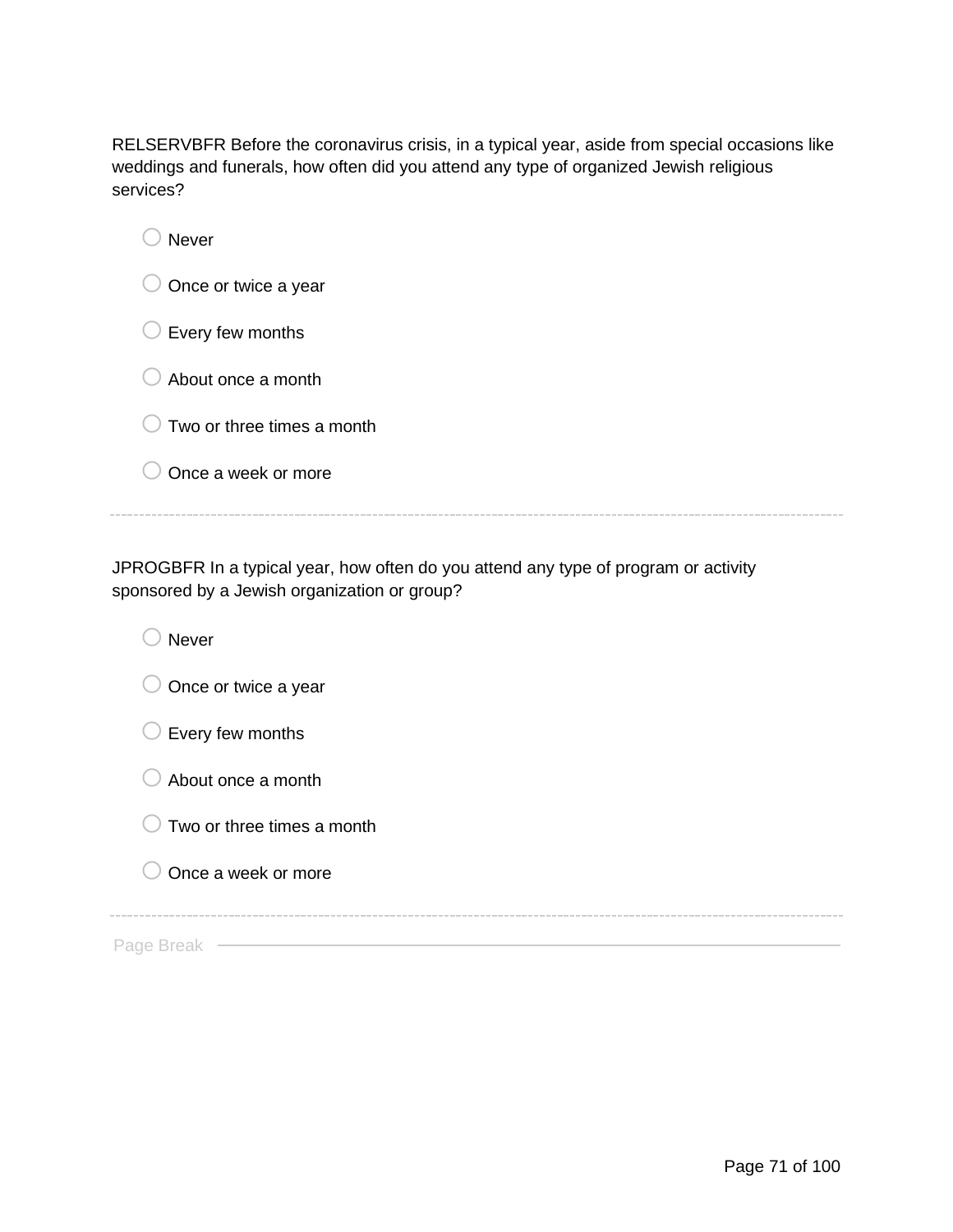RELSERVBFR Before the coronavirus crisis, in a typical year, aside from special occasions like weddings and funerals, how often did you attend any type of organized Jewish religious services?

- ○ Never
- ○ Once or twice a year
- ○ Every few months
- ○ About once a month
- ○ Two or three times a month
- ○ Once a week or more

---

JPROGBFR In a typical year, how often do you attend any type of program or activity sponsored by a Jewish organization or group?

- ○ Never
- ○ Once or twice a year
- ○ Every few months
- ○ About once a month
- ○ Two or three times a month
- ○ Once a week or more

---

Page Break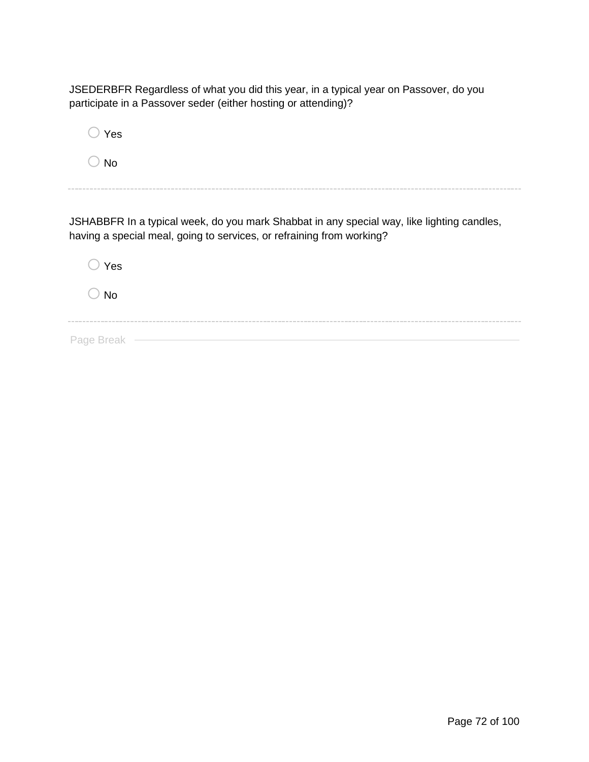JSEDERBFR Regardless of what you did this year, in a typical year on Passover, do you participate in a Passover seder (either hosting or attending)?

- Yes
- No

---

JSHABBFR In a typical week, do you mark Shabbat in any special way, like lighting candles, having a special meal, going to services, or refraining from working?

- Yes
- No

---

Page Break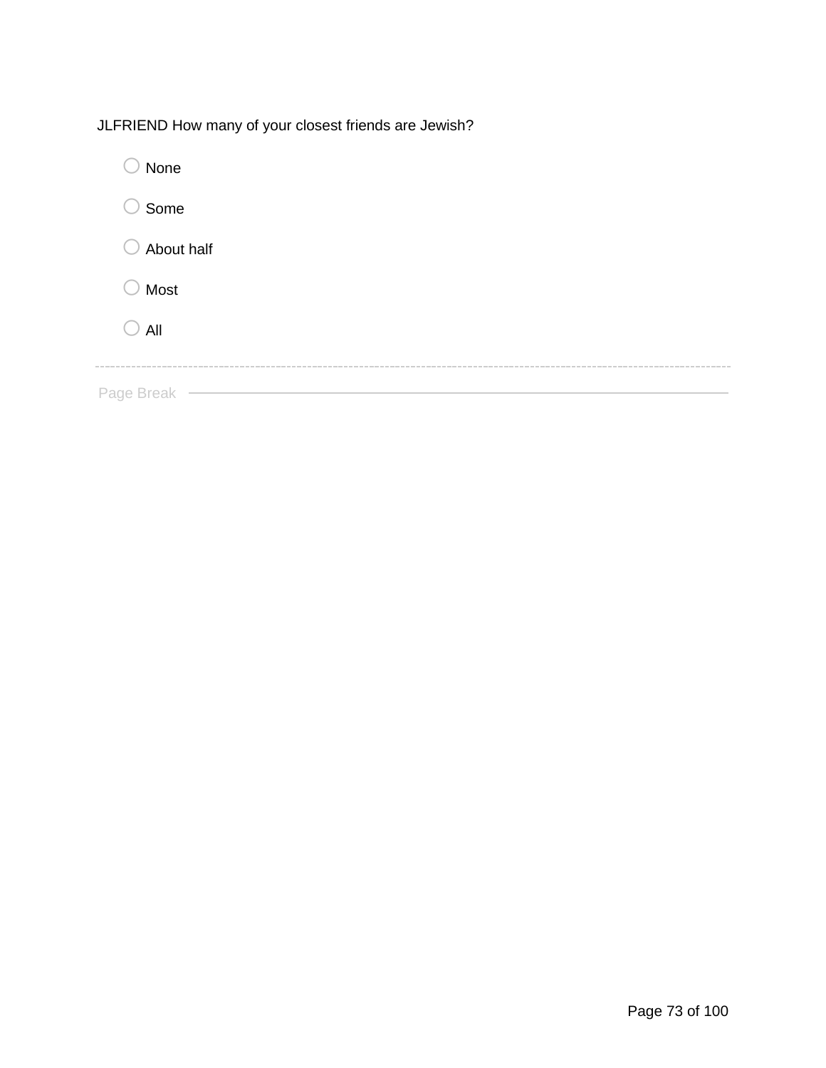JLFRIEND How many of your closest friends are Jewish?

- None
- Some
- About half
- Most
- All

Page Break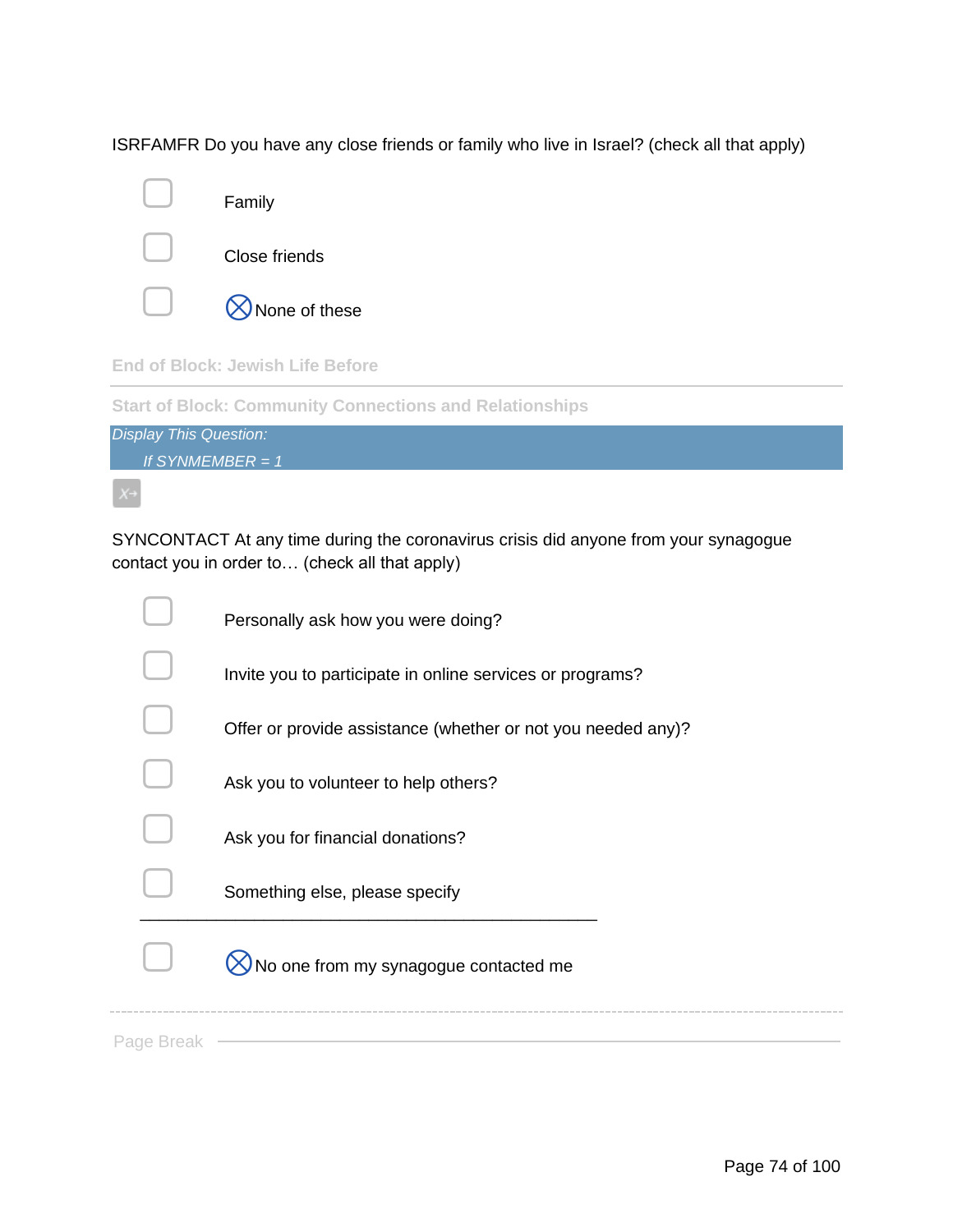ISRFAMFR Do you have any close friends or family who live in Israel? (check all that apply)

- [ ] Family
- [ ] Close friends
- [ ] ⊗None of these

End of Block: Jewish Life Before

---

Start of Block: Community Connections and Relationships

*Display This Question:*

*If SYNMEMBER = 1*

SYNCONTACT At any time during the coronavirus crisis did anyone from your synagogue contact you in order to… (check all that apply)

- [ ] Personally ask how you were doing?
- [ ] Invite you to participate in online services or programs?
- [ ] Offer or provide assistance (whether or not you needed any)?
- [ ] Ask you to volunteer to help others?
- [ ] Ask you for financial donations?
- [ ] Something else, please specify ________________________________________________
- [ ] ⊗No one from my synagogue contacted me

Page Break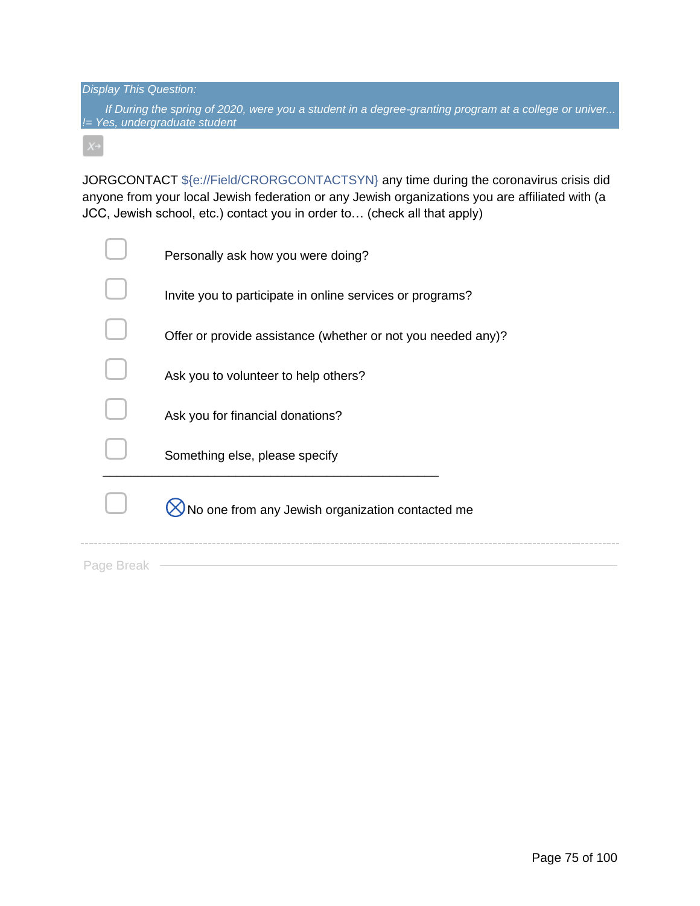*Display This Question:*

*If During the spring of 2020, were you a student in a degree-granting program at a college or univer... != Yes, undergraduate student*

JORGCONTACT ${e://Field/CRORGCONTACTSYN} any time during the coronavirus crisis did anyone from your local Jewish federation or any Jewish organizations you are affiliated with (a JCC, Jewish school, etc.) contact you in order to… (check all that apply)

- ▢ Personally ask how you were doing?
- ▢ Invite you to participate in online services or programs?
- ▢ Offer or provide assistance (whether or not you needed any)?
- ▢ Ask you to volunteer to help others?
- ▢ Ask you for financial donations?
- ▢ Something else, please specify ________________________________________________
- ▢ ⊗No one from any Jewish organization contacted me

Page Break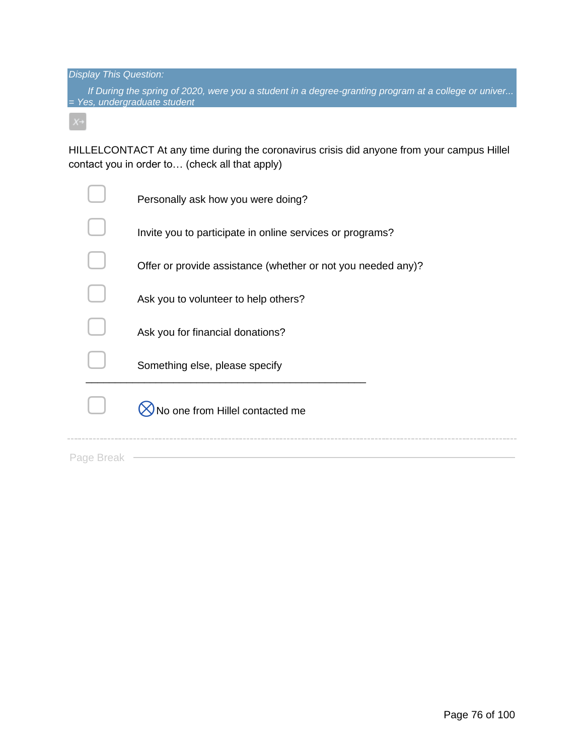*Display This Question:*

*If During the spring of 2020, were you a student in a degree-granting program at a college or univer... = Yes, undergraduate student*

HILLELCONTACT At any time during the coronavirus crisis did anyone from your campus Hillel contact you in order to… (check all that apply)

- ▢ Personally ask how you were doing?
- ▢ Invite you to participate in online services or programs?
- ▢ Offer or provide assistance (whether or not you needed any)?
- ▢ Ask you to volunteer to help others?
- ▢ Ask you for financial donations?
- ▢ Something else, please specify ________________________________________________
- ▢ ⊗No one from Hillel contacted me

Page Break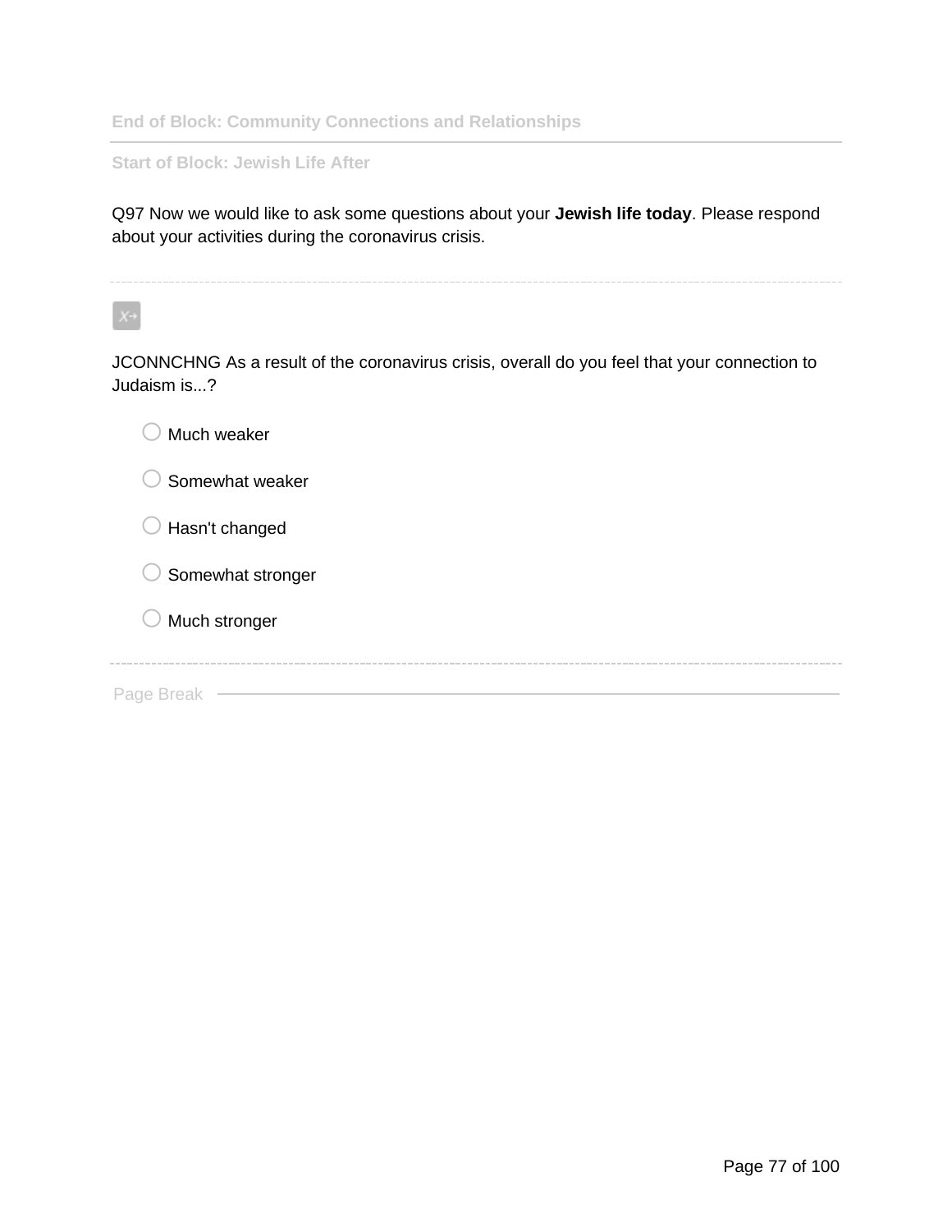**End of Block: Community Connections and Relationships**

---

**Start of Block: Jewish Life After**

Q97 Now we would like to ask some questions about your **Jewish life today**. Please respond about your activities during the coronavirus crisis.

---

JCONNCHNG As a result of the coronavirus crisis, overall do you feel that your connection to Judaism is...?

- Much weaker
- Somewhat weaker
- Hasn't changed
- Somewhat stronger
- Much stronger

---

Page Break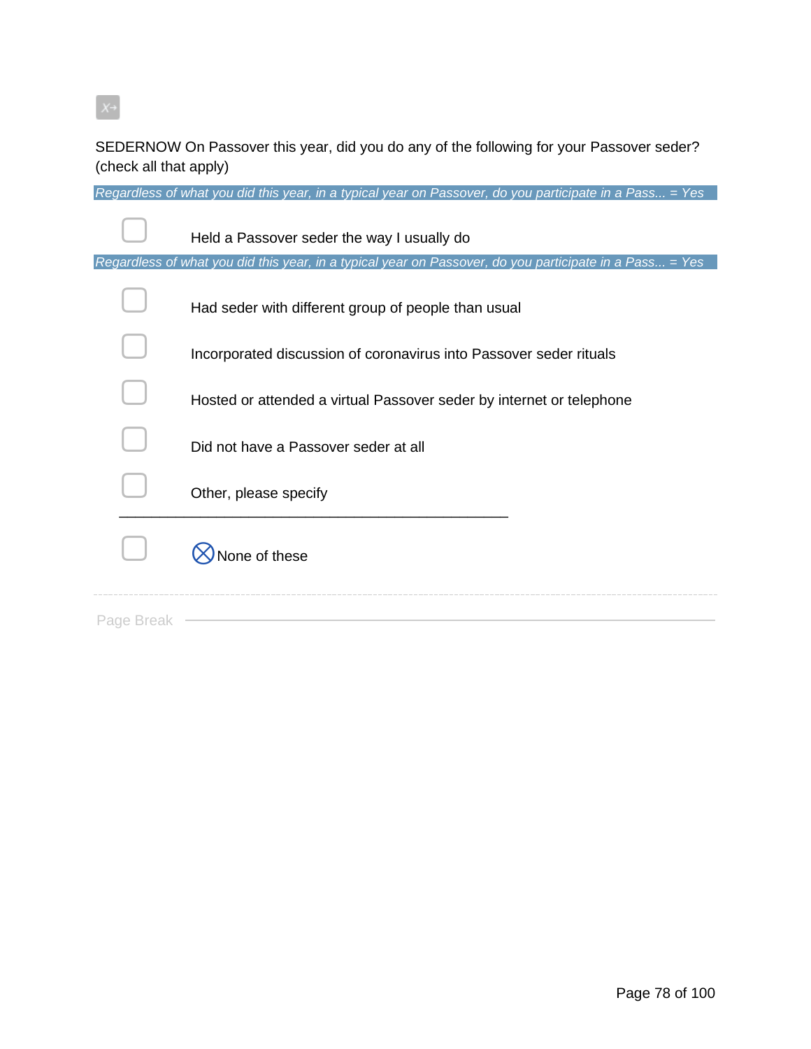SEDERNOW On Passover this year, did you do any of the following for your Passover seder? (check all that apply)

*Regardless of what you did this year, in a typical year on Passover, do you participate in a Pass... = Yes*

- ☐ Held a Passover seder the way I usually do

*Regardless of what you did this year, in a typical year on Passover, do you participate in a Pass... = Yes*

- ☐ Had seder with different group of people than usual
- ☐ Incorporated discussion of coronavirus into Passover seder rituals
- ☐ Hosted or attended a virtual Passover seder by internet or telephone
- ☐ Did not have a Passover seder at all
- ☐ Other, please specify \_\_\_\_\_\_\_\_\_\_\_\_\_\_\_\_\_\_\_\_\_\_\_\_\_\_\_\_\_\_\_\_\_\_\_\_\_\_\_\_\_\_\_\_\_\_\_\_
- ☐ ⊗ None of these

Page Break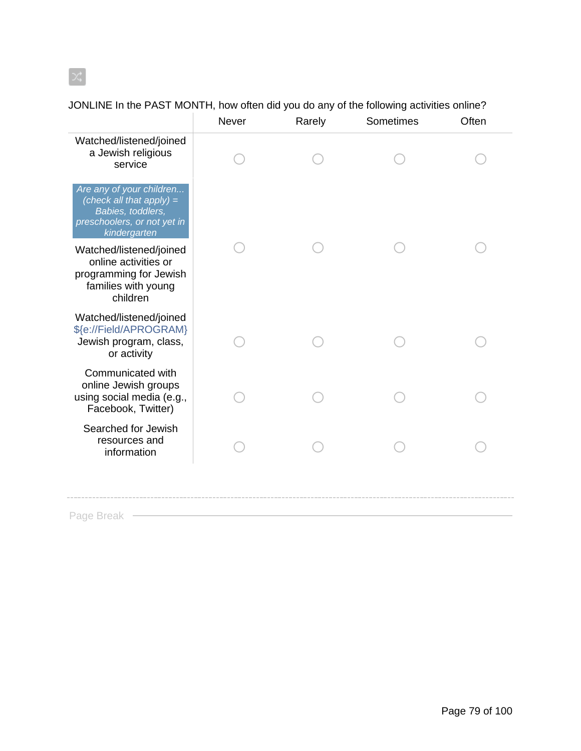JONLINE In the PAST MONTH, how often did you do any of the following activities online?

| | Never | Rarely | Sometimes | Often |
|---|---|---|---|---|
| Watched/listened/joined a Jewish religious service | ○ | ○ | ○ | ○ |
| *Are any of your children... (check all that apply) = Babies, toddlers, preschoolers, or not yet in kindergarten* | | | | |
| Watched/listened/joined online activities or programming for Jewish families with young children | ○ | ○ | ○ | ○ |
| Watched/listened/joined ${e://Field/APROGRAM} Jewish program, class, or activity | ○ | ○ | ○ | ○ |
| Communicated with online Jewish groups using social media (e.g., Facebook, Twitter) | ○ | ○ | ○ | ○ |
| Searched for Jewish resources and information | ○ | ○ | ○ | ○ |

Page Break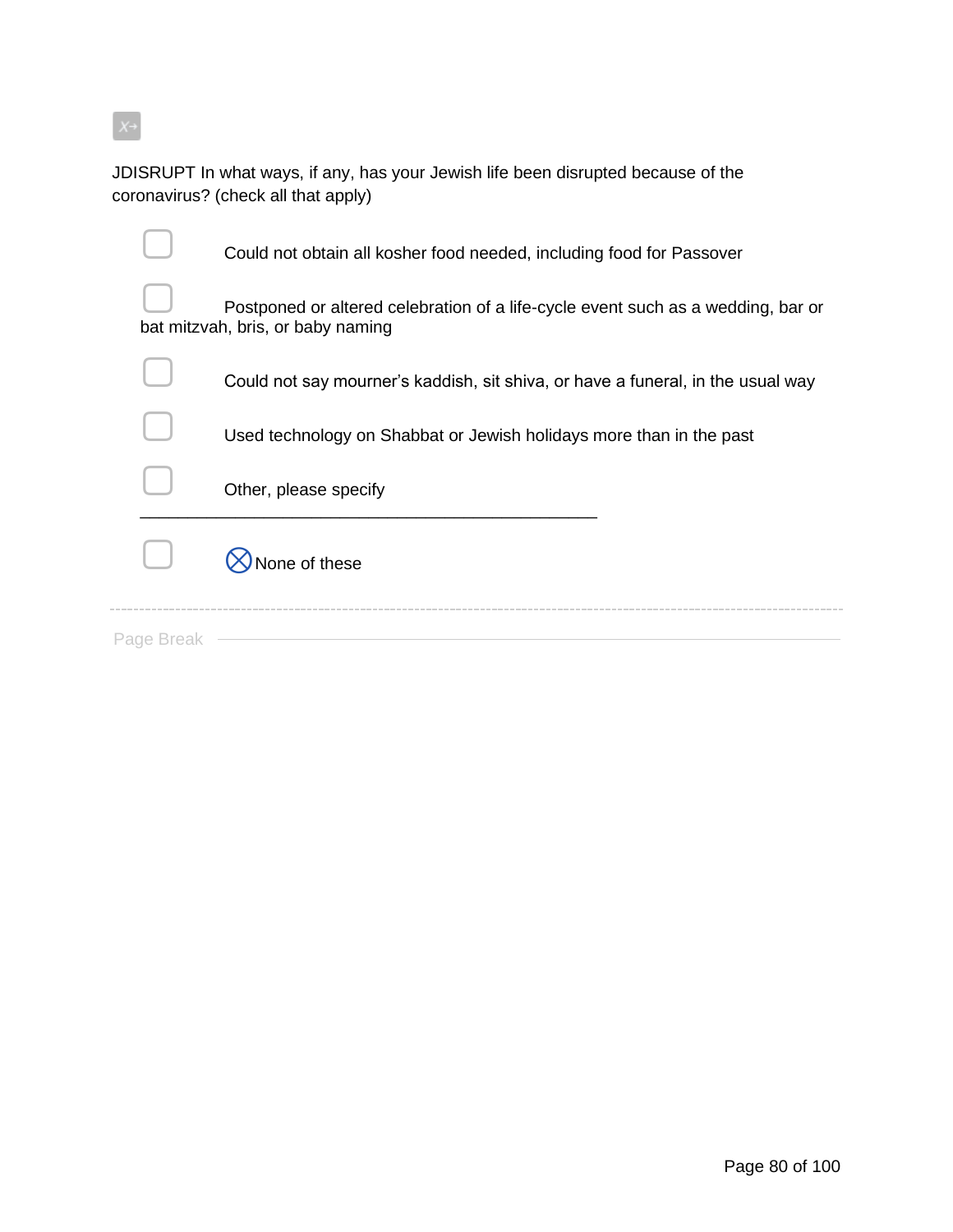JDISRUPT In what ways, if any, has your Jewish life been disrupted because of the coronavirus? (check all that apply)

- ☐ Could not obtain all kosher food needed, including food for Passover
- ☐ Postponed or altered celebration of a life-cycle event such as a wedding, bar or bat mitzvah, bris, or baby naming
- ☐ Could not say mourner's kaddish, sit shiva, or have a funeral, in the usual way
- ☐ Used technology on Shabbat or Jewish holidays more than in the past
- ☐ Other, please specify \_\_\_\_\_\_\_\_\_\_\_\_\_\_\_\_\_\_\_\_\_\_\_\_\_\_\_\_\_\_\_\_\_\_\_\_\_\_\_\_\_\_\_\_\_\_\_\_
- ☐ ⊗None of these

Page Break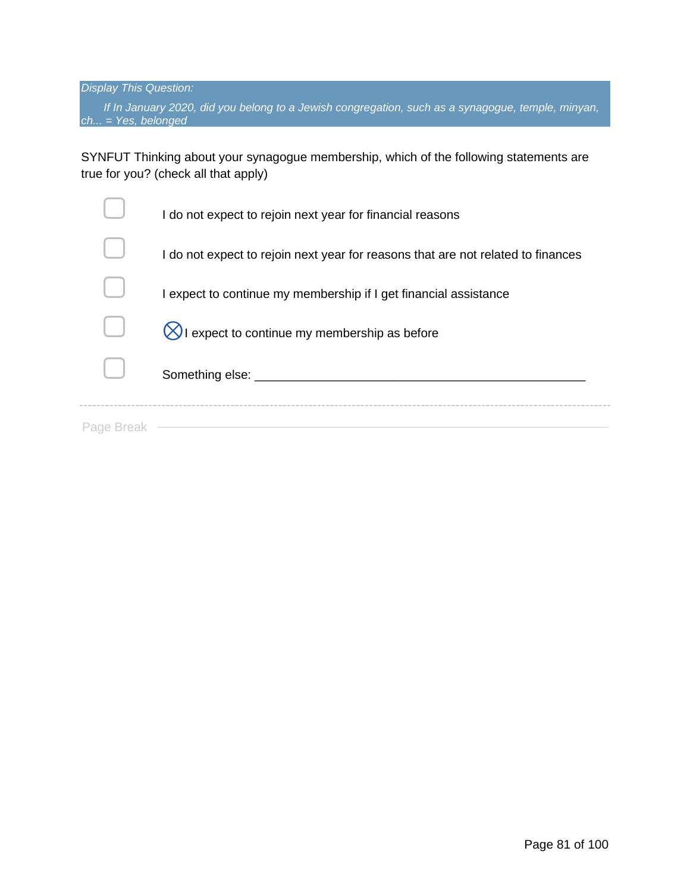*Display This Question:*

*If In January 2020, did you belong to a Jewish congregation, such as a synagogue, temple, minyan, ch... = Yes, belonged*

SYNFUT Thinking about your synagogue membership, which of the following statements are true for you? (check all that apply)

- ☐ I do not expect to rejoin next year for financial reasons
- ☐ I do not expect to rejoin next year for reasons that are not related to finances
- ☐ I expect to continue my membership if I get financial assistance
- ☐ ⊗I expect to continue my membership as before
- ☐ Something else: ________________________________________________

---

Page Break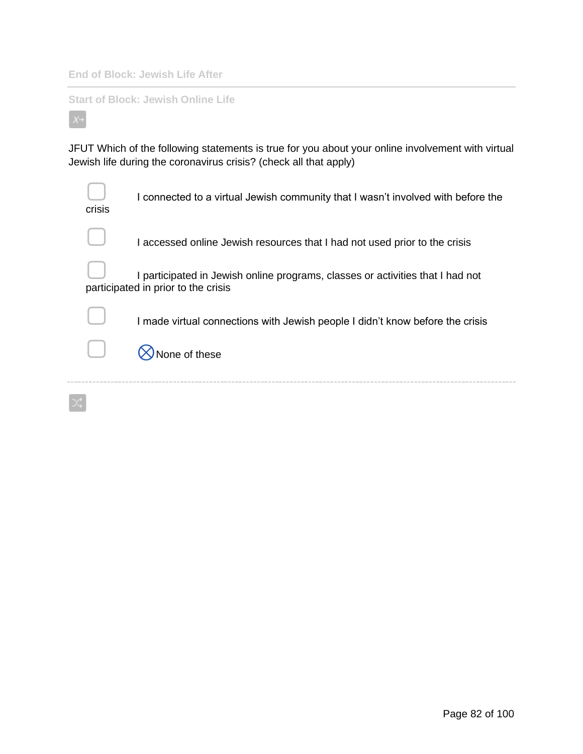End of Block: Jewish Life After

---

Start of Block: Jewish Online Life

JFUT Which of the following statements is true for you about your online involvement with virtual Jewish life during the coronavirus crisis? (check all that apply)

- ▢ I connected to a virtual Jewish community that I wasn't involved with before the crisis
- ▢ I accessed online Jewish resources that I had not used prior to the crisis
- ▢ I participated in Jewish online programs, classes or activities that I had not participated in prior to the crisis
- ▢ I made virtual connections with Jewish people I didn't know before the crisis
- ▢ ⊗None of these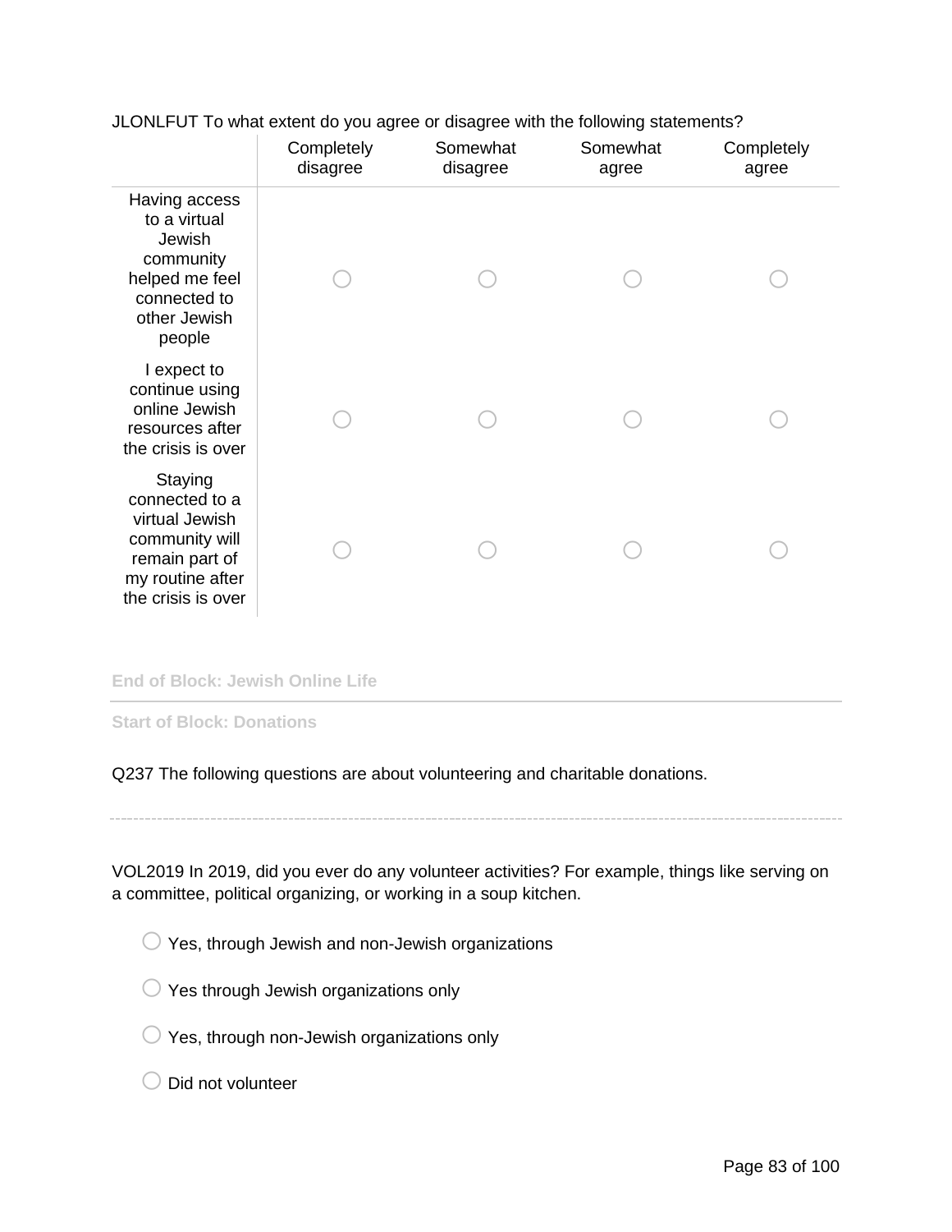JLONLFUT To what extent do you agree or disagree with the following statements?

| | Completely disagree | Somewhat disagree | Somewhat agree | Completely agree |
|---|---|---|---|---|
| Having access to a virtual Jewish community helped me feel connected to other Jewish people | ○ | ○ | ○ | ○ |
| I expect to continue using online Jewish resources after the crisis is over | ○ | ○ | ○ | ○ |
| Staying connected to a virtual Jewish community will remain part of my routine after the crisis is over | ○ | ○ | ○ | ○ |

**End of Block: Jewish Online Life**

---

**Start of Block: Donations**

Q237 The following questions are about volunteering and charitable donations.

---

VOL2019 In 2019, did you ever do any volunteer activities? For example, things like serving on a committee, political organizing, or working in a soup kitchen.

○ Yes, through Jewish and non-Jewish organizations

○ Yes through Jewish organizations only

○ Yes, through non-Jewish organizations only

○ Did not volunteer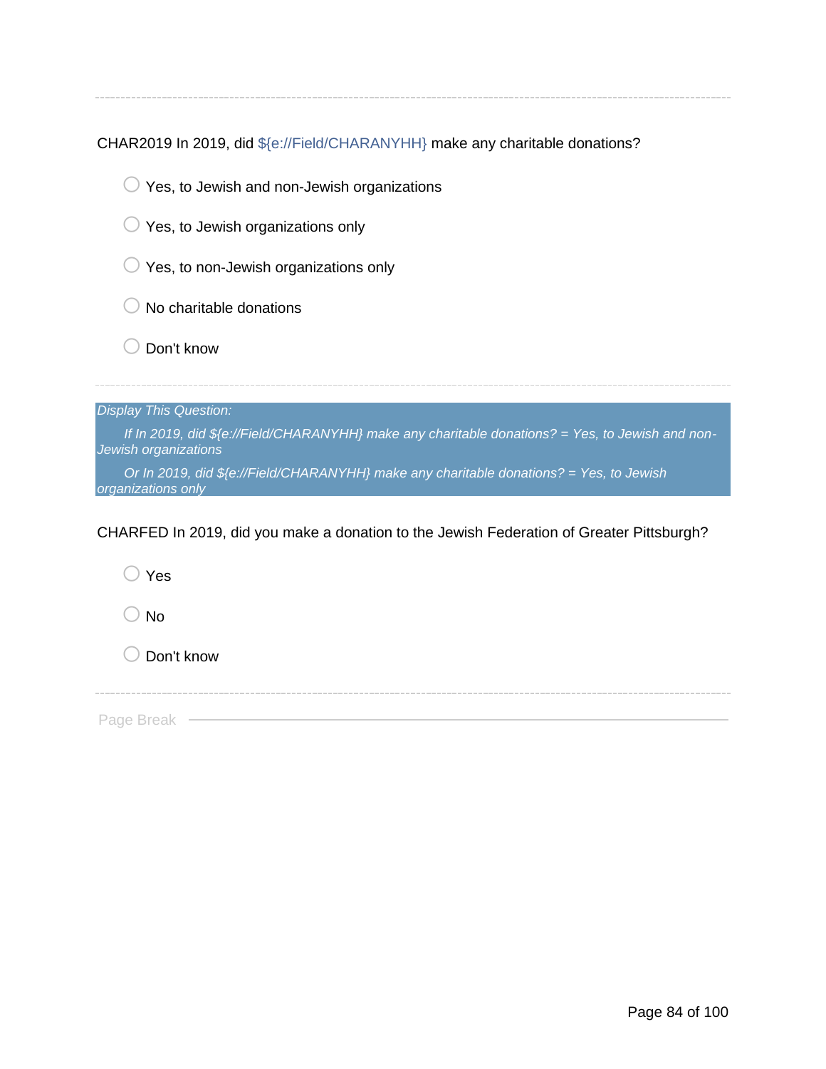CHAR2019 In 2019, did ${e://Field/CHARANYHH} make any charitable donations?

- Yes, to Jewish and non-Jewish organizations
- Yes, to Jewish organizations only
- Yes, to non-Jewish organizations only
- No charitable donations
- Don't know

---

*Display This Question:*

*If In 2019, did ${e://Field/CHARANYHH} make any charitable donations? = Yes, to Jewish and non-Jewish organizations*

*Or In 2019, did ${e://Field/CHARANYHH} make any charitable donations? = Yes, to Jewish organizations only*

CHARFED In 2019, did you make a donation to the Jewish Federation of Greater Pittsburgh?

- Yes
- No
- Don't know

---

Page Break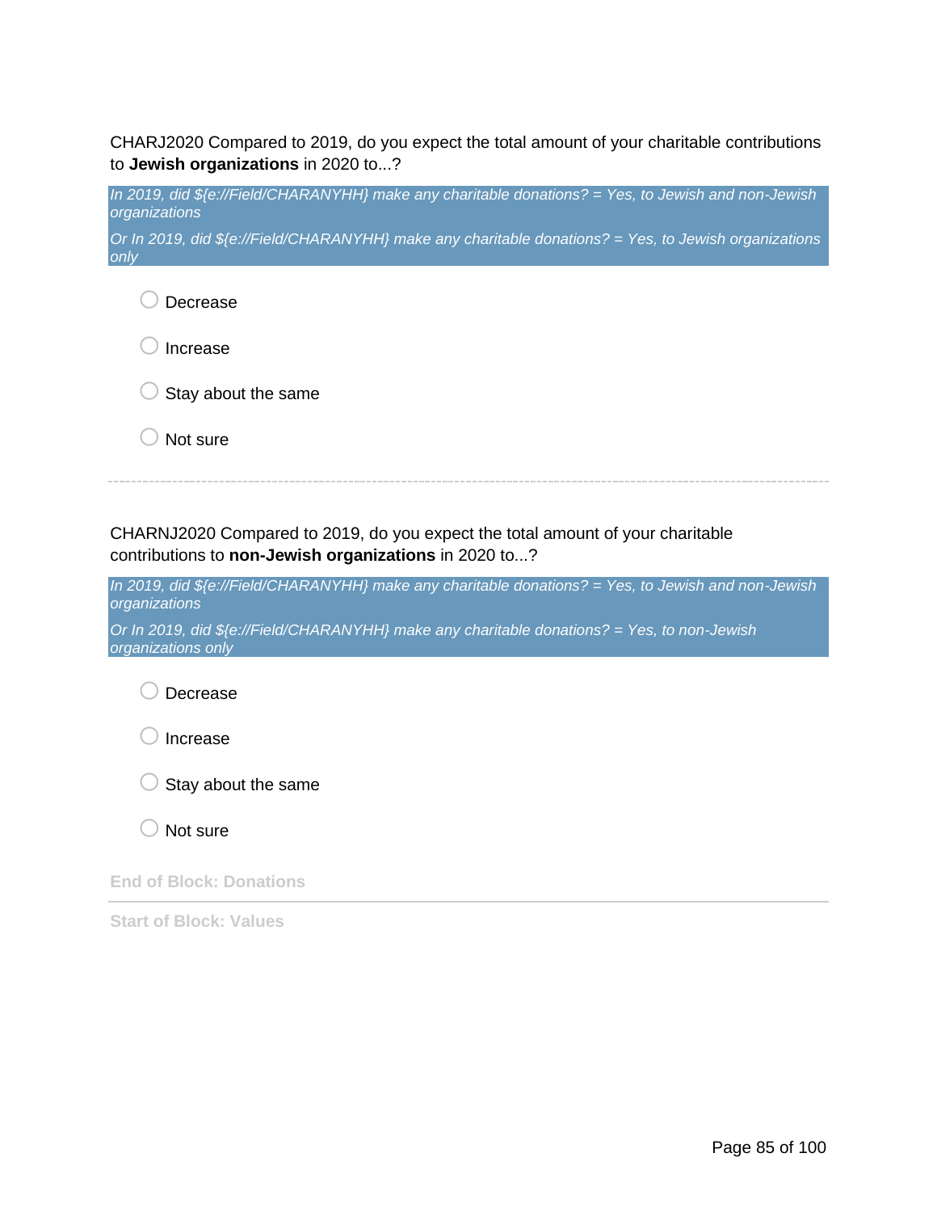CHARJ2020 Compared to 2019, do you expect the total amount of your charitable contributions to **Jewish organizations** in 2020 to...?

*In 2019, did ${e://Field/CHARANYHH} make any charitable donations? = Yes, to Jewish and non-Jewish organizations*

*Or In 2019, did ${e://Field/CHARANYHH} make any charitable donations? = Yes, to Jewish organizations only*

- ○ Decrease
- ○ Increase
- ○ Stay about the same
- ○ Not sure

---

CHARNJ2020 Compared to 2019, do you expect the total amount of your charitable contributions to **non-Jewish organizations** in 2020 to...?

*In 2019, did ${e://Field/CHARANYHH} make any charitable donations? = Yes, to Jewish and non-Jewish organizations*

*Or In 2019, did ${e://Field/CHARANYHH} make any charitable donations? = Yes, to non-Jewish organizations only*

- ○ Decrease
- ○ Increase
- ○ Stay about the same
- ○ Not sure

**End of Block: Donations**

---

**Start of Block: Values**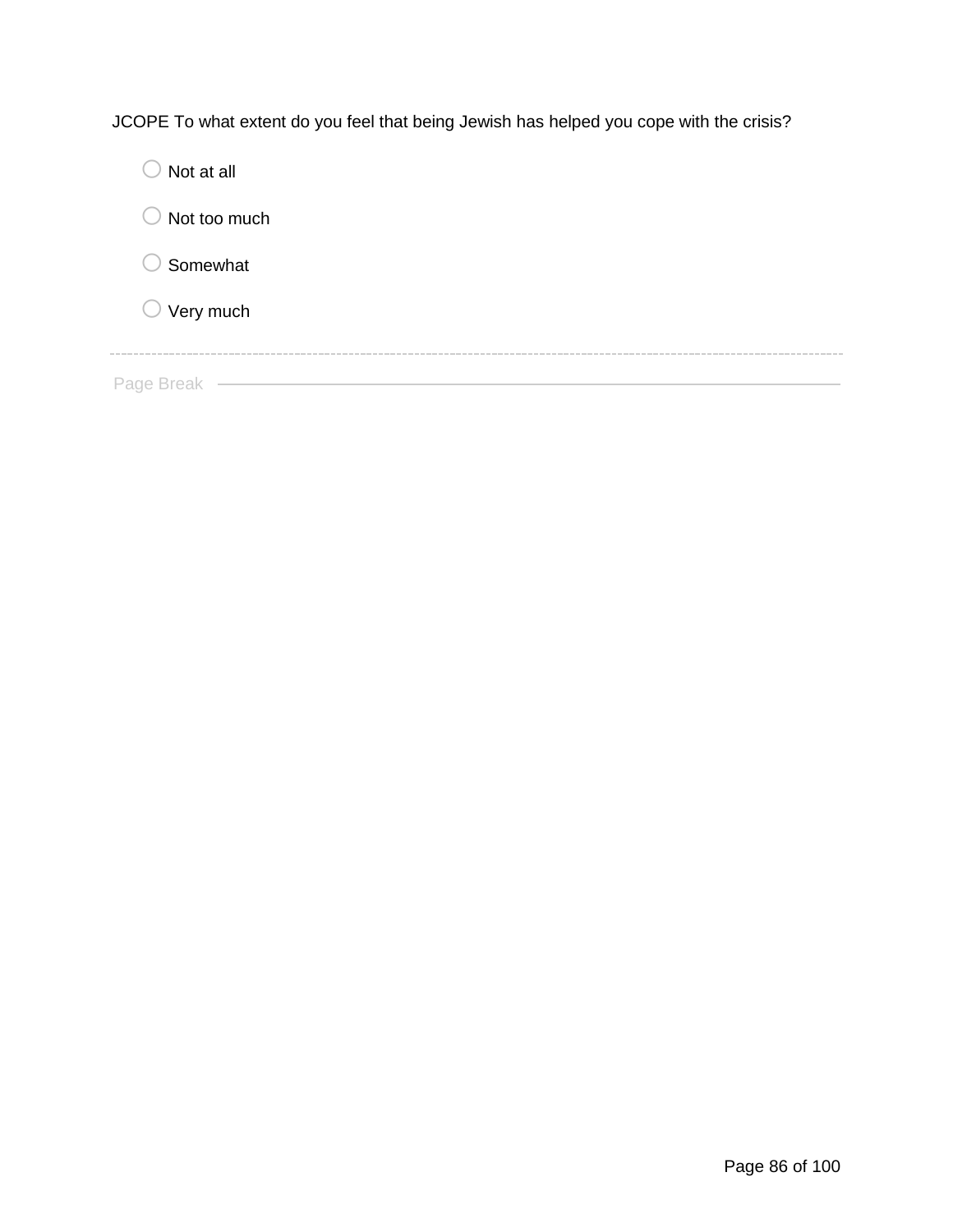JCOPE To what extent do you feel that being Jewish has helped you cope with the crisis?

- Not at all
- Not too much
- Somewhat
- Very much

Page Break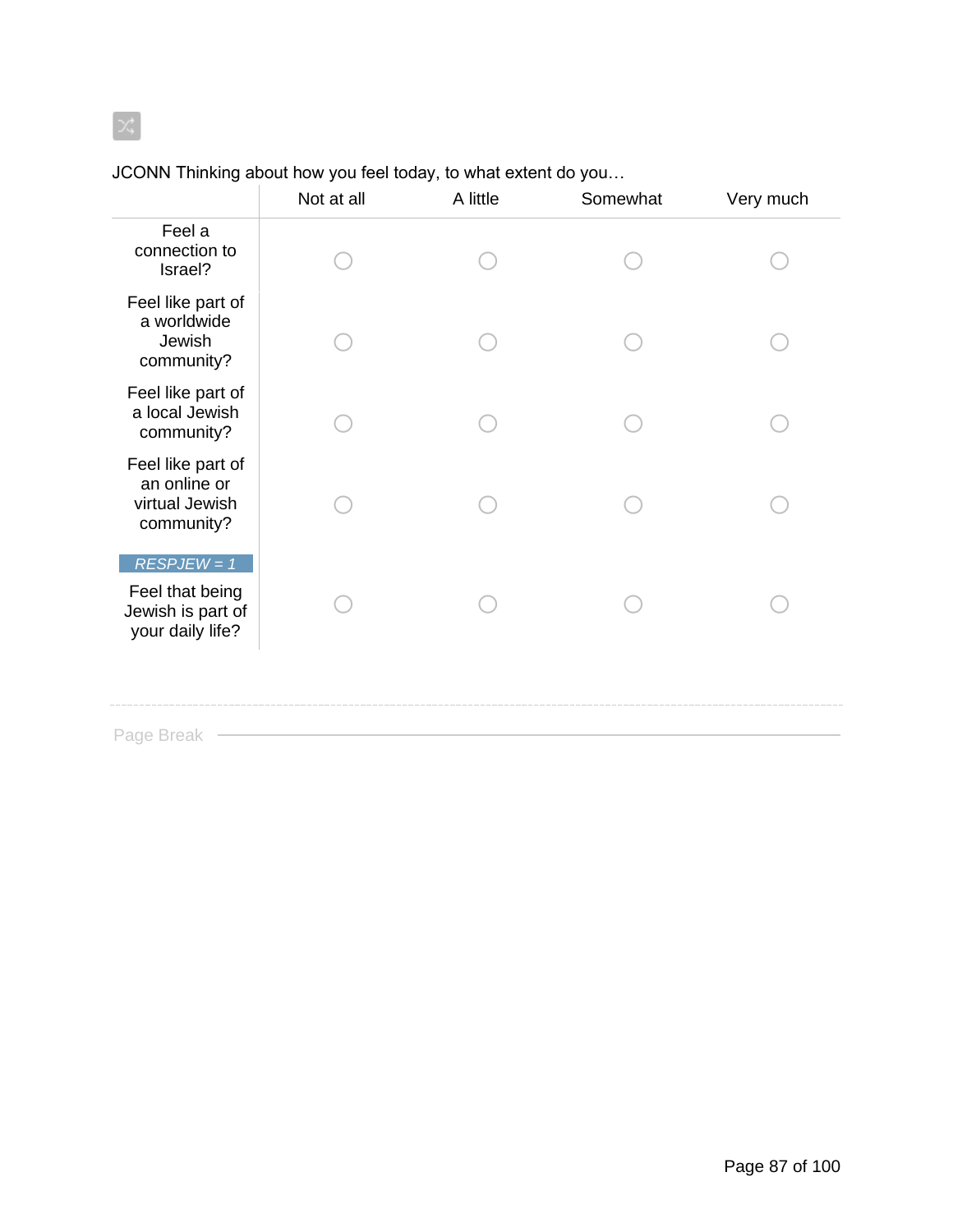JCONN Thinking about how you feel today, to what extent do you…

| | Not at all | A little | Somewhat | Very much |
|---|---|---|---|---|
| Feel a connection to Israel? | ○ | ○ | ○ | ○ |
| Feel like part of a worldwide Jewish community? | ○ | ○ | ○ | ○ |
| Feel like part of a local Jewish community? | ○ | ○ | ○ | ○ |
| Feel like part of an online or virtual Jewish community? | ○ | ○ | ○ | ○ |
| *RESPJEW = 1* Feel that being Jewish is part of your daily life? | ○ | ○ | ○ | ○ |

Page Break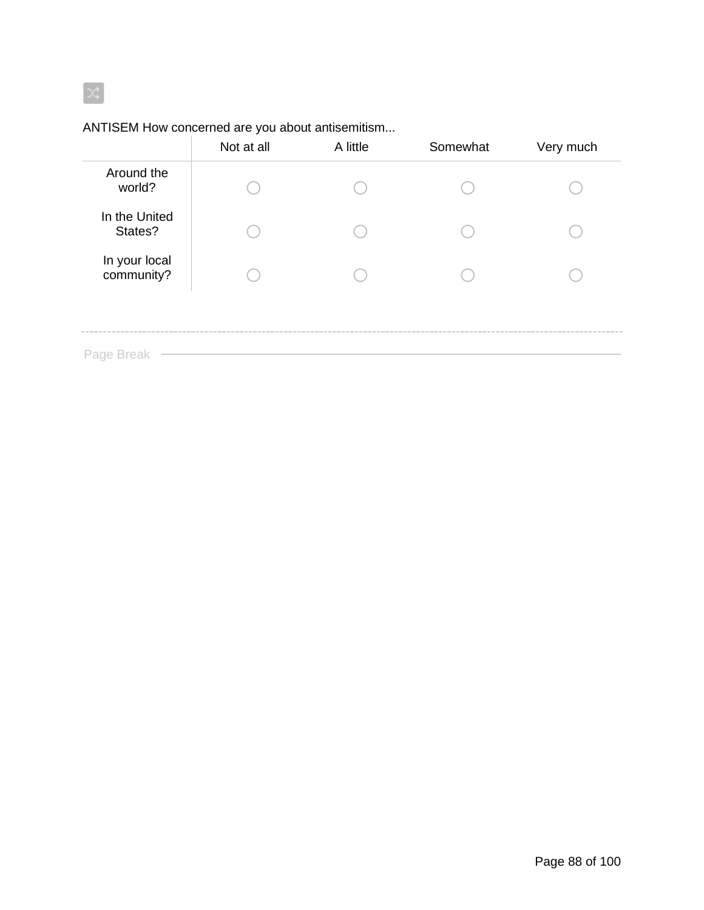ANTISEM How concerned are you about antisemitism...

| | Not at all | A little | Somewhat | Very much |
|---|---|---|---|---|
| Around the world? | ○ | ○ | ○ | ○ |
| In the United States? | ○ | ○ | ○ | ○ |
| In your local community? | ○ | ○ | ○ | ○ |

Page Break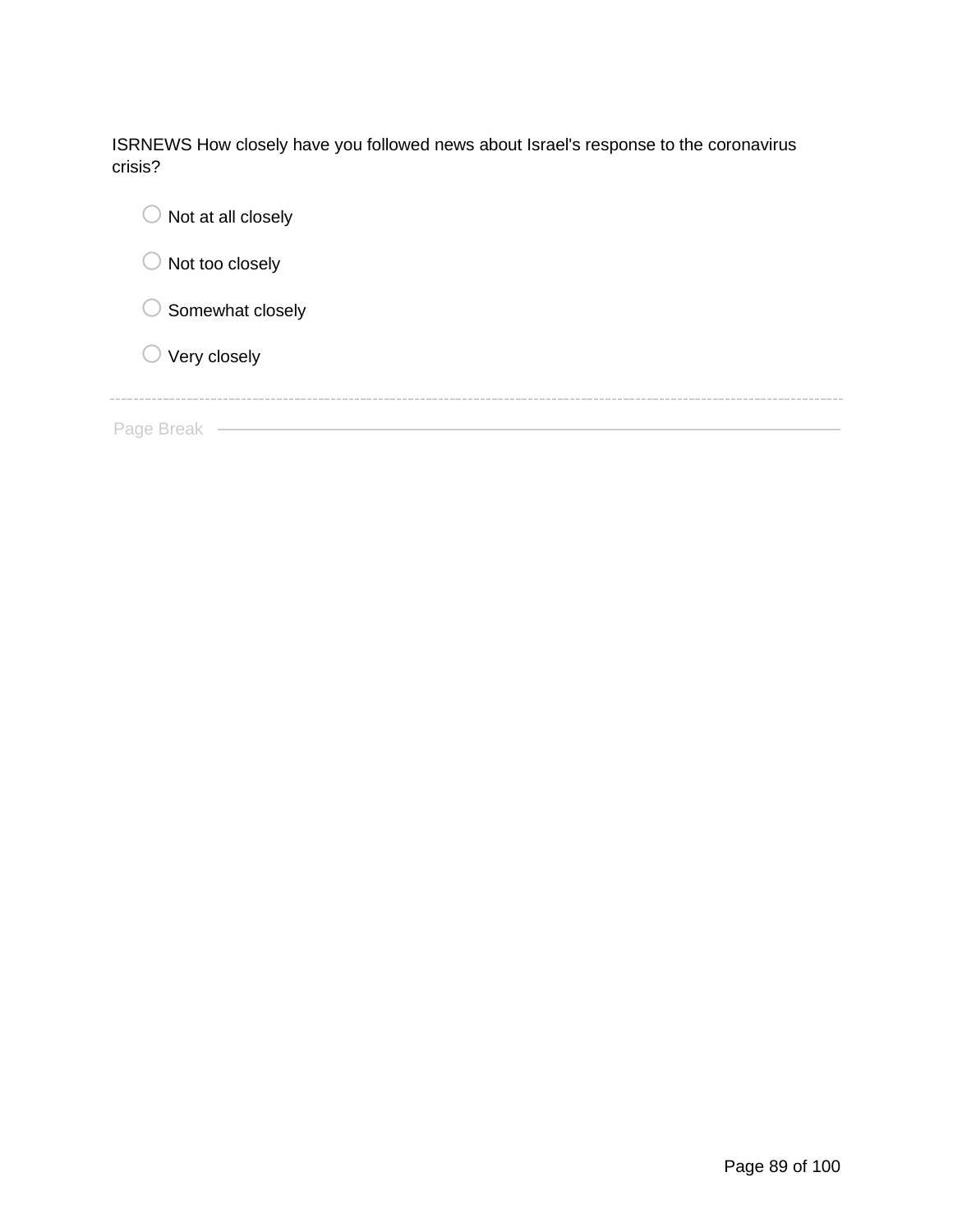ISRNEWS How closely have you followed news about Israel's response to the coronavirus crisis?

- Not at all closely
- Not too closely
- Somewhat closely
- Very closely

Page Break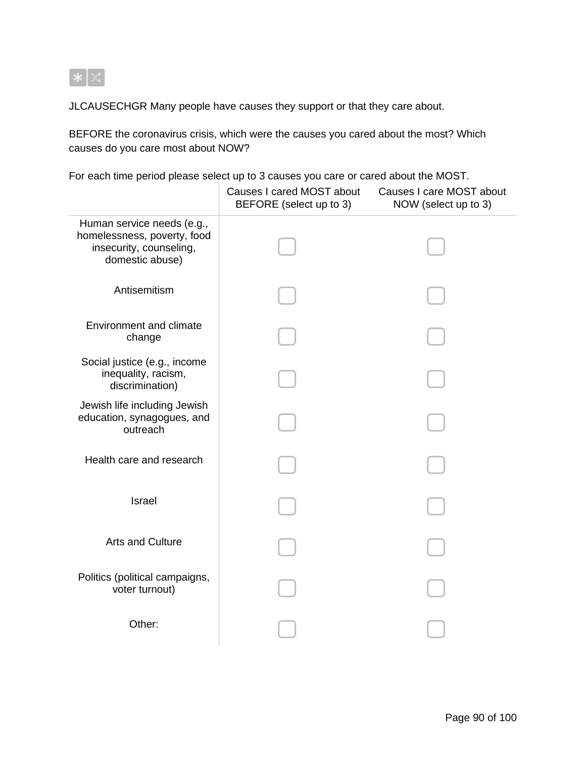JLCAUSECHGR Many people have causes they support or that they care about.

BEFORE the coronavirus crisis, which were the causes you cared about the most? Which causes do you care most about NOW?

For each time period please select up to 3 causes you care or cared about the MOST.

| | Causes I cared MOST about BEFORE (select up to 3) | Causes I care MOST about NOW (select up to 3) |
|---|---|---|
| Human service needs (e.g., homelessness, poverty, food insecurity, counseling, domestic abuse) | ☐ | ☐ |
| Antisemitism | ☐ | ☐ |
| Environment and climate change | ☐ | ☐ |
| Social justice (e.g., income inequality, racism, discrimination) | ☐ | ☐ |
| Jewish life including Jewish education, synagogues, and outreach | ☐ | ☐ |
| Health care and research | ☐ | ☐ |
| Israel | ☐ | ☐ |
| Arts and Culture | ☐ | ☐ |
| Politics (political campaigns, voter turnout) | ☐ | ☐ |
| Other: | ☐ | ☐ |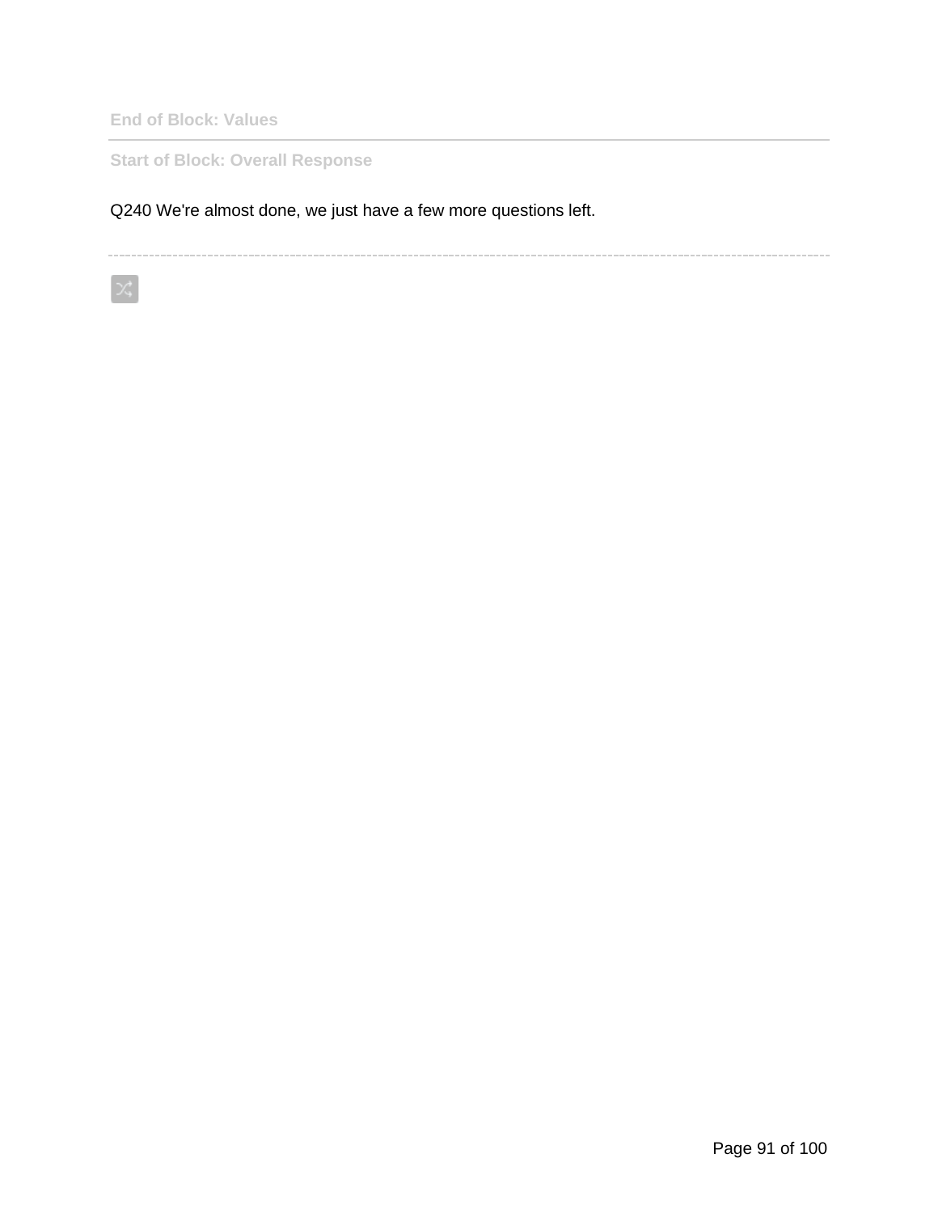End of Block: Values

---

Start of Block: Overall Response

Q240 We're almost done, we just have a few more questions left.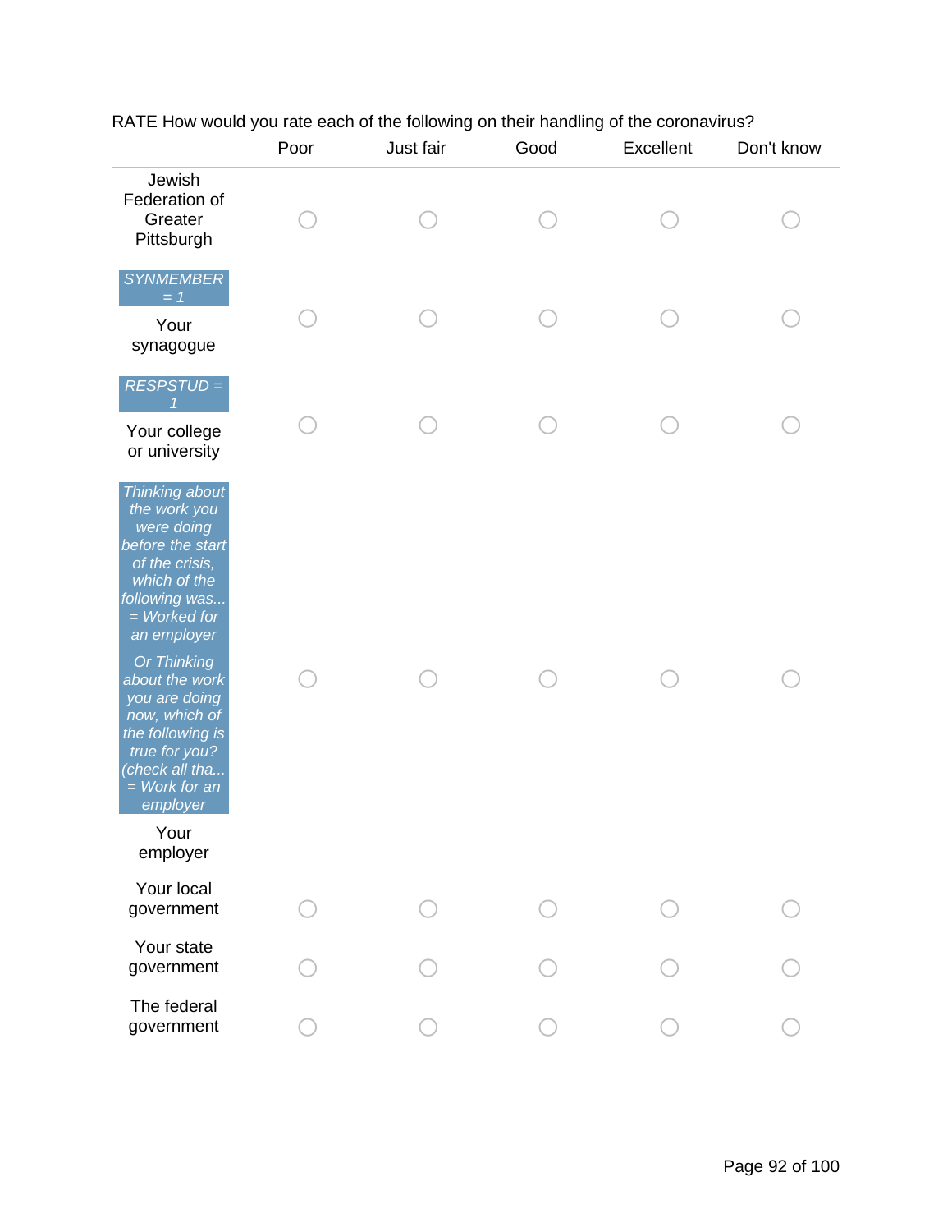RATE How would you rate each of the following on their handling of the coronavirus?

| | Poor | Just fair | Good | Excellent | Don't know |
|---|---|---|---|---|---|
| Jewish Federation of Greater Pittsburgh | ○ | ○ | ○ | ○ | ○ |
| *SYNMEMBER = 1* Your synagogue | ○ | ○ | ○ | ○ | ○ |
| *RESPSTUD = 1* Your college or university | ○ | ○ | ○ | ○ | ○ |
| *Thinking about the work you were doing before the start of the crisis, which of the following was... = Worked for an employer* *Or Thinking about the work you are doing now, which of the following is true for you? (check all tha... = Work for an employer* Your employer | ○ | ○ | ○ | ○ | ○ |
| Your local government | ○ | ○ | ○ | ○ | ○ |
| Your state government | ○ | ○ | ○ | ○ | ○ |
| The federal government | ○ | ○ | ○ | ○ | ○ |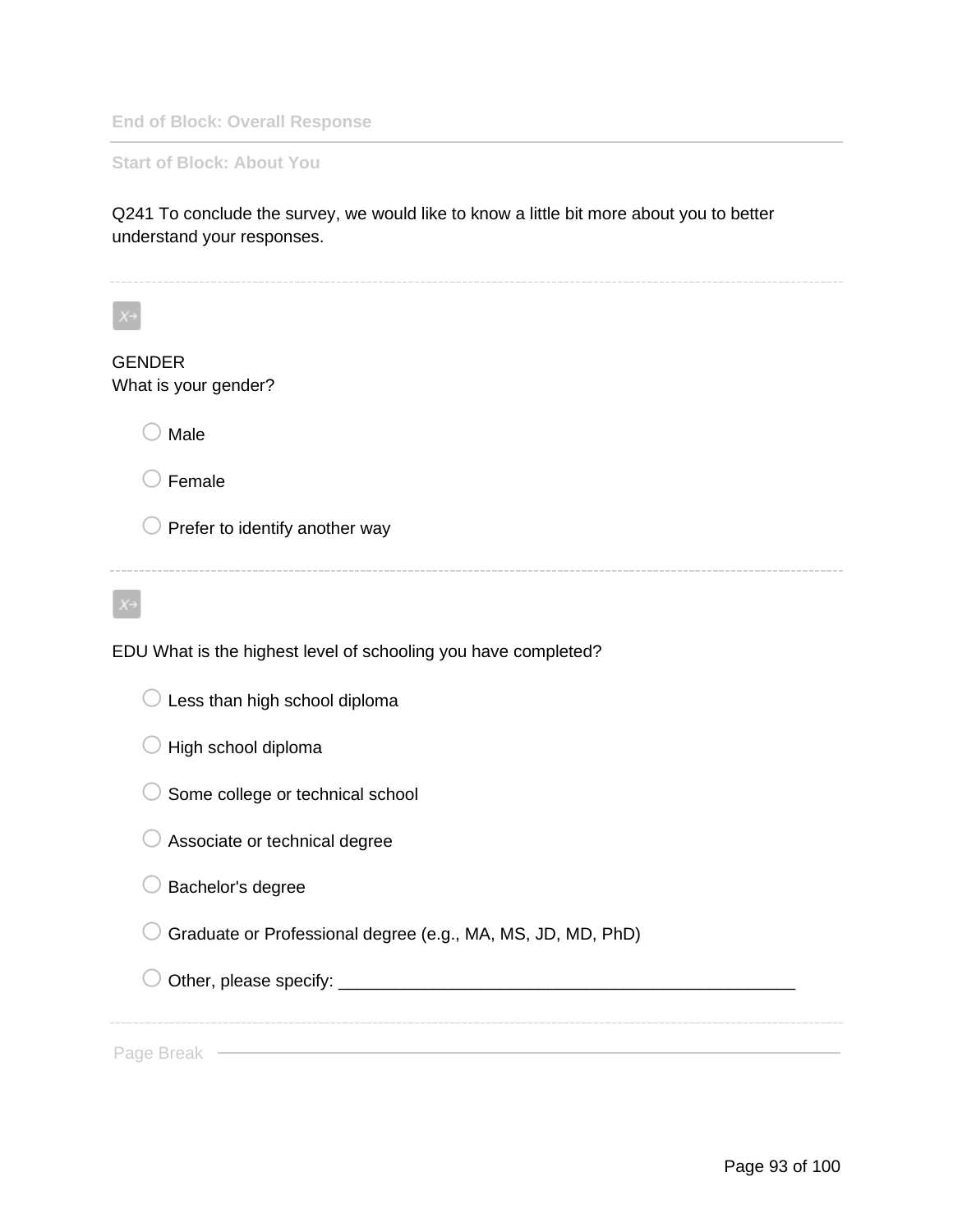**End of Block: Overall Response**

**Start of Block: About You**

Q241 To conclude the survey, we would like to know a little bit more about you to better understand your responses.

GENDER
What is your gender?

- Male
- Female
- Prefer to identify another way

EDU What is the highest level of schooling you have completed?

- Less than high school diploma
- High school diploma
- Some college or technical school
- Associate or technical degree
- Bachelor's degree
- Graduate or Professional degree (e.g., MA, MS, JD, MD, PhD)
- Other, please specify: ________________________________________________

Page Break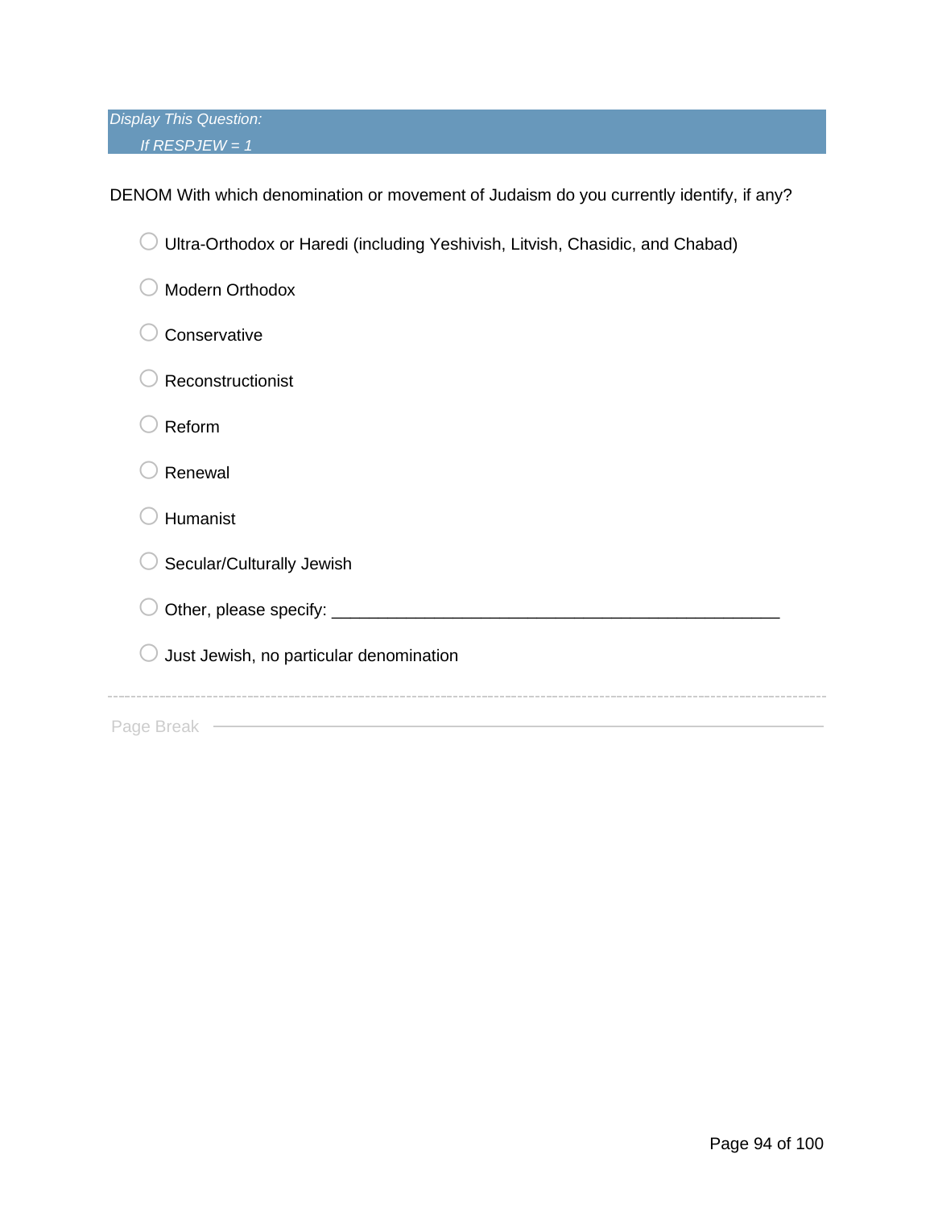*Display This Question:*

*If RESPJEW = 1*

DENOM With which denomination or movement of Judaism do you currently identify, if any?

- ○ Ultra-Orthodox or Haredi (including Yeshivish, Litvish, Chasidic, and Chabad)
- ○ Modern Orthodox
- ○ Conservative
- ○ Reconstructionist
- ○ Reform
- ○ Renewal
- ○ Humanist
- ○ Secular/Culturally Jewish
- ○ Other, please specify: ________________________________________________
- ○ Just Jewish, no particular denomination

---

Page Break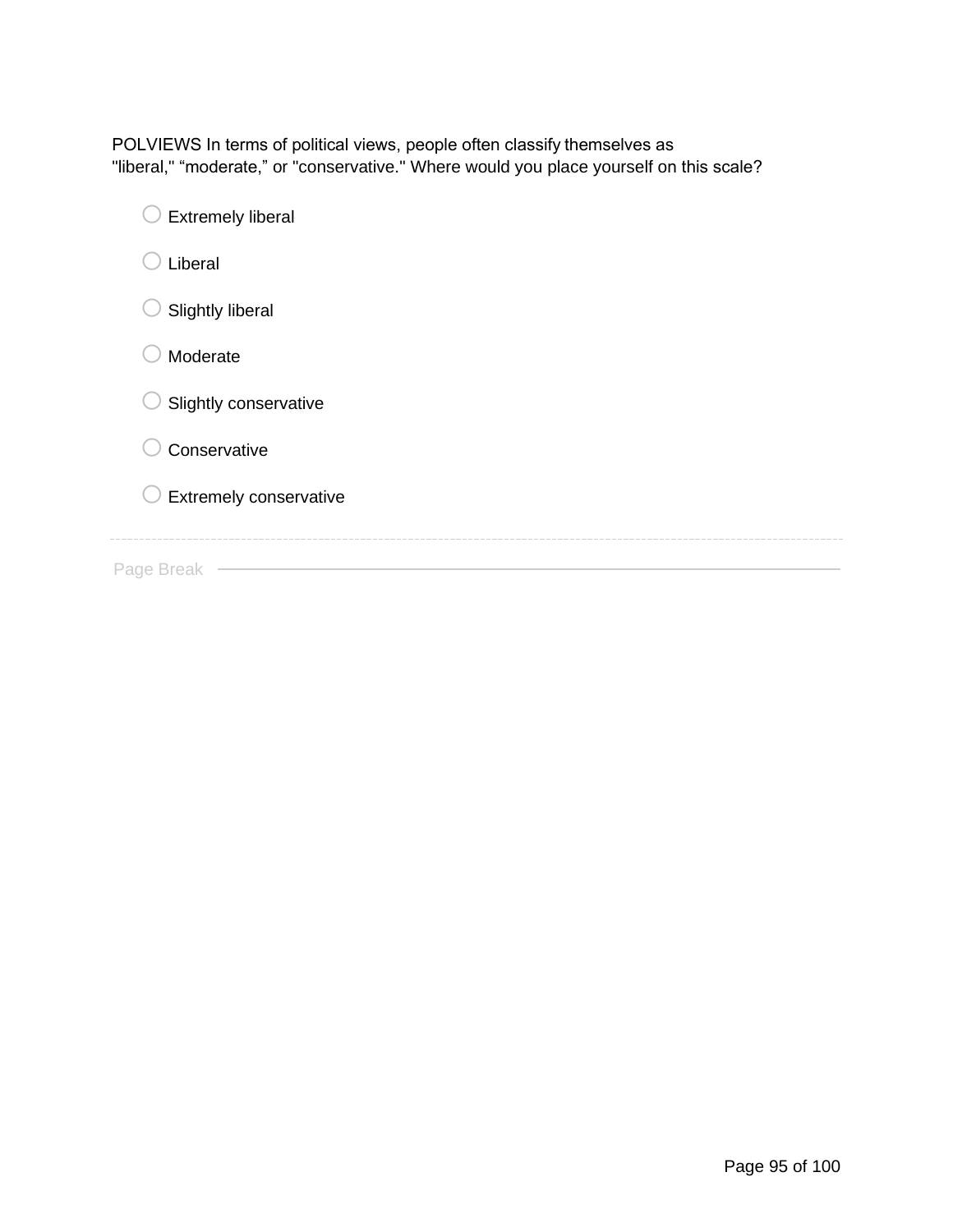POLVIEWS In terms of political views, people often classify themselves as "liberal," “moderate,” or "conservative." Where would you place yourself on this scale?

- Extremely liberal
- Liberal
- Slightly liberal
- Moderate
- Slightly conservative
- Conservative
- Extremely conservative

Page Break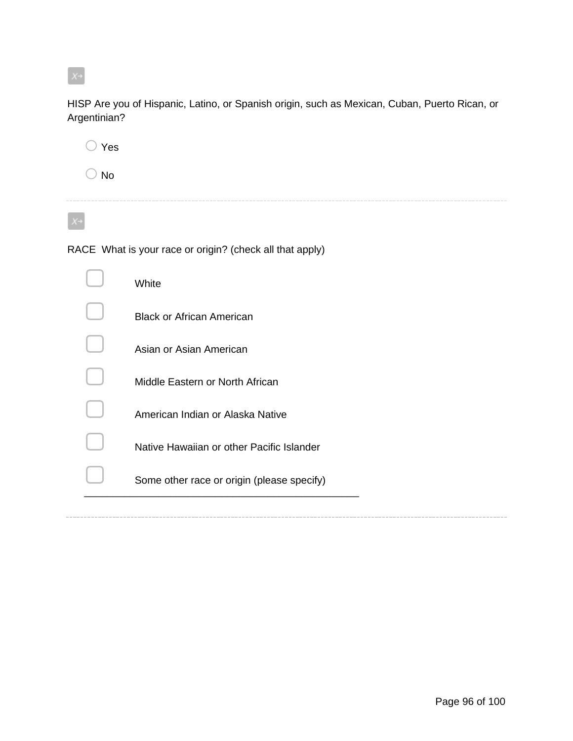HISP Are you of Hispanic, Latino, or Spanish origin, such as Mexican, Cuban, Puerto Rican, or Argentinian?

- ○ Yes
- ○ No

---

RACE What is your race or origin? (check all that apply)

- ☐ White
- ☐ Black or African American
- ☐ Asian or Asian American
- ☐ Middle Eastern or North African
- ☐ American Indian or Alaska Native
- ☐ Native Hawaiian or other Pacific Islander
- ☐ Some other race or origin (please specify) ________________________________________________

---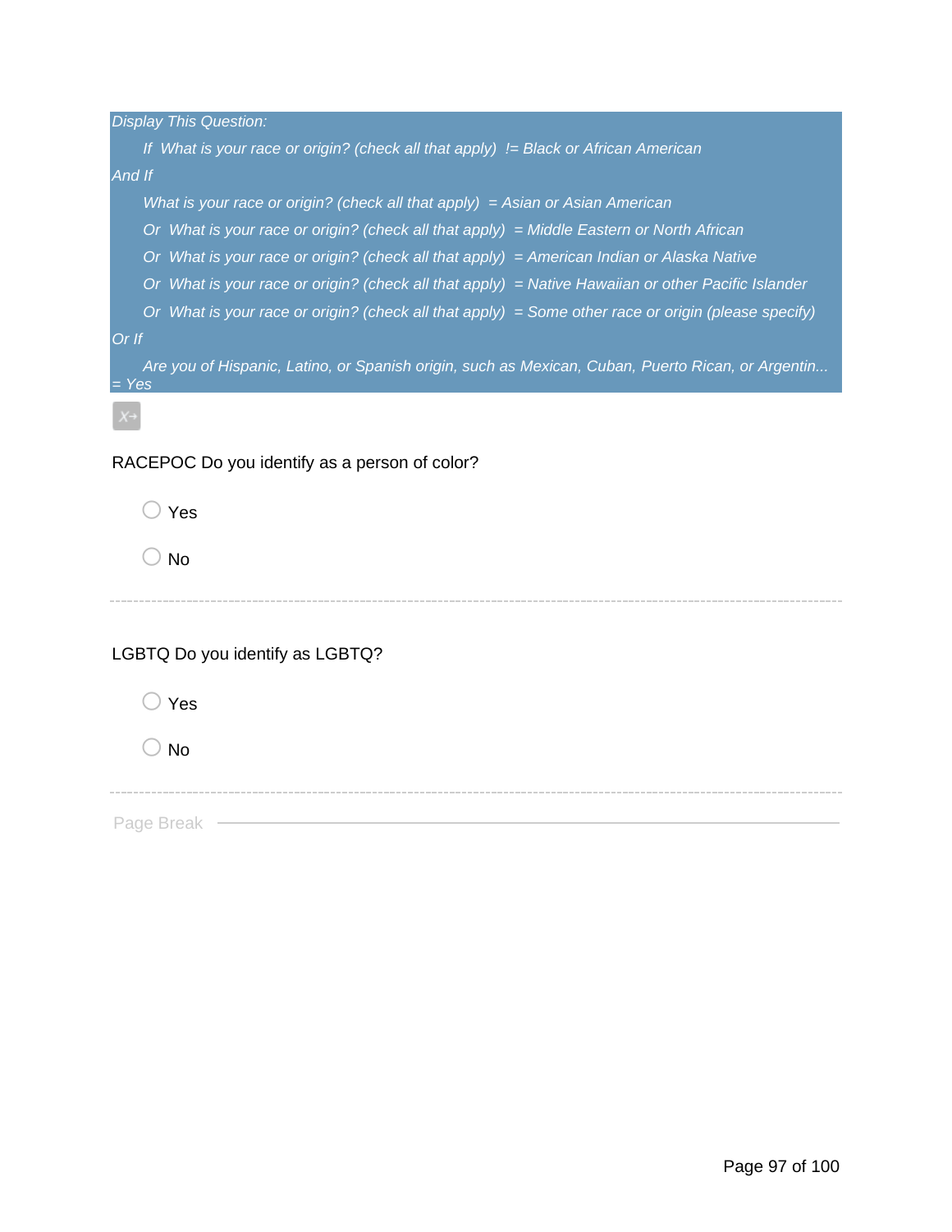*Display This Question:*

*If What is your race or origin? (check all that apply) != Black or African American*

*And If*

*What is your race or origin? (check all that apply) = Asian or Asian American*

*Or What is your race or origin? (check all that apply) = Middle Eastern or North African*

*Or What is your race or origin? (check all that apply) = American Indian or Alaska Native*

*Or What is your race or origin? (check all that apply) = Native Hawaiian or other Pacific Islander*

*Or What is your race or origin? (check all that apply) = Some other race or origin (please specify)*

*Or If*

*Are you of Hispanic, Latino, or Spanish origin, such as Mexican, Cuban, Puerto Rican, or Argentin... = Yes*

RACEPOC Do you identify as a person of color?

- ○ Yes
- ○ No

---

LGBTQ Do you identify as LGBTQ?

- ○ Yes
- ○ No

---

Page Break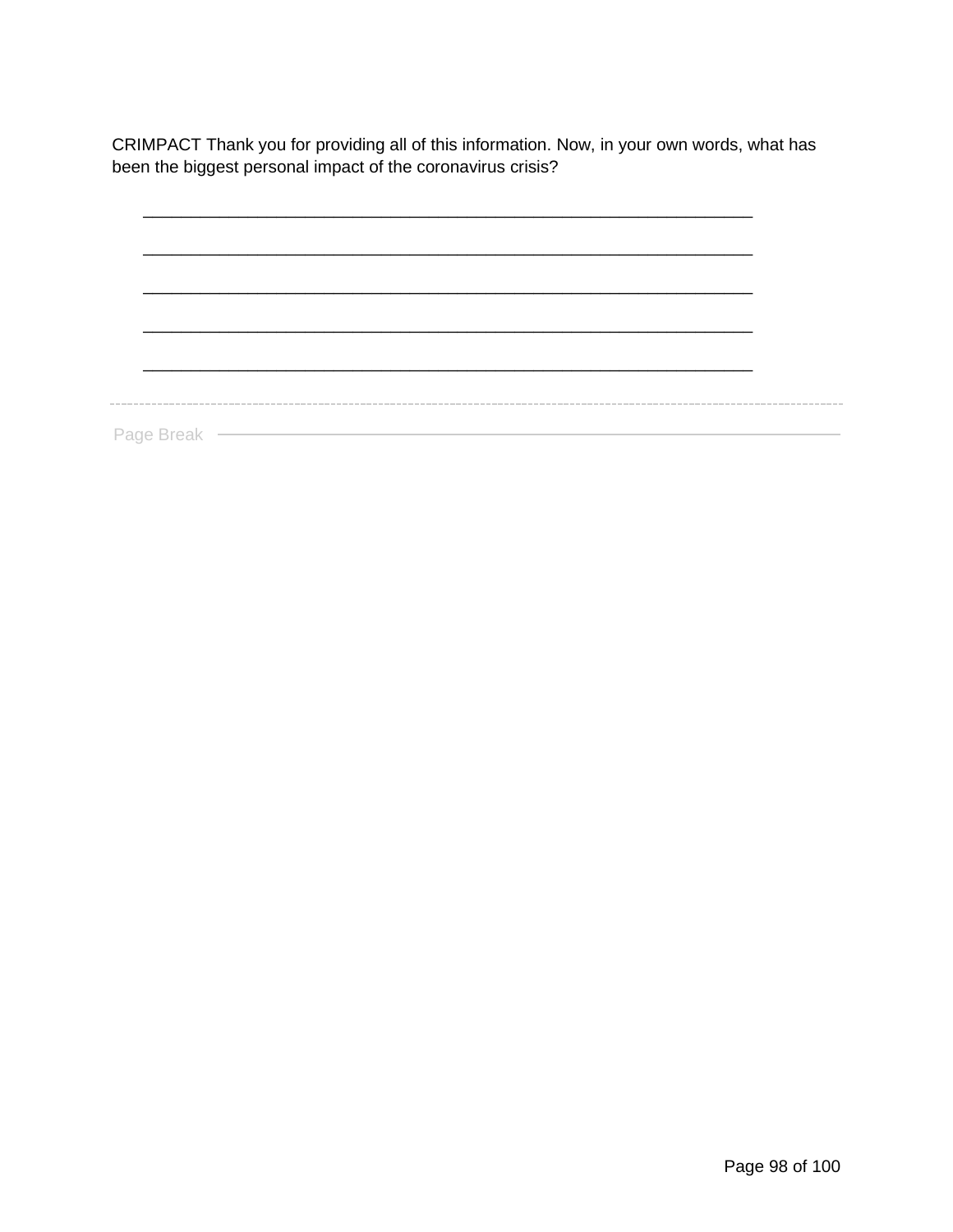CRIMPACT Thank you for providing all of this information. Now, in your own words, what has been the biggest personal impact of the coronavirus crisis?

________________________________________________________________

________________________________________________________________

________________________________________________________________

________________________________________________________________

________________________________________________________________

Page Break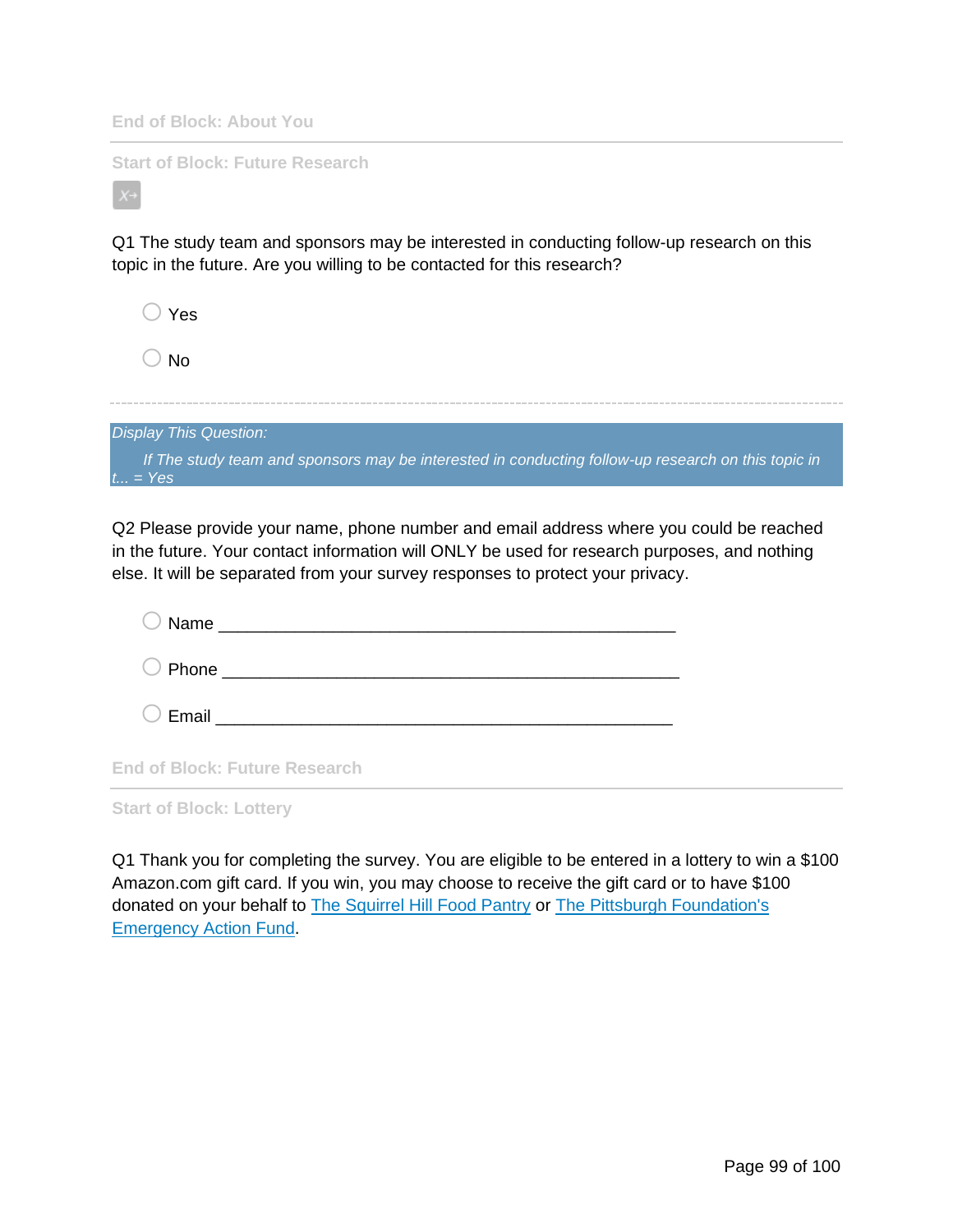End of Block: About You

---

Start of Block: Future Research

Q1 The study team and sponsors may be interested in conducting follow-up research on this topic in the future. Are you willing to be contacted for this research?

- Yes
- No

---

*Display This Question:*

*If The study team and sponsors may be interested in conducting follow-up research on this topic in t... = Yes*

Q2 Please provide your name, phone number and email address where you could be reached in the future. Your contact information will ONLY be used for research purposes, and nothing else. It will be separated from your survey responses to protect your privacy.

- Name ________________________________________________
- Phone ________________________________________________
- Email ________________________________________________

End of Block: Future Research

---

Start of Block: Lottery

Q1 Thank you for completing the survey. You are eligible to be entered in a lottery to win a $100 Amazon.com gift card. If you win, you may choose to receive the gift card or to have $100 donated on your behalf to The Squirrel Hill Food Pantry or The Pittsburgh Foundation's Emergency Action Fund.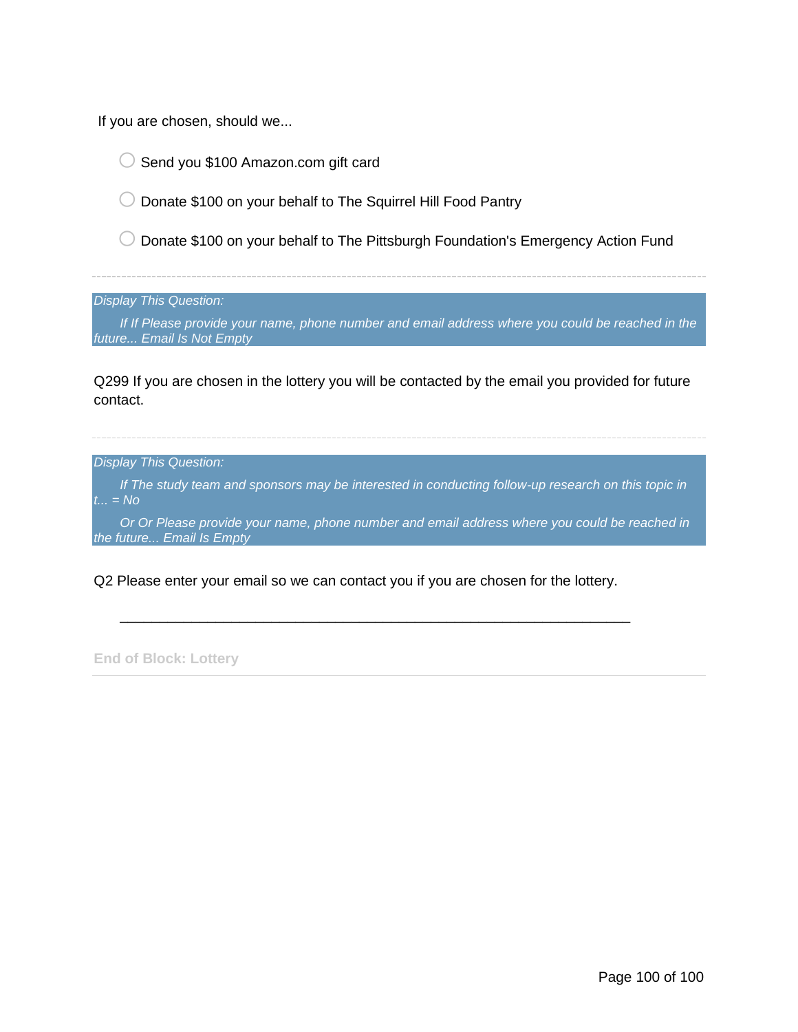If you are chosen, should we...

- Send you $100 Amazon.com gift card
- Donate $100 on your behalf to The Squirrel Hill Food Pantry
- Donate $100 on your behalf to The Pittsburgh Foundation's Emergency Action Fund

---

*Display This Question:*

*If If Please provide your name, phone number and email address where you could be reached in the future... Email Is Not Empty*

Q299 If you are chosen in the lottery you will be contacted by the email you provided for future contact.

---

*Display This Question:*

*If The study team and sponsors may be interested in conducting follow-up research on this topic in t... = No*

*Or Or Please provide your name, phone number and email address where you could be reached in the future... Email Is Empty*

Q2 Please enter your email so we can contact you if you are chosen for the lottery.

________________________________________________________________

**End of Block: Lottery**